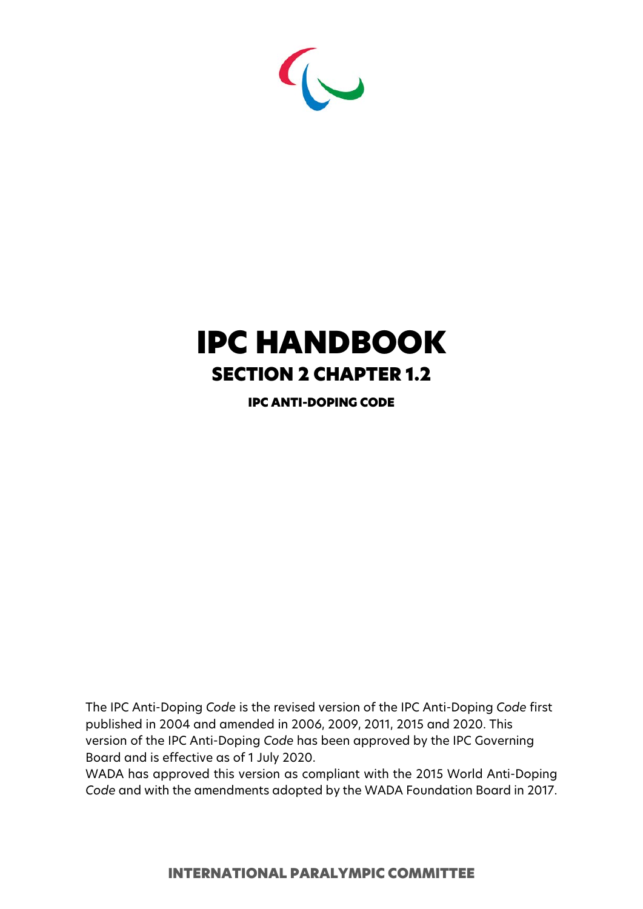# IPC HANDBOOK

## SECTION 2 CHAPTER 1.2

### IPC ANTI-DOPING CODE

The IPC Anti-Doping *Code* is the revised version of the IPC Anti-Doping *Code* first published in 2004 and amended in 2006, 2009, 2011, 2015 and 2020. This version of the IPC Anti-Doping *Code* has been approved by the IPC Governing Board and is effective as of 1 July 2020.
WADA has approved this version as compliant with the 2015 World Anti-Doping *Code* and with the amendments adopted by the WADA Foundation Board in 2017.

**INTERNATIONAL PARALYMPIC COMMITTEE**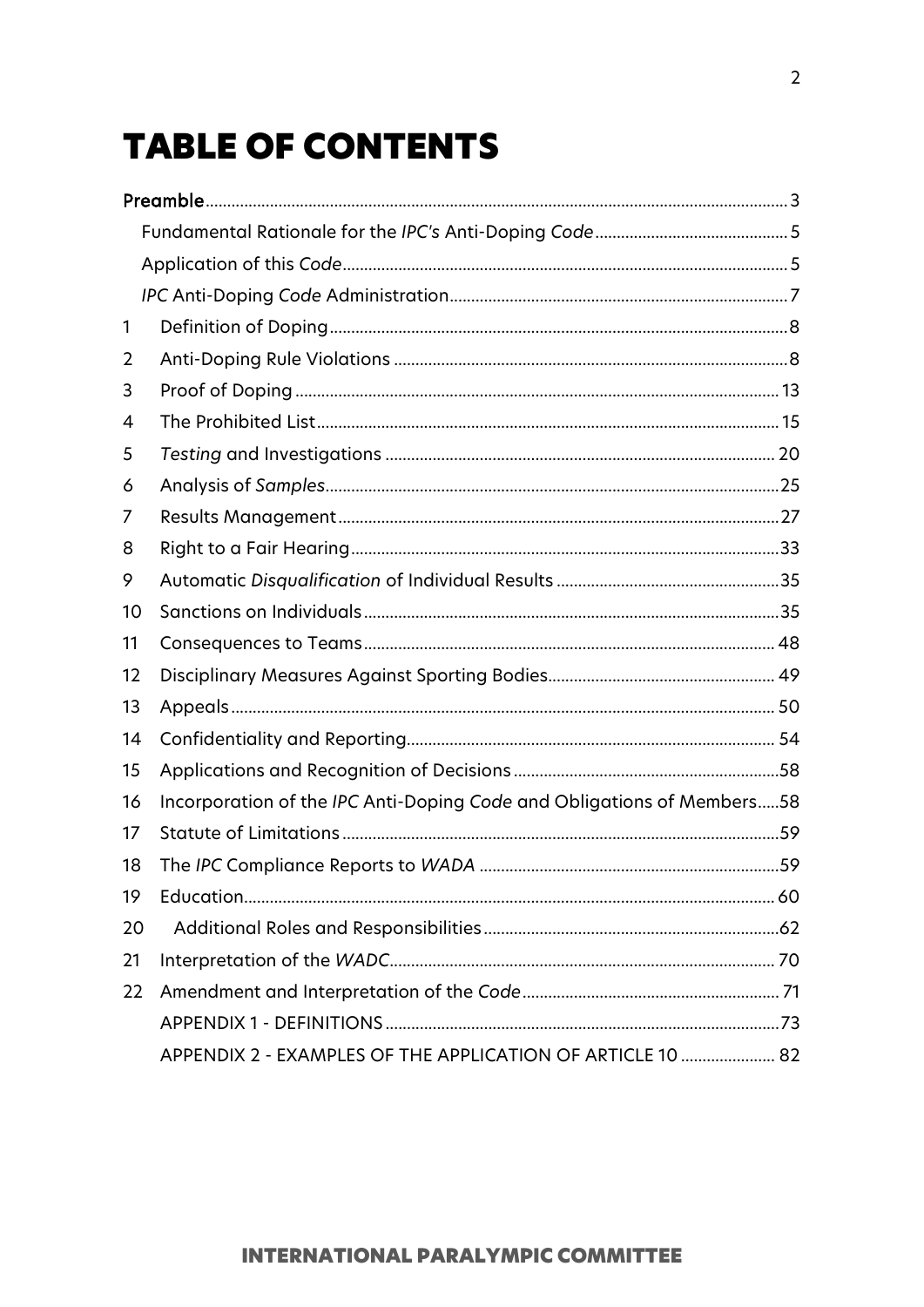# TABLE OF CONTENTS

| | | |
|---|---|---|
| **Preamble** | | 3 |
| | Fundamental Rationale for the *IPC's* Anti-Doping *Code* | 5 |
| | Application of this *Code* | 5 |
| | *IPC* Anti-Doping *Code* Administration | 7 |
| 1 | Definition of Doping | 8 |
| 2 | Anti-Doping Rule Violations | 8 |
| 3 | Proof of Doping | 13 |
| 4 | The Prohibited List | 15 |
| 5 | *Testing* and Investigations | 20 |
| 6 | Analysis of *Samples* | 25 |
| 7 | Results Management | 27 |
| 8 | Right to a Fair Hearing | 33 |
| 9 | Automatic *Disqualification* of Individual Results | 35 |
| 10 | Sanctions on Individuals | 35 |
| 11 | Consequences to Teams | 48 |
| 12 | Disciplinary Measures Against Sporting Bodies | 49 |
| 13 | Appeals | 50 |
| 14 | Confidentiality and Reporting | 54 |
| 15 | Applications and Recognition of Decisions | 58 |
| 16 | Incorporation of the *IPC* Anti-Doping *Code* and Obligations of Members | 58 |
| 17 | Statute of Limitations | 59 |
| 18 | The *IPC* Compliance Reports to *WADA* | 59 |
| 19 | Education | 60 |
| 20 | Additional Roles and Responsibilities | 62 |
| 21 | Interpretation of the *WADC* | 70 |
| 22 | Amendment and Interpretation of the *Code* | 71 |
| | APPENDIX 1 - DEFINITIONS | 73 |
| | APPENDIX 2 - EXAMPLES OF THE APPLICATION OF ARTICLE 10 | 82 |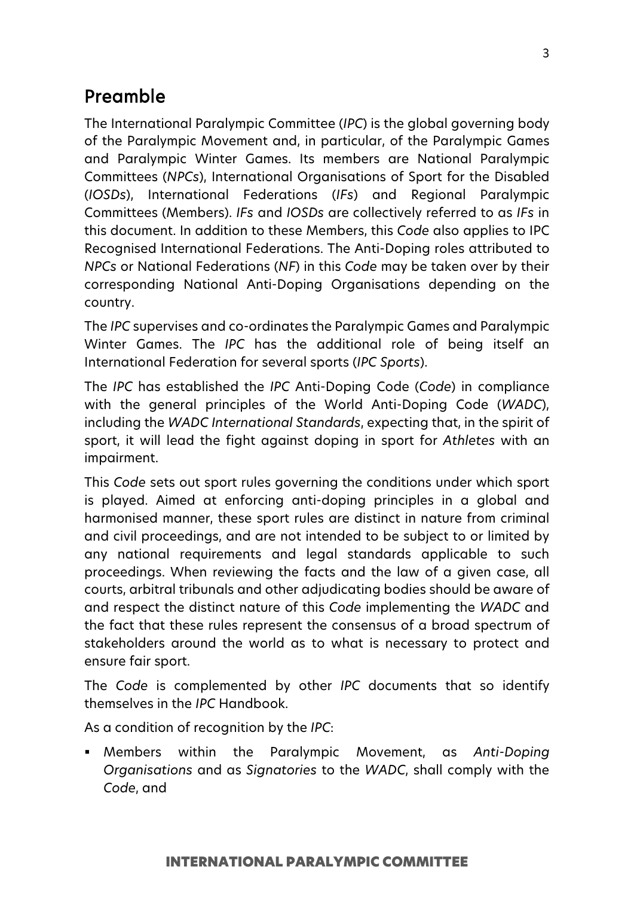## Preamble

The International Paralympic Committee (*IPC*) is the global governing body of the Paralympic Movement and, in particular, of the Paralympic Games and Paralympic Winter Games. Its members are National Paralympic Committees (*NPCs*), International Organisations of Sport for the Disabled (*IOSDs*), International Federations (*IFs*) and Regional Paralympic Committees (Members). *IFs* and *IOSDs* are collectively referred to as *IFs* in this document. In addition to these Members, this *Code* also applies to IPC Recognised International Federations. The Anti-Doping roles attributed to *NPCs* or National Federations (*NF*) in this *Code* may be taken over by their corresponding National Anti-Doping Organisations depending on the country.

The *IPC* supervises and co-ordinates the Paralympic Games and Paralympic Winter Games. The *IPC* has the additional role of being itself an International Federation for several sports (*IPC Sports*).

The *IPC* has established the *IPC* Anti-Doping Code (*Code*) in compliance with the general principles of the World Anti-Doping Code (*WADC*), including the *WADC International Standards*, expecting that, in the spirit of sport, it will lead the fight against doping in sport for *Athletes* with an impairment.

This *Code* sets out sport rules governing the conditions under which sport is played. Aimed at enforcing anti-doping principles in a global and harmonised manner, these sport rules are distinct in nature from criminal and civil proceedings, and are not intended to be subject to or limited by any national requirements and legal standards applicable to such proceedings. When reviewing the facts and the law of a given case, all courts, arbitral tribunals and other adjudicating bodies should be aware of and respect the distinct nature of this *Code* implementing the *WADC* and the fact that these rules represent the consensus of a broad spectrum of stakeholders around the world as to what is necessary to protect and ensure fair sport.

The *Code* is complemented by other *IPC* documents that so identify themselves in the *IPC* Handbook.

As a condition of recognition by the *IPC*:

- Members within the Paralympic Movement, as *Anti-Doping Organisations* and as *Signatories* to the *WADC*, shall comply with the *Code*, and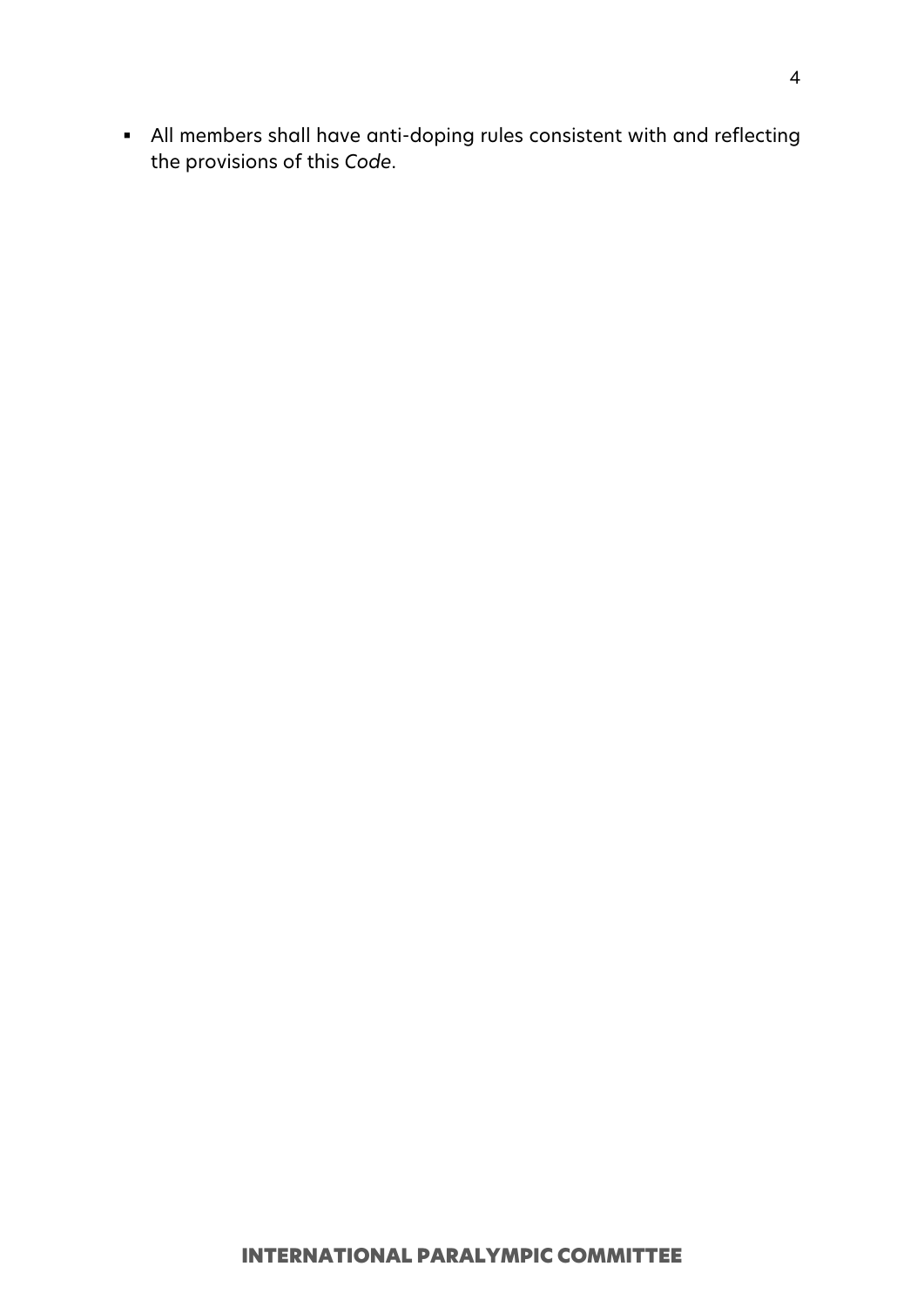- All members shall have anti-doping rules consistent with and reflecting the provisions of this *Code*.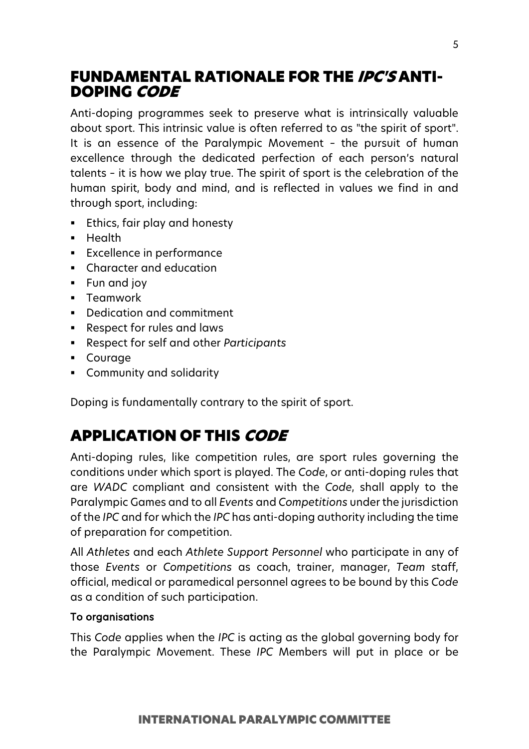## FUNDAMENTAL RATIONALE FOR THE *IPC'S* ANTI-DOPING *CODE*

Anti-doping programmes seek to preserve what is intrinsically valuable about sport. This intrinsic value is often referred to as "the spirit of sport". It is an essence of the Paralympic Movement - the pursuit of human excellence through the dedicated perfection of each person's natural talents - it is how we play true. The spirit of sport is the celebration of the human spirit, body and mind, and is reflected in values we find in and through sport, including:

- Ethics, fair play and honesty
- Health
- Excellence in performance
- Character and education
- Fun and joy
- Teamwork
- Dedication and commitment
- Respect for rules and laws
- Respect for self and other *Participants*
- Courage
- Community and solidarity

Doping is fundamentally contrary to the spirit of sport.

## APPLICATION OF THIS *CODE*

Anti-doping rules, like competition rules, are sport rules governing the conditions under which sport is played. The *Code*, or anti-doping rules that are *WADC* compliant and consistent with the *Code*, shall apply to the Paralympic Games and to all *Events* and *Competitions* under the jurisdiction of the *IPC* and for which the *IPC* has anti-doping authority including the time of preparation for competition.

All *Athletes* and each *Athlete Support Personnel* who participate in any of those *Events* or *Competitions* as coach, trainer, manager, *Team* staff, official, medical or paramedical personnel agrees to be bound by this *Code* as a condition of such participation.

**To organisations**

This *Code* applies when the *IPC* is acting as the global governing body for the Paralympic Movement. These *IPC* Members will put in place or be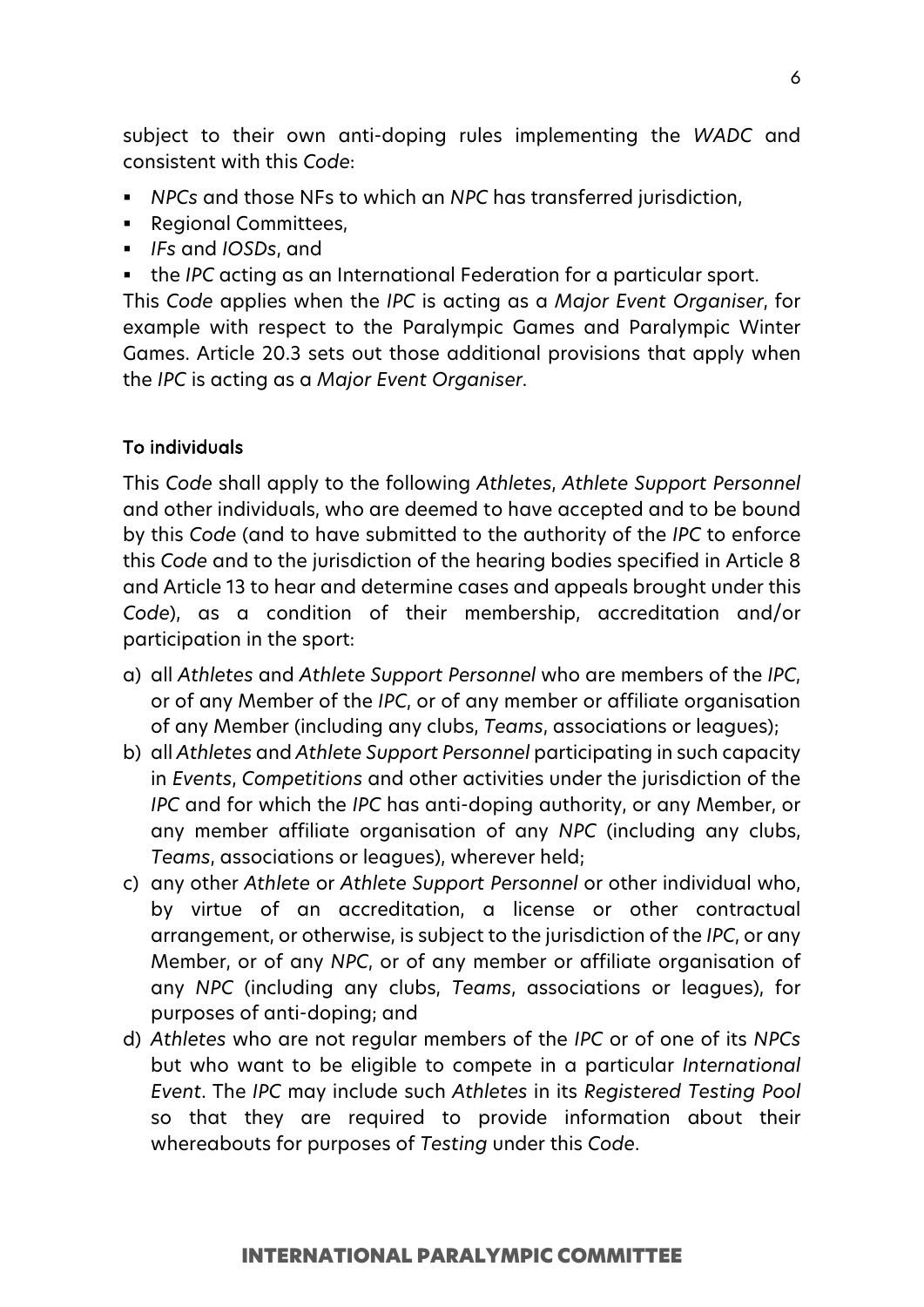subject to their own anti-doping rules implementing the *WADC* and consistent with this *Code*:

- *NPCs* and those NFs to which an *NPC* has transferred jurisdiction,
- Regional Committees,
- *IFs* and *IOSDs*, and
- the *IPC* acting as an International Federation for a particular sport.

This *Code* applies when the *IPC* is acting as a *Major Event Organiser*, for example with respect to the Paralympic Games and Paralympic Winter Games. Article 20.3 sets out those additional provisions that apply when the *IPC* is acting as a *Major Event Organiser*.

#### To individuals

This *Code* shall apply to the following *Athletes*, *Athlete Support Personnel* and other individuals, who are deemed to have accepted and to be bound by this *Code* (and to have submitted to the authority of the *IPC* to enforce this *Code* and to the jurisdiction of the hearing bodies specified in Article 8 and Article 13 to hear and determine cases and appeals brought under this *Code*), as a condition of their membership, accreditation and/or participation in the sport:

a) all *Athletes* and *Athlete Support Personnel* who are members of the *IPC*, or of any Member of the *IPC*, or of any member or affiliate organisation of any Member (including any clubs, *Teams*, associations or leagues);

b) all *Athletes* and *Athlete Support Personnel* participating in such capacity in *Events*, *Competitions* and other activities under the jurisdiction of the *IPC* and for which the *IPC* has anti-doping authority, or any Member, or any member affiliate organisation of any *NPC* (including any clubs, *Teams*, associations or leagues), wherever held;

c) any other *Athlete* or *Athlete Support Personnel* or other individual who, by virtue of an accreditation, a license or other contractual arrangement, or otherwise, is subject to the jurisdiction of the *IPC*, or any Member, or of any *NPC*, or of any member or affiliate organisation of any *NPC* (including any clubs, *Teams*, associations or leagues), for purposes of anti-doping; and

d) *Athletes* who are not regular members of the *IPC* or of one of its *NPCs* but who want to be eligible to compete in a particular *International Event*. The *IPC* may include such *Athletes* in its *Registered Testing Pool* so that they are required to provide information about their whereabouts for purposes of *Testing* under this *Code*.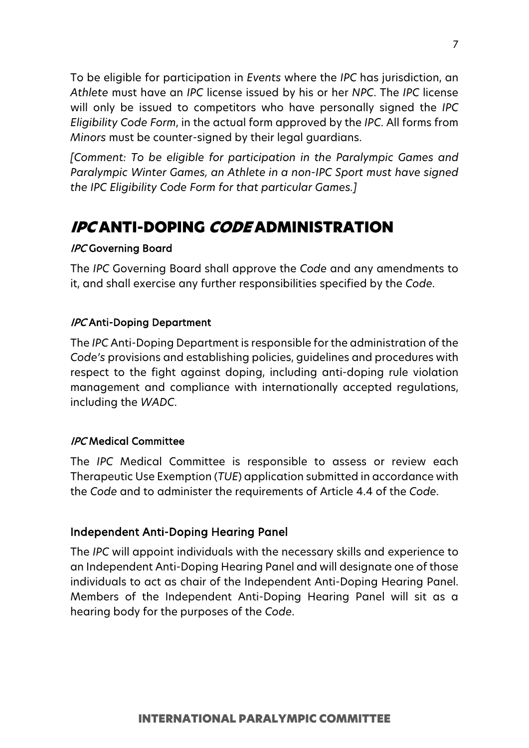To be eligible for participation in *Events* where the *IPC* has jurisdiction, an *Athlete* must have an *IPC* license issued by his or her *NPC*. The *IPC* license will only be issued to competitors who have personally signed the *IPC Eligibility Code Form*, in the actual form approved by the *IPC*. All forms from *Minors* must be counter-signed by their legal guardians.

*[Comment: To be eligible for participation in the Paralympic Games and Paralympic Winter Games, an Athlete in a non-IPC Sport must have signed the IPC Eligibility Code Form for that particular Games.]*

# *IPC* ANTI-DOPING *CODE* ADMINISTRATION

### *IPC* Governing Board

The *IPC* Governing Board shall approve the *Code* and any amendments to it, and shall exercise any further responsibilities specified by the *Code*.

### *IPC* Anti-Doping Department

The *IPC* Anti-Doping Department is responsible for the administration of the *Code's* provisions and establishing policies, guidelines and procedures with respect to the fight against doping, including anti-doping rule violation management and compliance with internationally accepted regulations, including the *WADC*.

### *IPC* Medical Committee

The *IPC* Medical Committee is responsible to assess or review each Therapeutic Use Exemption (*TUE*) application submitted in accordance with the *Code* and to administer the requirements of Article 4.4 of the *Code*.

### Independent Anti-Doping Hearing Panel

The *IPC* will appoint individuals with the necessary skills and experience to an Independent Anti-Doping Hearing Panel and will designate one of those individuals to act as chair of the Independent Anti-Doping Hearing Panel. Members of the Independent Anti-Doping Hearing Panel will sit as a hearing body for the purposes of the *Code*.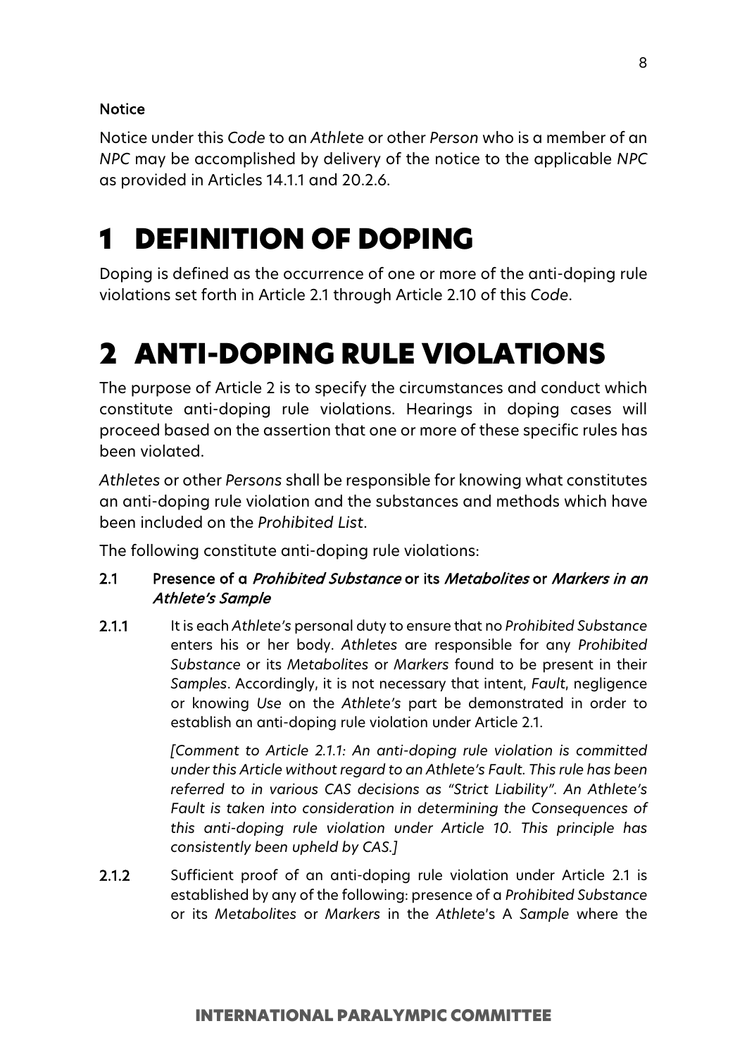#### Notice

Notice under this *Code* to an *Athlete* or other *Person* who is a member of an *NPC* may be accomplished by delivery of the notice to the applicable *NPC* as provided in Articles 14.1.1 and 20.2.6.

# 1 DEFINITION OF DOPING

Doping is defined as the occurrence of one or more of the anti-doping rule violations set forth in Article 2.1 through Article 2.10 of this *Code*.

# 2 ANTI-DOPING RULE VIOLATIONS

The purpose of Article 2 is to specify the circumstances and conduct which constitute anti-doping rule violations. Hearings in doping cases will proceed based on the assertion that one or more of these specific rules has been violated.

*Athletes* or other *Persons* shall be responsible for knowing what constitutes an anti-doping rule violation and the substances and methods which have been included on the *Prohibited List*.

The following constitute anti-doping rule violations:

**2.1 Presence of a *Prohibited Substance* or its *Metabolites* or *Markers in an Athlete's Sample***

**2.1.1** It is each *Athlete's* personal duty to ensure that no *Prohibited Substance* enters his or her body. *Athletes* are responsible for any *Prohibited Substance* or its *Metabolites* or *Markers* found to be present in their *Samples*. Accordingly, it is not necessary that intent, *Fault*, negligence or knowing *Use* on the *Athlete's* part be demonstrated in order to establish an anti-doping rule violation under Article 2.1.

*[Comment to Article 2.1.1: An anti-doping rule violation is committed under this Article without regard to an Athlete's Fault. This rule has been referred to in various CAS decisions as "Strict Liability". An Athlete's Fault is taken into consideration in determining the Consequences of this anti-doping rule violation under Article 10. This principle has consistently been upheld by CAS.]*

**2.1.2** Sufficient proof of an anti-doping rule violation under Article 2.1 is established by any of the following: presence of a *Prohibited Substance* or its *Metabolites* or *Markers* in the *Athlete*'s A *Sample* where the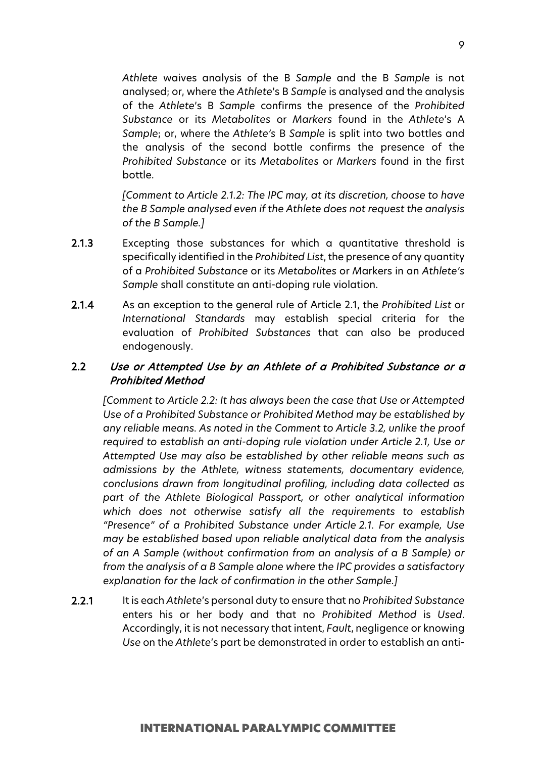*Athlete* waives analysis of the B *Sample* and the B *Sample* is not analysed; or, where the *Athlete*'s B *Sample* is analysed and the analysis of the *Athlete*'s B *Sample* confirms the presence of the *Prohibited Substance* or its *Metabolites* or *Markers* found in the *Athlete*'s A *Sample*; or, where the *Athlete's* B *Sample* is split into two bottles and the analysis of the second bottle confirms the presence of the *Prohibited Substance* or its *Metabolites* or *Markers* found in the first bottle.

*[Comment to Article 2.1.2: The IPC may, at its discretion, choose to have the B Sample analysed even if the Athlete does not request the analysis of the B Sample.]*

**2.1.3** Excepting those substances for which a quantitative threshold is specifically identified in the *Prohibited List*, the presence of any quantity of a *Prohibited Substance* or its *Metabolites* or Markers in an *Athlete's Sample* shall constitute an anti-doping rule violation.

**2.1.4** As an exception to the general rule of Article 2.1, the *Prohibited List* or *International Standards* may establish special criteria for the evaluation of *Prohibited Substances* that can also be produced endogenously.

### 2.2 *Use or Attempted Use by an Athlete of a Prohibited Substance or a Prohibited Method*

*[Comment to Article 2.2: It has always been the case that Use or Attempted Use of a Prohibited Substance or Prohibited Method may be established by any reliable means. As noted in the Comment to Article 3.2, unlike the proof required to establish an anti-doping rule violation under Article 2.1, Use or Attempted Use may also be established by other reliable means such as admissions by the Athlete, witness statements, documentary evidence, conclusions drawn from longitudinal profiling, including data collected as part of the Athlete Biological Passport, or other analytical information which does not otherwise satisfy all the requirements to establish "Presence" of a Prohibited Substance under Article 2.1. For example, Use may be established based upon reliable analytical data from the analysis of an A Sample (without confirmation from an analysis of a B Sample) or from the analysis of a B Sample alone where the IPC provides a satisfactory explanation for the lack of confirmation in the other Sample.]*

**2.2.1** It is each *Athlete*'s personal duty to ensure that no *Prohibited Substance* enters his or her body and that no *Prohibited Method* is *Used*. Accordingly, it is not necessary that intent, *Fault*, negligence or knowing *Use* on the *Athlete*'s part be demonstrated in order to establish an anti-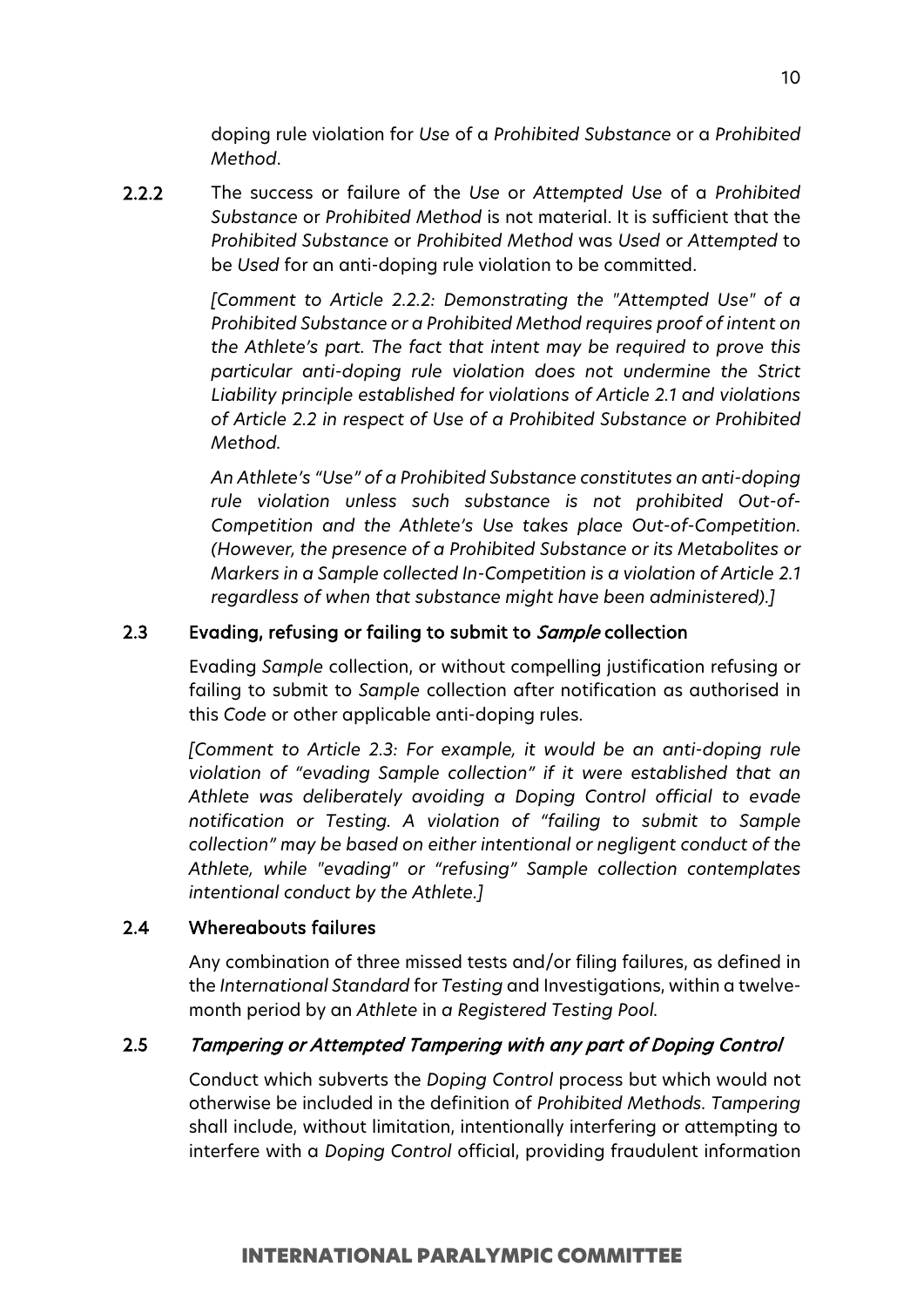doping rule violation for *Use* of a *Prohibited Substance* or a *Prohibited Method*.

**2.2.2** The success or failure of the *Use* or *Attempted Use* of a *Prohibited Substance* or *Prohibited Method* is not material. It is sufficient that the *Prohibited Substance* or *Prohibited Method* was *Used* or *Attempted* to be *Used* for an anti-doping rule violation to be committed.

*[Comment to Article 2.2.2: Demonstrating the "Attempted Use" of a Prohibited Substance or a Prohibited Method requires proof of intent on the Athlete's part. The fact that intent may be required to prove this particular anti-doping rule violation does not undermine the Strict Liability principle established for violations of Article 2.1 and violations of Article 2.2 in respect of Use of a Prohibited Substance or Prohibited Method.*

*An Athlete's "Use" of a Prohibited Substance constitutes an anti-doping rule violation unless such substance is not prohibited Out-of-Competition and the Athlete's Use takes place Out-of-Competition. (However, the presence of a Prohibited Substance or its Metabolites or Markers in a Sample collected In-Competition is a violation of Article 2.1 regardless of when that substance might have been administered).]*

### 2.3 Evading, refusing or failing to submit to *Sample* collection

Evading *Sample* collection, or without compelling justification refusing or failing to submit to *Sample* collection after notification as authorised in this *Code* or other applicable anti-doping rules.

*[Comment to Article 2.3: For example, it would be an anti-doping rule violation of "evading Sample collection" if it were established that an Athlete was deliberately avoiding a Doping Control official to evade notification or Testing. A violation of "failing to submit to Sample collection" may be based on either intentional or negligent conduct of the Athlete, while "evading" or "refusing" Sample collection contemplates intentional conduct by the Athlete.]*

### 2.4 Whereabouts failures

Any combination of three missed tests and/or filing failures, as defined in the *International Standard* for *Testing* and Investigations, within a twelve-month period by an *Athlete* in *a Registered Testing Pool*.

### 2.5 *Tampering or Attempted Tampering with any part of Doping Control*

Conduct which subverts the *Doping Control* process but which would not otherwise be included in the definition of *Prohibited Methods*. *Tampering* shall include, without limitation, intentionally interfering or attempting to interfere with a *Doping Control* official, providing fraudulent information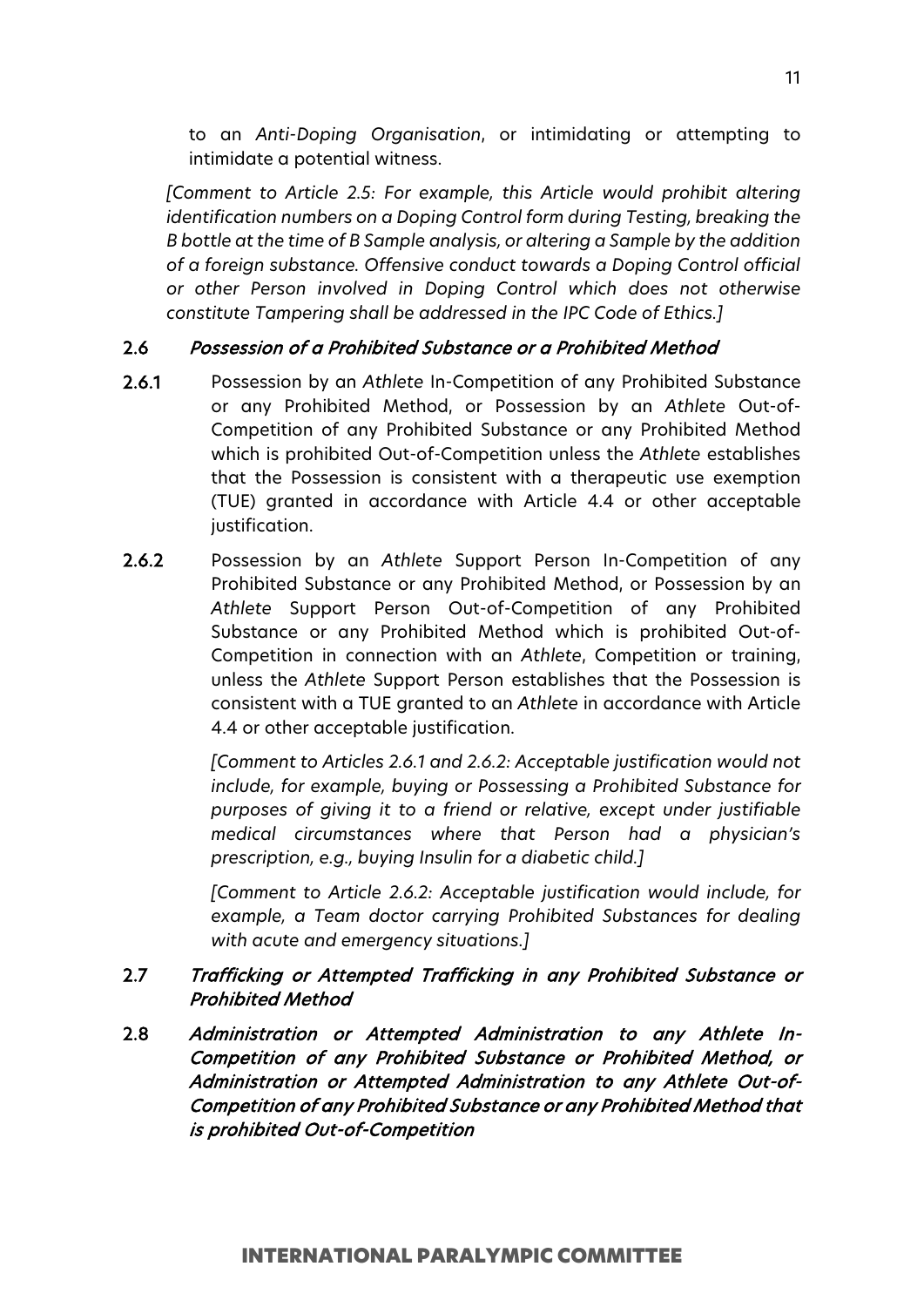to an *Anti-Doping Organisation*, or intimidating or attempting to intimidate a potential witness.

*[Comment to Article 2.5: For example, this Article would prohibit altering identification numbers on a Doping Control form during Testing, breaking the B bottle at the time of B Sample analysis, or altering a Sample by the addition of a foreign substance. Offensive conduct towards a Doping Control official or other Person involved in Doping Control which does not otherwise constitute Tampering shall be addressed in the IPC Code of Ethics.]*

### 2.6 *Possession of a Prohibited Substance or a Prohibited Method*

**2.6.1** Possession by an *Athlete* In-Competition of any Prohibited Substance or any Prohibited Method, or Possession by an *Athlete* Out-of-Competition of any Prohibited Substance or any Prohibited Method which is prohibited Out-of-Competition unless the *Athlete* establishes that the Possession is consistent with a therapeutic use exemption (TUE) granted in accordance with Article 4.4 or other acceptable justification.

**2.6.2** Possession by an *Athlete* Support Person In-Competition of any Prohibited Substance or any Prohibited Method, or Possession by an *Athlete* Support Person Out-of-Competition of any Prohibited Substance or any Prohibited Method which is prohibited Out-of-Competition in connection with an *Athlete*, Competition or training, unless the *Athlete* Support Person establishes that the Possession is consistent with a TUE granted to an *Athlete* in accordance with Article 4.4 or other acceptable justification.

*[Comment to Articles 2.6.1 and 2.6.2: Acceptable justification would not include, for example, buying or Possessing a Prohibited Substance for purposes of giving it to a friend or relative, except under justifiable medical circumstances where that Person had a physician's prescription, e.g., buying Insulin for a diabetic child.]*

*[Comment to Article 2.6.2: Acceptable justification would include, for example, a Team doctor carrying Prohibited Substances for dealing with acute and emergency situations.]*

### 2.7 *Trafficking or Attempted Trafficking in any Prohibited Substance or Prohibited Method*

### 2.8 *Administration or Attempted Administration to any Athlete In-Competition of any Prohibited Substance or Prohibited Method, or Administration or Attempted Administration to any Athlete Out-of-Competition of any Prohibited Substance or any Prohibited Method that is prohibited Out-of-Competition*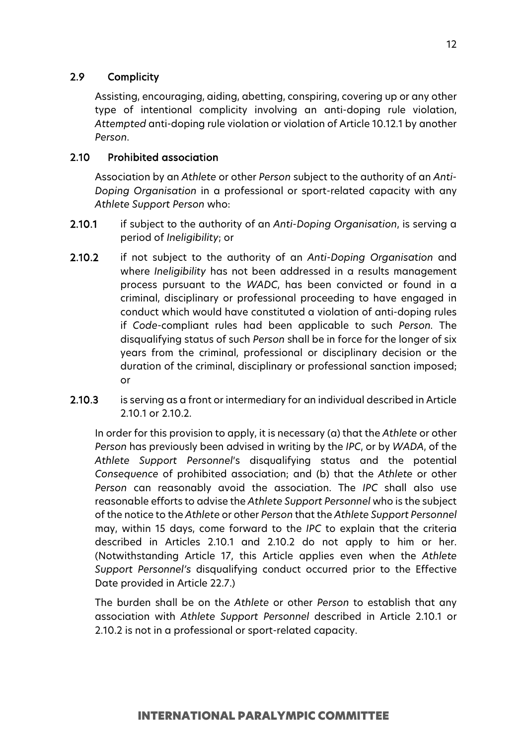### 2.9 Complicity

Assisting, encouraging, aiding, abetting, conspiring, covering up or any other type of intentional complicity involving an anti-doping rule violation, *Attempted* anti-doping rule violation or violation of Article 10.12.1 by another *Person*.

### 2.10 Prohibited association

Association by an *Athlete* or other *Person* subject to the authority of an *Anti-Doping Organisation* in a professional or sport-related capacity with any *Athlete Support Person* who:

**2.10.1** if subject to the authority of an *Anti-Doping Organisation*, is serving a period of *Ineligibility*; or

**2.10.2** if not subject to the authority of an *Anti-Doping Organisation* and where *Ineligibility* has not been addressed in a results management process pursuant to the *WADC*, has been convicted or found in a criminal, disciplinary or professional proceeding to have engaged in conduct which would have constituted a violation of anti-doping rules if *Code*-compliant rules had been applicable to such *Person*. The disqualifying status of such *Person* shall be in force for the longer of six years from the criminal, professional or disciplinary decision or the duration of the criminal, disciplinary or professional sanction imposed; or

**2.10.3** is serving as a front or intermediary for an individual described in Article 2.10.1 or 2.10.2.

In order for this provision to apply, it is necessary (a) that the *Athlete* or other *Person* has previously been advised in writing by the *IPC*, or by *WADA*, of the *Athlete Support Personnel*'s disqualifying status and the potential *Consequence* of prohibited association; and (b) that the *Athlete* or other *Person* can reasonably avoid the association. The *IPC* shall also use reasonable efforts to advise the *Athlete Support Personnel* who is the subject of the notice to the *Athlete* or other *Person* that the *Athlete Support Personnel* may, within 15 days, come forward to the *IPC* to explain that the criteria described in Articles 2.10.1 and 2.10.2 do not apply to him or her. (Notwithstanding Article 17, this Article applies even when the *Athlete Support Personnel's* disqualifying conduct occurred prior to the Effective Date provided in Article 22.7.)

The burden shall be on the *Athlete* or other *Person* to establish that any association with *Athlete Support Personnel* described in Article 2.10.1 or 2.10.2 is not in a professional or sport-related capacity.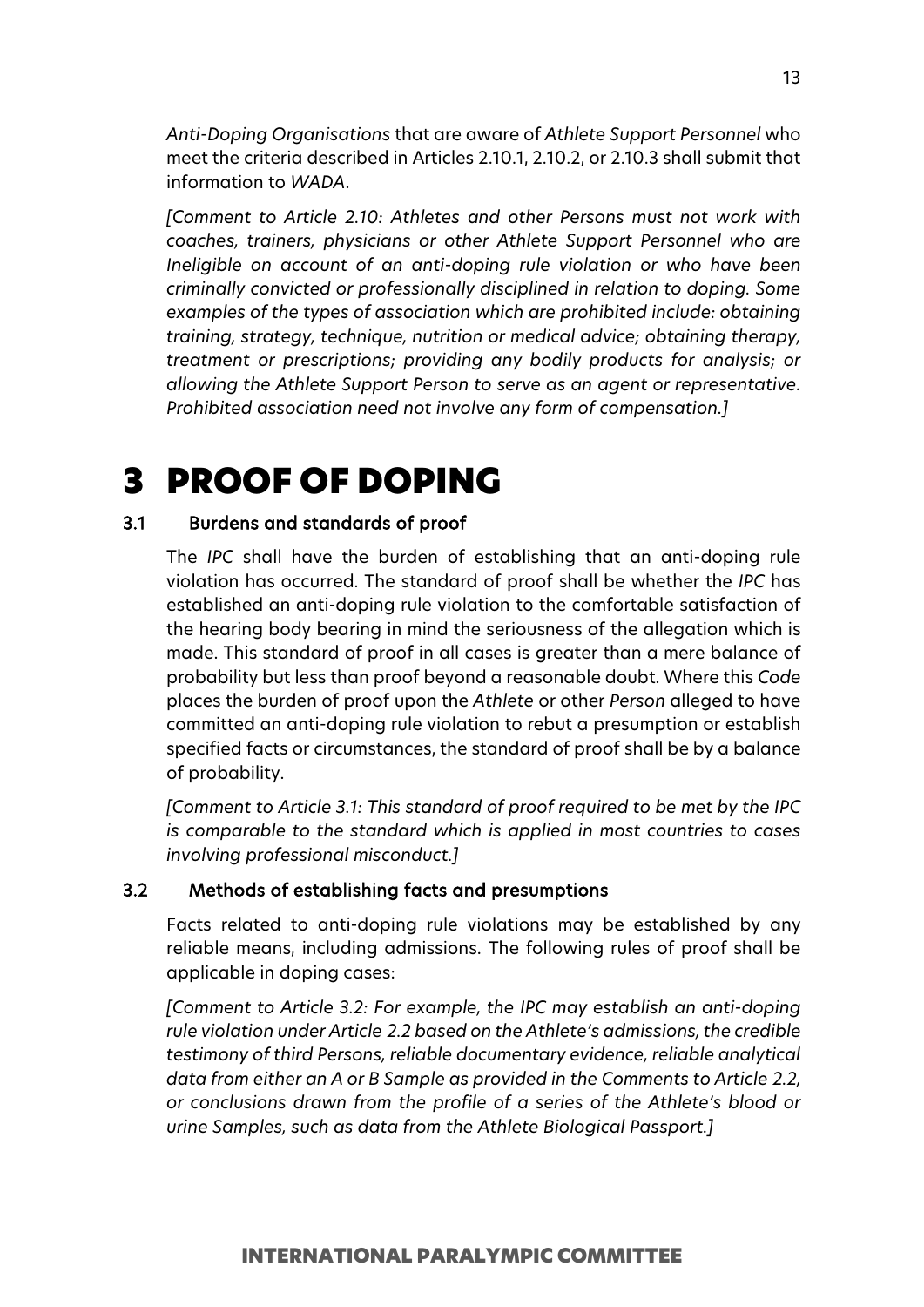*Anti-Doping Organisations* that are aware of *Athlete Support Personnel* who meet the criteria described in Articles 2.10.1, 2.10.2, or 2.10.3 shall submit that information to *WADA*.

*[Comment to Article 2.10: Athletes and other Persons must not work with coaches, trainers, physicians or other Athlete Support Personnel who are Ineligible on account of an anti-doping rule violation or who have been criminally convicted or professionally disciplined in relation to doping. Some examples of the types of association which are prohibited include: obtaining training, strategy, technique, nutrition or medical advice; obtaining therapy, treatment or prescriptions; providing any bodily products for analysis; or allowing the Athlete Support Person to serve as an agent or representative. Prohibited association need not involve any form of compensation.]*

# 3 PROOF OF DOPING

### 3.1 Burdens and standards of proof

The *IPC* shall have the burden of establishing that an anti-doping rule violation has occurred. The standard of proof shall be whether the *IPC* has established an anti-doping rule violation to the comfortable satisfaction of the hearing body bearing in mind the seriousness of the allegation which is made. This standard of proof in all cases is greater than a mere balance of probability but less than proof beyond a reasonable doubt. Where this *Code* places the burden of proof upon the *Athlete* or other *Person* alleged to have committed an anti-doping rule violation to rebut a presumption or establish specified facts or circumstances, the standard of proof shall be by a balance of probability.

*[Comment to Article 3.1: This standard of proof required to be met by the IPC is comparable to the standard which is applied in most countries to cases involving professional misconduct.]*

### 3.2 Methods of establishing facts and presumptions

Facts related to anti-doping rule violations may be established by any reliable means, including admissions. The following rules of proof shall be applicable in doping cases:

*[Comment to Article 3.2: For example, the IPC may establish an anti-doping rule violation under Article 2.2 based on the Athlete's admissions, the credible testimony of third Persons, reliable documentary evidence, reliable analytical data from either an A or B Sample as provided in the Comments to Article 2.2, or conclusions drawn from the profile of a series of the Athlete's blood or urine Samples, such as data from the Athlete Biological Passport.]*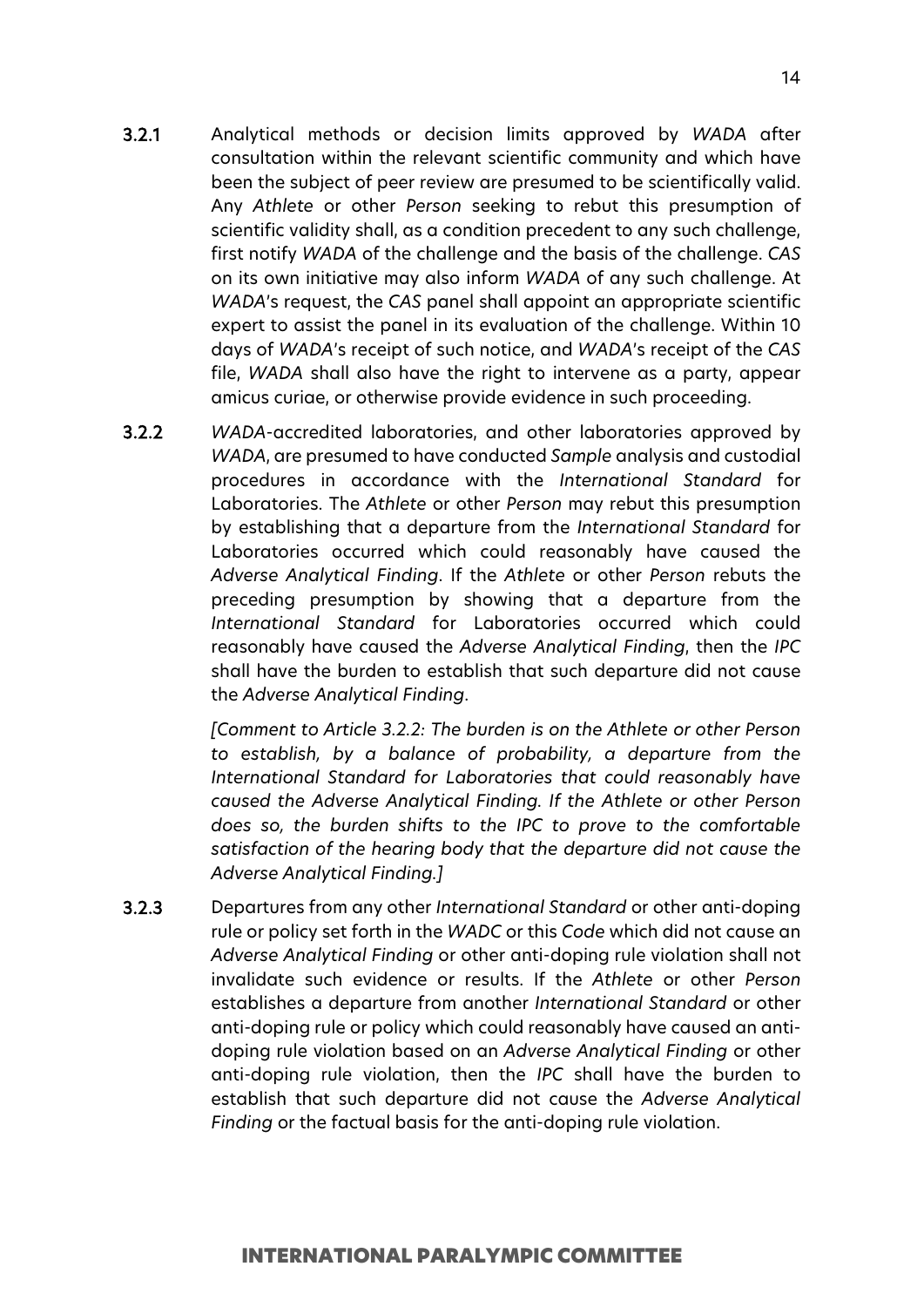**3.2.1** Analytical methods or decision limits approved by *WADA* after consultation within the relevant scientific community and which have been the subject of peer review are presumed to be scientifically valid. Any *Athlete* or other *Person* seeking to rebut this presumption of scientific validity shall, as a condition precedent to any such challenge, first notify *WADA* of the challenge and the basis of the challenge. *CAS* on its own initiative may also inform *WADA* of any such challenge. At *WADA*'s request, the *CAS* panel shall appoint an appropriate scientific expert to assist the panel in its evaluation of the challenge. Within 10 days of *WADA*'s receipt of such notice, and *WADA*'s receipt of the *CAS* file, *WADA* shall also have the right to intervene as a party, appear amicus curiae, or otherwise provide evidence in such proceeding.

**3.2.2** *WADA*-accredited laboratories, and other laboratories approved by *WADA*, are presumed to have conducted *Sample* analysis and custodial procedures in accordance with the *International Standard* for Laboratories. The *Athlete* or other *Person* may rebut this presumption by establishing that a departure from the *International Standard* for Laboratories occurred which could reasonably have caused the *Adverse Analytical Finding*. If the *Athlete* or other *Person* rebuts the preceding presumption by showing that a departure from the *International Standard* for Laboratories occurred which could reasonably have caused the *Adverse Analytical Finding*, then the *IPC* shall have the burden to establish that such departure did not cause the *Adverse Analytical Finding*.

*[Comment to Article 3.2.2: The burden is on the Athlete or other Person to establish, by a balance of probability, a departure from the International Standard for Laboratories that could reasonably have caused the Adverse Analytical Finding. If the Athlete or other Person does so, the burden shifts to the IPC to prove to the comfortable satisfaction of the hearing body that the departure did not cause the Adverse Analytical Finding.]*

**3.2.3** Departures from any other *International Standard* or other anti-doping rule or policy set forth in the *WADC* or this *Code* which did not cause an *Adverse Analytical Finding* or other anti-doping rule violation shall not invalidate such evidence or results. If the *Athlete* or other *Person* establishes a departure from another *International Standard* or other anti-doping rule or policy which could reasonably have caused an anti-doping rule violation based on an *Adverse Analytical Finding* or other anti-doping rule violation, then the *IPC* shall have the burden to establish that such departure did not cause the *Adverse Analytical Finding* or the factual basis for the anti-doping rule violation.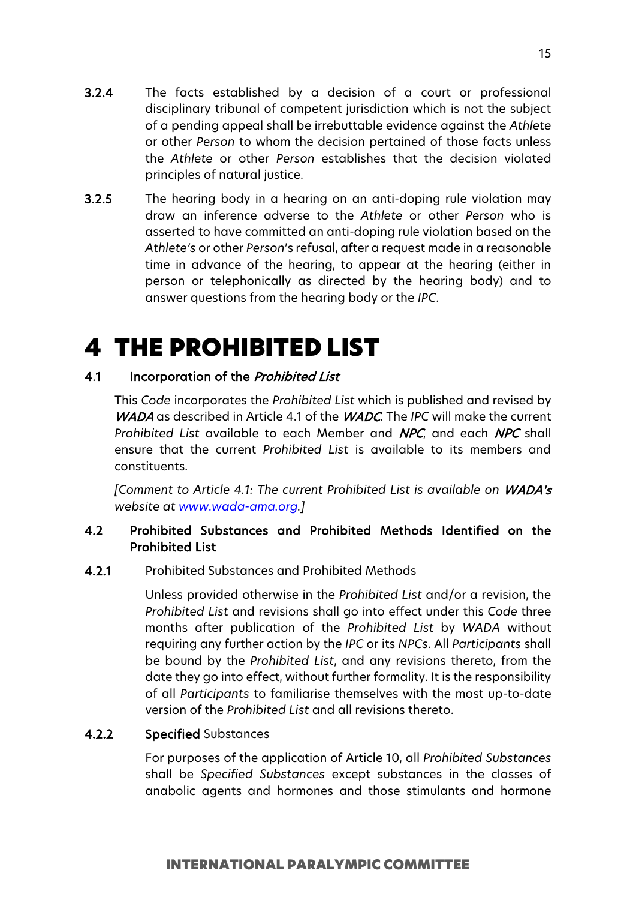**3.2.4** The facts established by a decision of a court or professional disciplinary tribunal of competent jurisdiction which is not the subject of a pending appeal shall be irrebuttable evidence against the *Athlete* or other *Person* to whom the decision pertained of those facts unless the *Athlete* or other *Person* establishes that the decision violated principles of natural justice.

**3.2.5** The hearing body in a hearing on an anti-doping rule violation may draw an inference adverse to the *Athlete* or other *Person* who is asserted to have committed an anti-doping rule violation based on the *Athlete's* or other *Person's* refusal, after a request made in a reasonable time in advance of the hearing, to appear at the hearing (either in person or telephonically as directed by the hearing body) and to answer questions from the hearing body or the *IPC*.

# 4 THE PROHIBITED LIST

## 4.1 Incorporation of the *Prohibited List*

This *Code* incorporates the *Prohibited List* which is published and revised by *WADA* as described in Article 4.1 of the *WADC*. The *IPC* will make the current *Prohibited List* available to each Member and *NPC*, and each *NPC* shall ensure that the current *Prohibited List* is available to its members and constituents.

*[Comment to Article 4.1: The current Prohibited List is available on WADA's website at www.wada-ama.org.]*

## 4.2 Prohibited Substances and Prohibited Methods Identified on the Prohibited List

**4.2.1** Prohibited Substances and Prohibited Methods

Unless provided otherwise in the *Prohibited List* and/or a revision, the *Prohibited List* and revisions shall go into effect under this *Code* three months after publication of the *Prohibited List* by *WADA* without requiring any further action by the *IPC* or its *NPCs*. All *Participants* shall be bound by the *Prohibited List*, and any revisions thereto, from the date they go into effect, without further formality. It is the responsibility of all *Participants* to familiarise themselves with the most up-to-date version of the *Prohibited List* and all revisions thereto.

**4.2.2** **Specified** Substances

For purposes of the application of Article 10, all *Prohibited Substances* shall be *Specified Substances* except substances in the classes of anabolic agents and hormones and those stimulants and hormone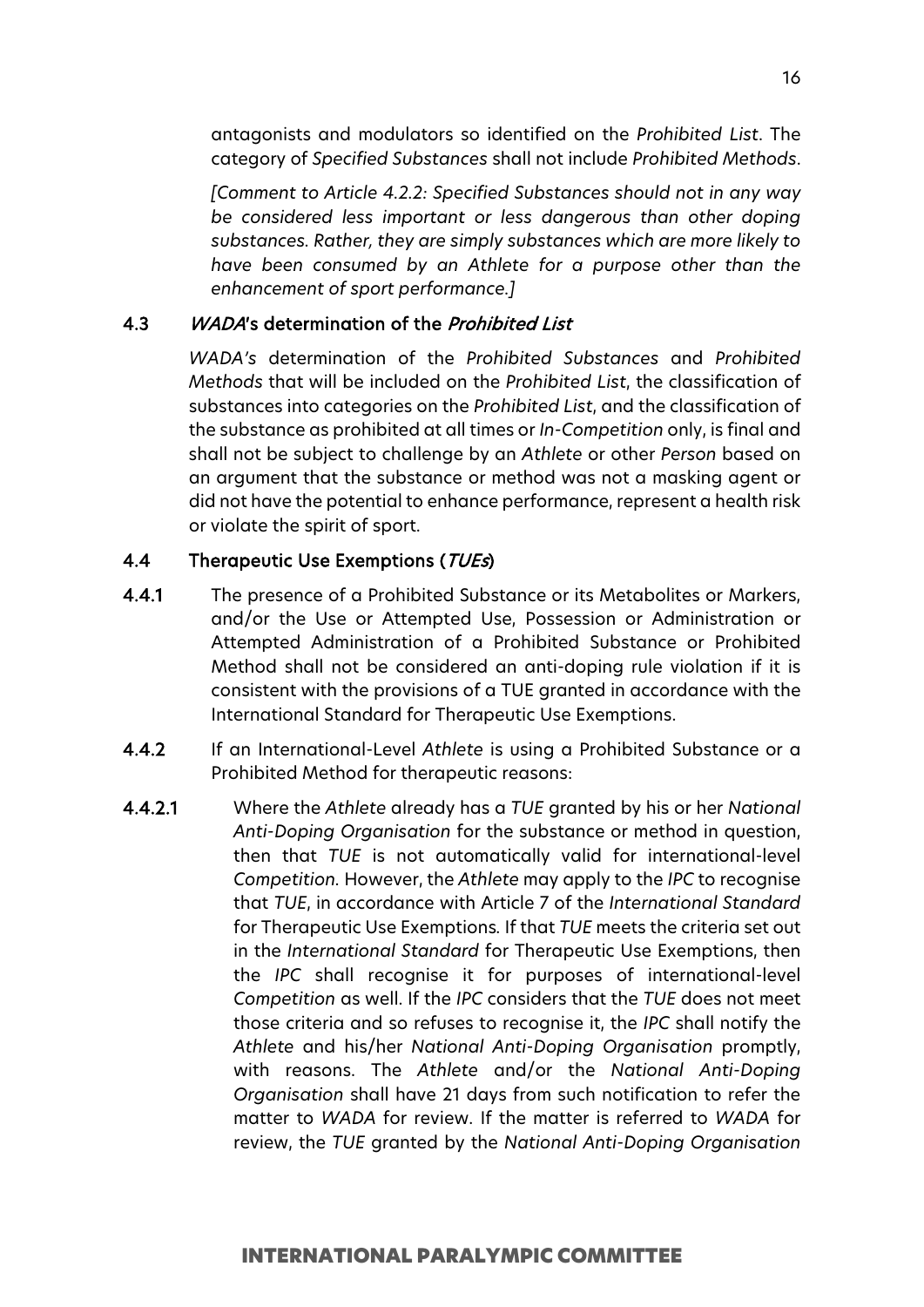antagonists and modulators so identified on the *Prohibited List*. The category of *Specified Substances* shall not include *Prohibited Methods*.

*[Comment to Article 4.2.2: Specified Substances should not in any way be considered less important or less dangerous than other doping substances. Rather, they are simply substances which are more likely to have been consumed by an Athlete for a purpose other than the enhancement of sport performance.]*

### 4.3 *WADA*'s determination of the *Prohibited List*

*WADA's* determination of the *Prohibited Substances* and *Prohibited Methods* that will be included on the *Prohibited List*, the classification of substances into categories on the *Prohibited List*, and the classification of the substance as prohibited at all times or *In-Competition* only, is final and shall not be subject to challenge by an *Athlete* or other *Person* based on an argument that the substance or method was not a masking agent or did not have the potential to enhance performance, represent a health risk or violate the spirit of sport.

### 4.4 Therapeutic Use Exemptions (*TUEs*)

**4.4.1** The presence of a Prohibited Substance or its Metabolites or Markers, and/or the Use or Attempted Use, Possession or Administration or Attempted Administration of a Prohibited Substance or Prohibited Method shall not be considered an anti-doping rule violation if it is consistent with the provisions of a TUE granted in accordance with the International Standard for Therapeutic Use Exemptions.

**4.4.2** If an International-Level *Athlete* is using a Prohibited Substance or a Prohibited Method for therapeutic reasons:

**4.4.2.1** Where the *Athlete* already has a *TUE* granted by his or her *National Anti-Doping Organisation* for the substance or method in question, then that *TUE* is not automatically valid for international-level *Competition*. However, the *Athlete* may apply to the *IPC* to recognise that *TUE*, in accordance with Article 7 of the *International Standard* for Therapeutic Use Exemptions. If that *TUE* meets the criteria set out in the *International Standard* for Therapeutic Use Exemptions, then the *IPC* shall recognise it for purposes of international-level *Competition* as well. If the *IPC* considers that the *TUE* does not meet those criteria and so refuses to recognise it, the *IPC* shall notify the *Athlete* and his/her *National Anti-Doping Organisation* promptly, with reasons. The *Athlete* and/or the *National Anti-Doping Organisation* shall have 21 days from such notification to refer the matter to *WADA* for review. If the matter is referred to *WADA* for review, the *TUE* granted by the *National Anti-Doping Organisation*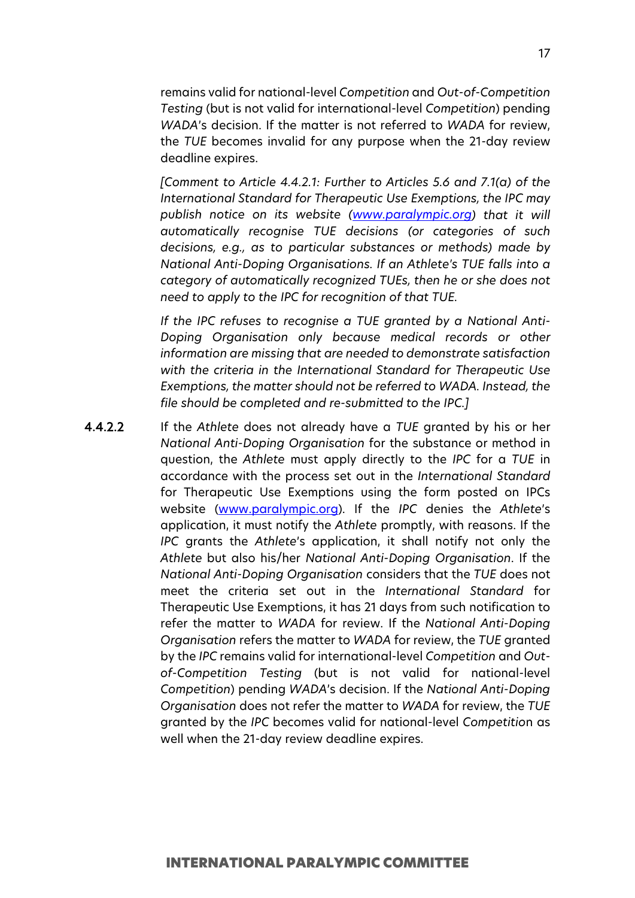remains valid for national-level *Competition* and *Out-of-Competition Testing* (but is not valid for international-level *Competition*) pending *WADA*'s decision. If the matter is not referred to *WADA* for review, the *TUE* becomes invalid for any purpose when the 21-day review deadline expires.

*[Comment to Article 4.4.2.1: Further to Articles 5.6 and 7.1(a) of the International Standard for Therapeutic Use Exemptions, the IPC may publish notice on its website ([www.paralympic.org](http://www.paralympic.org)) that it will automatically recognise TUE decisions (or categories of such decisions, e.g., as to particular substances or methods) made by National Anti-Doping Organisations. If an Athlete's TUE falls into a category of automatically recognized TUEs, then he or she does not need to apply to the IPC for recognition of that TUE.*

*If the IPC refuses to recognise a TUE granted by a National Anti-Doping Organisation only because medical records or other information are missing that are needed to demonstrate satisfaction with the criteria in the International Standard for Therapeutic Use Exemptions, the matter should not be referred to WADA. Instead, the file should be completed and re-submitted to the IPC.]*

**4.4.2.2** If the *Athlete* does not already have a *TUE* granted by his or her *National Anti-Doping Organisation* for the substance or method in question, the *Athlete* must apply directly to the *IPC* for a *TUE* in accordance with the process set out in the *International Standard* for Therapeutic Use Exemptions using the form posted on IPCs website ([www.paralympic.org](http://www.paralympic.org)). If the *IPC* denies the *Athlete*'s application, it must notify the *Athlete* promptly, with reasons. If the *IPC* grants the *Athlete*'s application, it shall notify not only the *Athlete* but also his/her *National Anti-Doping Organisation*. If the *National Anti-Doping Organisation* considers that the *TUE* does not meet the criteria set out in the *International Standard* for Therapeutic Use Exemptions, it has 21 days from such notification to refer the matter to *WADA* for review. If the *National Anti-Doping Organisation* refers the matter to *WADA* for review, the *TUE* granted by the *IPC* remains valid for international-level *Competition* and *Out-of-Competition Testing* (but is not valid for national-level *Competition*) pending *WADA*'s decision. If the *National Anti-Doping Organisation* does not refer the matter to *WADA* for review, the *TUE* granted by the *IPC* becomes valid for national-level *Competition* as well when the 21-day review deadline expires.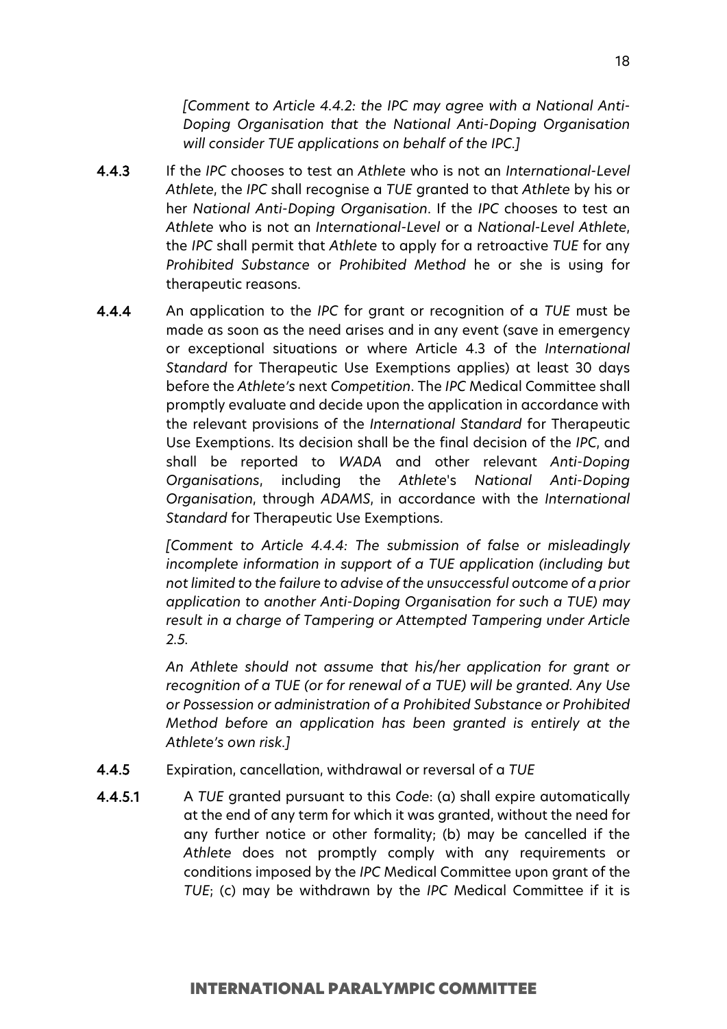*[Comment to Article 4.4.2: the IPC may agree with a National Anti-Doping Organisation that the National Anti-Doping Organisation will consider TUE applications on behalf of the IPC.]*

**4.4.3** If the *IPC* chooses to test an *Athlete* who is not an *International-Level Athlete*, the *IPC* shall recognise a *TUE* granted to that *Athlete* by his or her *National Anti-Doping Organisation*. If the *IPC* chooses to test an *Athlete* who is not an *International-Level* or a *National-Level Athlete*, the *IPC* shall permit that *Athlete* to apply for a retroactive *TUE* for any *Prohibited Substance* or *Prohibited Method* he or she is using for therapeutic reasons.

**4.4.4** An application to the *IPC* for grant or recognition of a *TUE* must be made as soon as the need arises and in any event (save in emergency or exceptional situations or where Article 4.3 of the *International Standard* for Therapeutic Use Exemptions applies) at least 30 days before the *Athlete's* next *Competition*. The *IPC* Medical Committee shall promptly evaluate and decide upon the application in accordance with the relevant provisions of the *International Standard* for Therapeutic Use Exemptions. Its decision shall be the final decision of the *IPC*, and shall be reported to *WADA* and other relevant *Anti-Doping Organisations*, including the *Athlete*'s *National Anti-Doping Organisation*, through *ADAMS*, in accordance with the *International Standard* for Therapeutic Use Exemptions.

*[Comment to Article 4.4.4: The submission of false or misleadingly incomplete information in support of a TUE application (including but not limited to the failure to advise of the unsuccessful outcome of a prior application to another Anti-Doping Organisation for such a TUE) may result in a charge of Tampering or Attempted Tampering under Article 2.5.*

*An Athlete should not assume that his/her application for grant or recognition of a TUE (or for renewal of a TUE) will be granted. Any Use or Possession or administration of a Prohibited Substance or Prohibited Method before an application has been granted is entirely at the Athlete's own risk.]*

**4.4.5** Expiration, cancellation, withdrawal or reversal of a *TUE*

**4.4.5.1** A *TUE* granted pursuant to this *Code*: (a) shall expire automatically at the end of any term for which it was granted, without the need for any further notice or other formality; (b) may be cancelled if the *Athlete* does not promptly comply with any requirements or conditions imposed by the *IPC* Medical Committee upon grant of the *TUE*; (c) may be withdrawn by the *IPC* Medical Committee if it is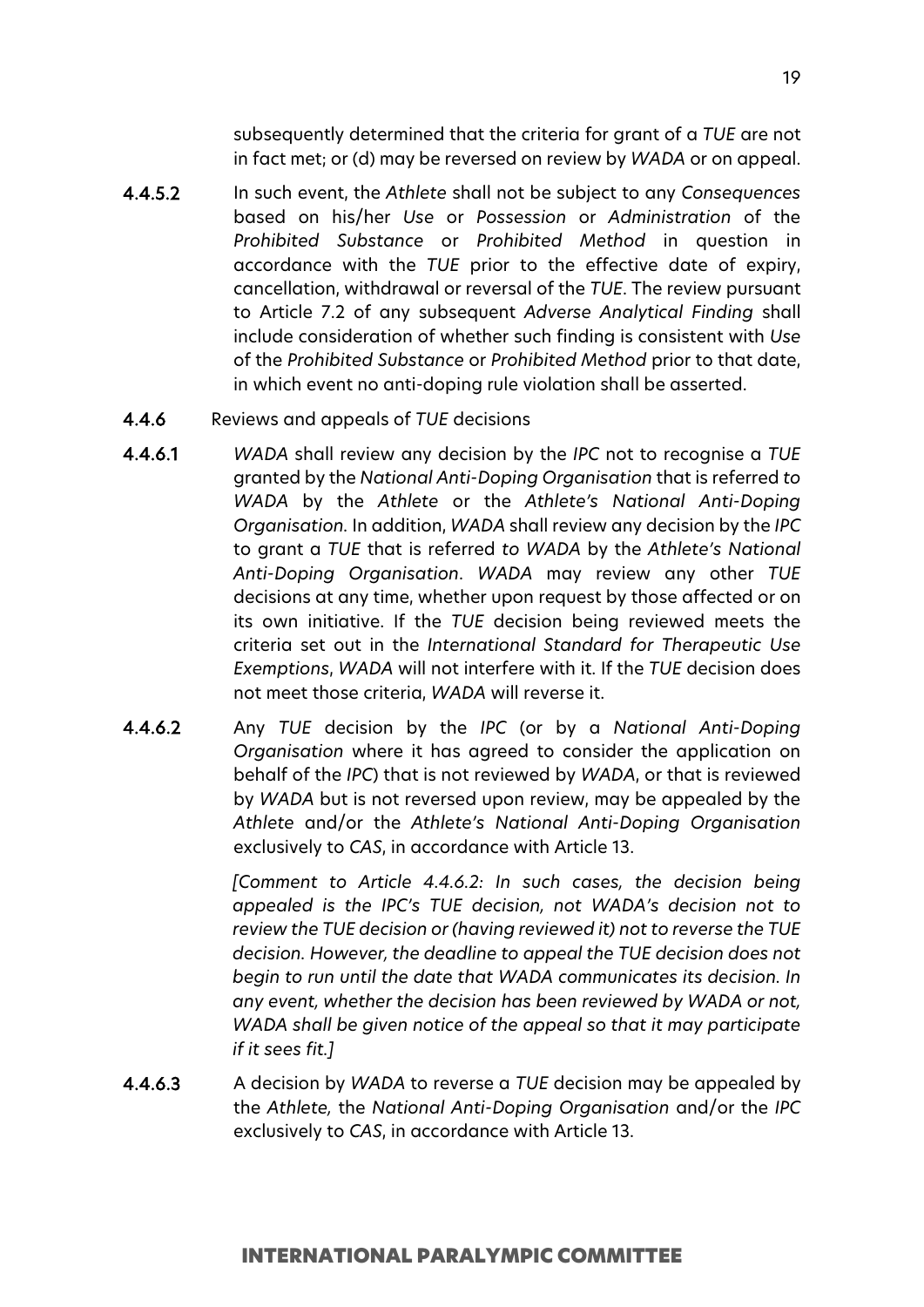subsequently determined that the criteria for grant of a *TUE* are not in fact met; or (d) may be reversed on review by *WADA* or on appeal.

**4.4.5.2** In such event, the *Athlete* shall not be subject to any *Consequences* based on his/her *Use* or *Possession* or *Administration* of the *Prohibited Substance* or *Prohibited Method* in question in accordance with the *TUE* prior to the effective date of expiry, cancellation, withdrawal or reversal of the *TUE*. The review pursuant to Article 7.2 of any subsequent *Adverse Analytical Finding* shall include consideration of whether such finding is consistent with *Use* of the *Prohibited Substance* or *Prohibited Method* prior to that date, in which event no anti-doping rule violation shall be asserted.

**4.4.6** Reviews and appeals of *TUE* decisions

**4.4.6.1** *WADA* shall review any decision by the *IPC* not to recognise a *TUE* granted by the *National Anti-Doping Organisation* that is referred to *WADA* by the *Athlete* or the *Athlete's National Anti-Doping Organisation*. In addition, *WADA* shall review any decision by the *IPC* to grant a *TUE* that is referred to *WADA* by the *Athlete's National Anti-Doping Organisation*. *WADA* may review any other *TUE* decisions at any time, whether upon request by those affected or on its own initiative. If the *TUE* decision being reviewed meets the criteria set out in the *International Standard for Therapeutic Use Exemptions*, *WADA* will not interfere with it. If the *TUE* decision does not meet those criteria, *WADA* will reverse it.

**4.4.6.2** Any *TUE* decision by the *IPC* (or by a *National Anti-Doping Organisation* where it has agreed to consider the application on behalf of the *IPC*) that is not reviewed by *WADA*, or that is reviewed by *WADA* but is not reversed upon review, may be appealed by the *Athlete* and/or the *Athlete's National Anti-Doping Organisation* exclusively to *CAS*, in accordance with Article 13.

*[Comment to Article 4.4.6.2: In such cases, the decision being appealed is the IPC's TUE decision, not WADA's decision not to review the TUE decision or (having reviewed it) not to reverse the TUE decision. However, the deadline to appeal the TUE decision does not begin to run until the date that WADA communicates its decision. In any event, whether the decision has been reviewed by WADA or not, WADA shall be given notice of the appeal so that it may participate if it sees fit.]*

**4.4.6.3** A decision by *WADA* to reverse a *TUE* decision may be appealed by the *Athlete,* the *National Anti-Doping Organisation* and/or the *IPC* exclusively to *CAS*, in accordance with Article 13.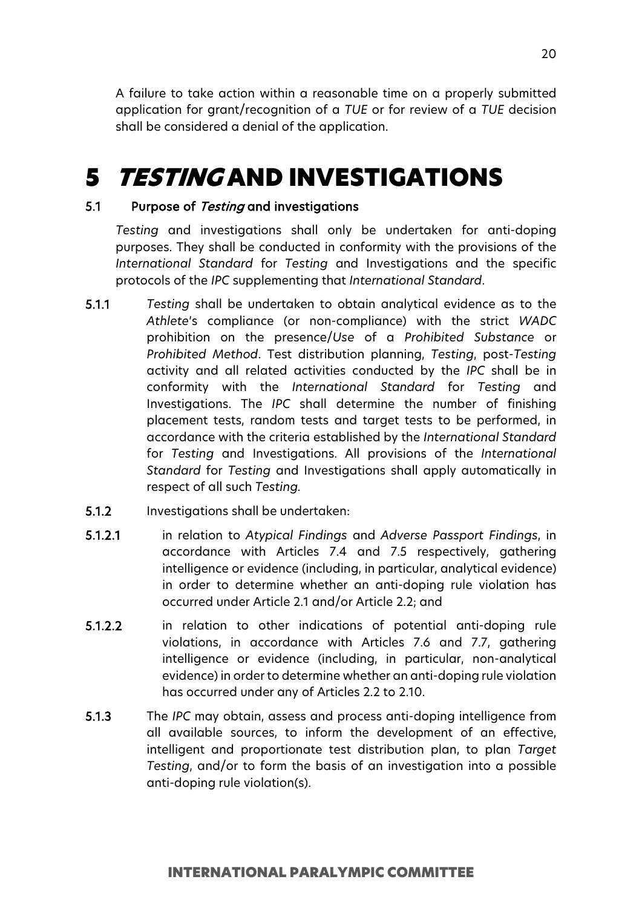A failure to take action within a reasonable time on a properly submitted application for grant/recognition of a *TUE* or for review of a *TUE* decision shall be considered a denial of the application.

# 5 *TESTING* AND INVESTIGATIONS

## 5.1 Purpose of *Testing* and investigations

*Testing* and investigations shall only be undertaken for anti-doping purposes. They shall be conducted in conformity with the provisions of the *International Standard* for *Testing* and Investigations and the specific protocols of the *IPC* supplementing that *International Standard*.

**5.1.1** *Testing* shall be undertaken to obtain analytical evidence as to the *Athlete*'s compliance (or non-compliance) with the strict *WADC* prohibition on the presence/*Use* of a *Prohibited Substance* or *Prohibited Method*. Test distribution planning, *Testing*, post-*Testing* activity and all related activities conducted by the *IPC* shall be in conformity with the *International Standard* for *Testing* and Investigations. The *IPC* shall determine the number of finishing placement tests, random tests and target tests to be performed, in accordance with the criteria established by the *International Standard* for *Testing* and Investigations. All provisions of the *International Standard* for *Testing* and Investigations shall apply automatically in respect of all such *Testing*.

**5.1.2** Investigations shall be undertaken:

**5.1.2.1** in relation to *Atypical Findings* and *Adverse Passport Findings*, in accordance with Articles 7.4 and 7.5 respectively, gathering intelligence or evidence (including, in particular, analytical evidence) in order to determine whether an anti-doping rule violation has occurred under Article 2.1 and/or Article 2.2; and

**5.1.2.2** in relation to other indications of potential anti-doping rule violations, in accordance with Articles 7.6 and 7.7, gathering intelligence or evidence (including, in particular, non-analytical evidence) in order to determine whether an anti-doping rule violation has occurred under any of Articles 2.2 to 2.10.

**5.1.3** The *IPC* may obtain, assess and process anti-doping intelligence from all available sources, to inform the development of an effective, intelligent and proportionate test distribution plan, to plan *Target Testing*, and/or to form the basis of an investigation into a possible anti-doping rule violation(s).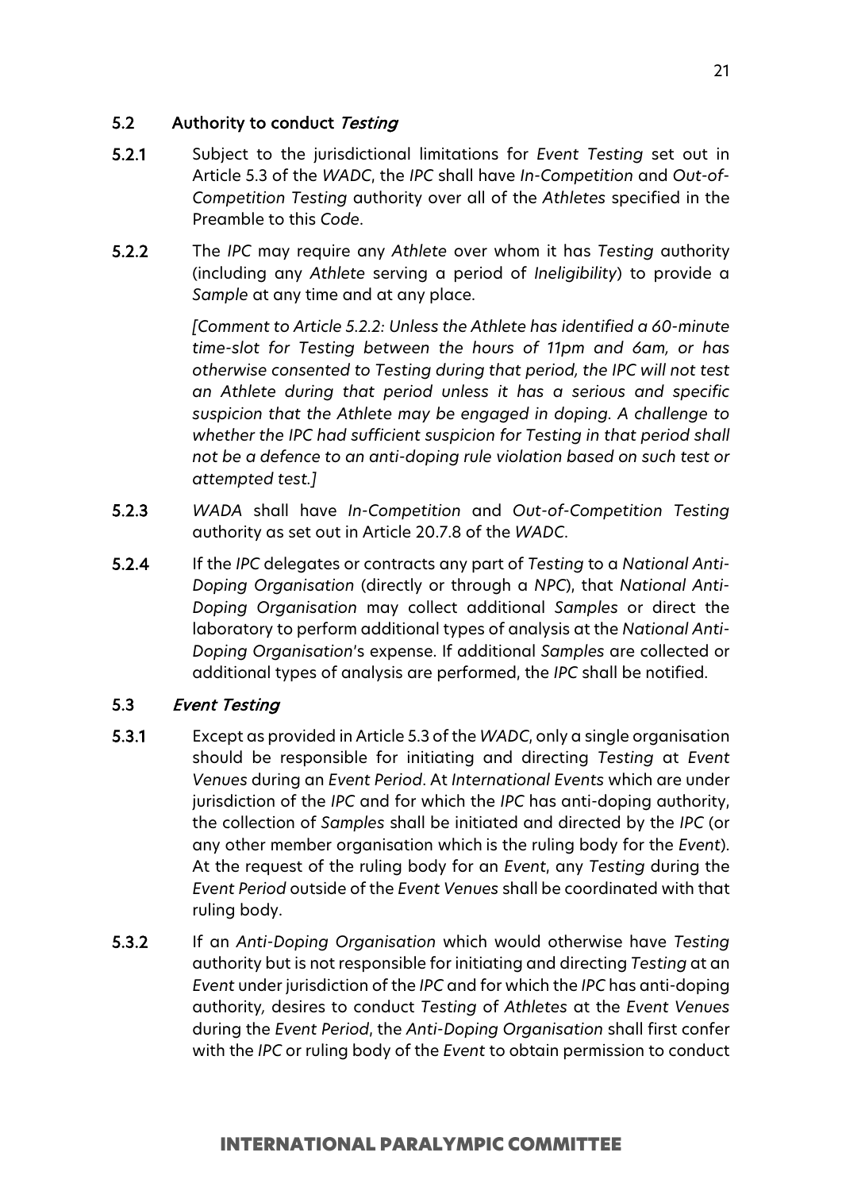### 5.2 Authority to conduct *Testing*

**5.2.1** Subject to the jurisdictional limitations for *Event Testing* set out in Article 5.3 of the *WADC*, the *IPC* shall have *In-Competition* and *Out-of-Competition Testing* authority over all of the *Athletes* specified in the Preamble to this *Code*.

**5.2.2** The *IPC* may require any *Athlete* over whom it has *Testing* authority (including any *Athlete* serving a period of *Ineligibility*) to provide a *Sample* at any time and at any place.

*[Comment to Article 5.2.2: Unless the Athlete has identified a 60-minute time-slot for Testing between the hours of 11pm and 6am, or has otherwise consented to Testing during that period, the IPC will not test an Athlete during that period unless it has a serious and specific suspicion that the Athlete may be engaged in doping. A challenge to whether the IPC had sufficient suspicion for Testing in that period shall not be a defence to an anti-doping rule violation based on such test or attempted test.]*

**5.2.3** *WADA* shall have *In-Competition* and *Out-of-Competition Testing* authority as set out in Article 20.7.8 of the *WADC*.

**5.2.4** If the *IPC* delegates or contracts any part of *Testing* to a *National Anti-Doping Organisation* (directly or through a *NPC*), that *National Anti-Doping Organisation* may collect additional *Samples* or direct the laboratory to perform additional types of analysis at the *National Anti-Doping Organisation*'s expense. If additional *Samples* are collected or additional types of analysis are performed, the *IPC* shall be notified.

### 5.3 *Event Testing*

**5.3.1** Except as provided in Article 5.3 of the *WADC*, only a single organisation should be responsible for initiating and directing *Testing* at *Event Venues* during an *Event Period*. At *International Events* which are under jurisdiction of the *IPC* and for which the *IPC* has anti-doping authority, the collection of *Samples* shall be initiated and directed by the *IPC* (or any other member organisation which is the ruling body for the *Event*). At the request of the ruling body for an *Event*, any *Testing* during the *Event Period* outside of the *Event Venues* shall be coordinated with that ruling body.

**5.3.2** If an *Anti-Doping Organisation* which would otherwise have *Testing* authority but is not responsible for initiating and directing *Testing* at an *Event* under jurisdiction of the *IPC* and for which the *IPC* has anti-doping authority, desires to conduct *Testing* of *Athletes* at the *Event Venues* during the *Event Period*, the *Anti-Doping Organisation* shall first confer with the *IPC* or ruling body of the *Event* to obtain permission to conduct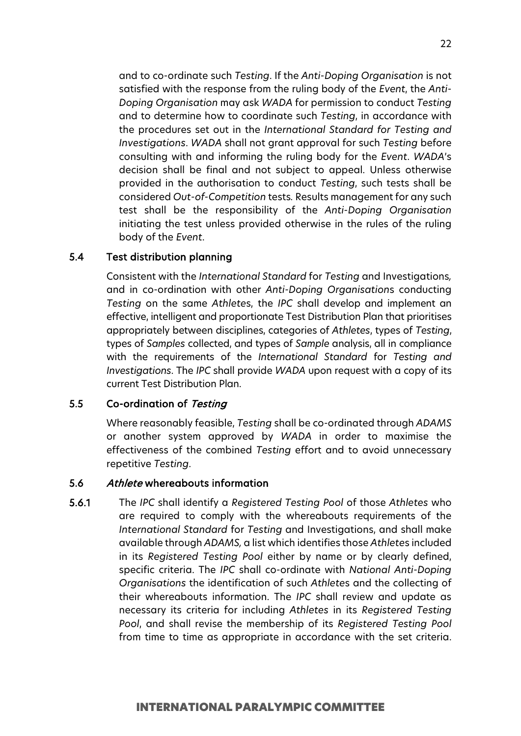and to co-ordinate such *Testing*. If the *Anti-Doping Organisation* is not satisfied with the response from the ruling body of the *Event*, the *Anti-Doping Organisation* may ask *WADA* for permission to conduct *Testing* and to determine how to coordinate such *Testing*, in accordance with the procedures set out in the *International Standard for Testing and Investigations*. *WADA* shall not grant approval for such *Testing* before consulting with and informing the ruling body for the *Event*. *WADA*'s decision shall be final and not subject to appeal. Unless otherwise provided in the authorisation to conduct *Testing*, such tests shall be considered *Out-of-Competition* tests. Results management for any such test shall be the responsibility of the *Anti-Doping Organisation* initiating the test unless provided otherwise in the rules of the ruling body of the *Event*.

### 5.4 Test distribution planning

Consistent with the *International Standard* for *Testing* and Investigations, and in co-ordination with other *Anti-Doping Organisation*s conducting *Testing* on the same *Athlete*s, the *IPC* shall develop and implement an effective, intelligent and proportionate Test Distribution Plan that prioritises appropriately between disciplines, categories of *Athletes*, types of *Testing*, types of *Samples* collected, and types of *Sample* analysis, all in compliance with the requirements of the *International Standard* for *Testing and Investigations*. The *IPC* shall provide *WADA* upon request with a copy of its current Test Distribution Plan.

### 5.5 Co-ordination of *Testing*

Where reasonably feasible, *Testing* shall be co-ordinated through *ADAMS* or another system approved by *WADA* in order to maximise the effectiveness of the combined *Testing* effort and to avoid unnecessary repetitive *Testing*.

### 5.6 *Athlete* whereabouts information

**5.6.1** The *IPC* shall identify a *Registered Testing Pool* of those *Athletes* who are required to comply with the whereabouts requirements of the *International Standard* for *Testing* and Investigations, and shall make available through *ADAMS,* a list which identifies those *Athlete*s included in its *Registered Testing Pool* either by name or by clearly defined, specific criteria. The *IPC* shall co-ordinate with *National Anti-Doping Organisations* the identification of such *Athlete*s and the collecting of their whereabouts information. The *IPC* shall review and update as necessary its criteria for including *Athletes* in its *Registered Testing Pool*, and shall revise the membership of its *Registered Testing Pool* from time to time as appropriate in accordance with the set criteria.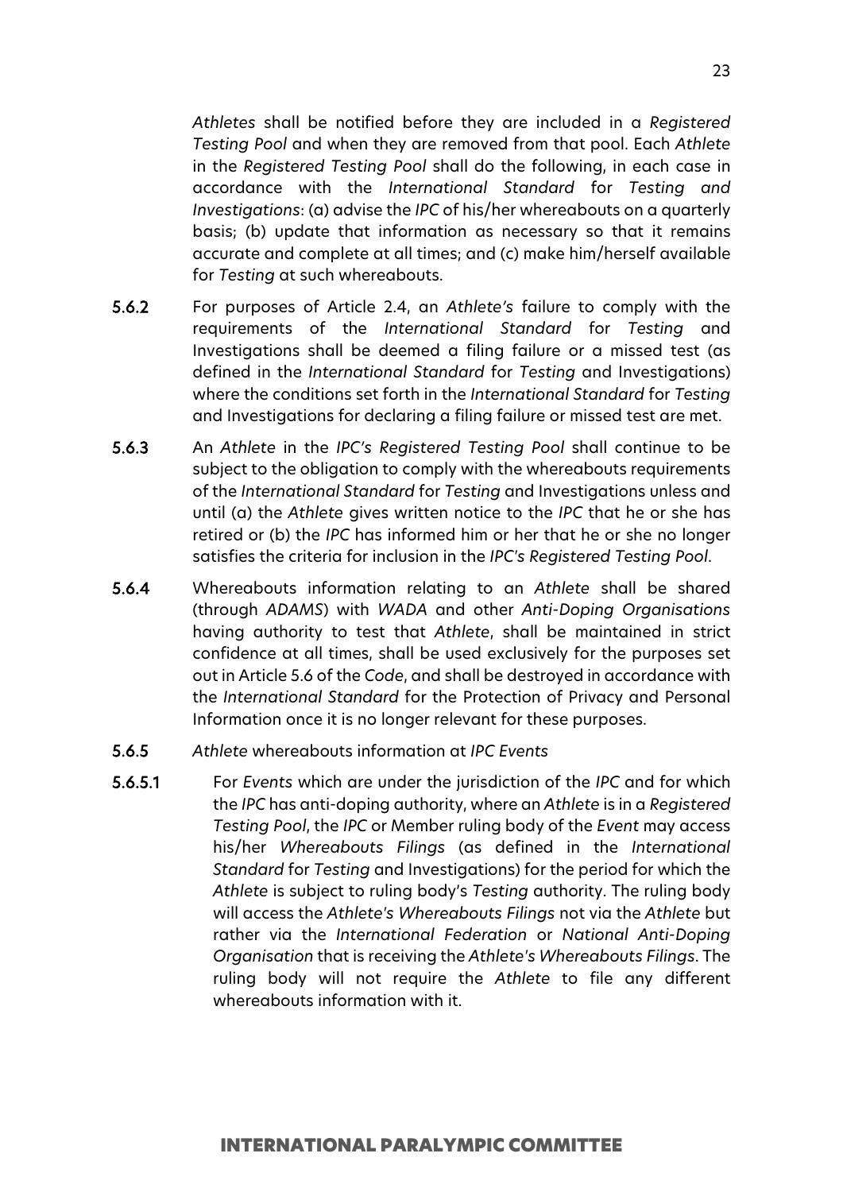*Athletes* shall be notified before they are included in a *Registered Testing Pool* and when they are removed from that pool. Each *Athlete* in the *Registered Testing Pool* shall do the following, in each case in accordance with the *International Standard* for *Testing and Investigations*: (a) advise the *IPC* of his/her whereabouts on a quarterly basis; (b) update that information as necessary so that it remains accurate and complete at all times; and (c) make him/herself available for *Testing* at such whereabouts.

**5.6.2** For purposes of Article 2.4, an *Athlete's* failure to comply with the requirements of the *International Standard* for *Testing* and Investigations shall be deemed a filing failure or a missed test (as defined in the *International Standard* for *Testing* and Investigations) where the conditions set forth in the *International Standard* for *Testing* and Investigations for declaring a filing failure or missed test are met.

**5.6.3** An *Athlete* in the *IPC's Registered Testing Pool* shall continue to be subject to the obligation to comply with the whereabouts requirements of the *International Standard* for *Testing* and Investigations unless and until (a) the *Athlete* gives written notice to the *IPC* that he or she has retired or (b) the *IPC* has informed him or her that he or she no longer satisfies the criteria for inclusion in the *IPC's Registered Testing Pool*.

**5.6.4** Whereabouts information relating to an *Athlete* shall be shared (through *ADAMS*) with *WADA* and other *Anti-Doping Organisations* having authority to test that *Athlete*, shall be maintained in strict confidence at all times, shall be used exclusively for the purposes set out in Article 5.6 of the *Code*, and shall be destroyed in accordance with the *International Standard* for the Protection of Privacy and Personal Information once it is no longer relevant for these purposes.

**5.6.5** *Athlete* whereabouts information at *IPC Events*

**5.6.5.1** For *Events* which are under the jurisdiction of the *IPC* and for which the *IPC* has anti-doping authority, where an *Athlete* is in a *Registered Testing Pool*, the *IPC* or Member ruling body of the *Event* may access his/her *Whereabouts Filings* (as defined in the *International Standard* for *Testing* and Investigations) for the period for which the *Athlete* is subject to ruling body's *Testing* authority. The ruling body will access the *Athlete's Whereabouts Filings* not via the *Athlete* but rather via the *International Federation* or *National Anti-Doping Organisation* that is receiving the *Athlete's Whereabouts Filings*. The ruling body will not require the *Athlete* to file any different whereabouts information with it.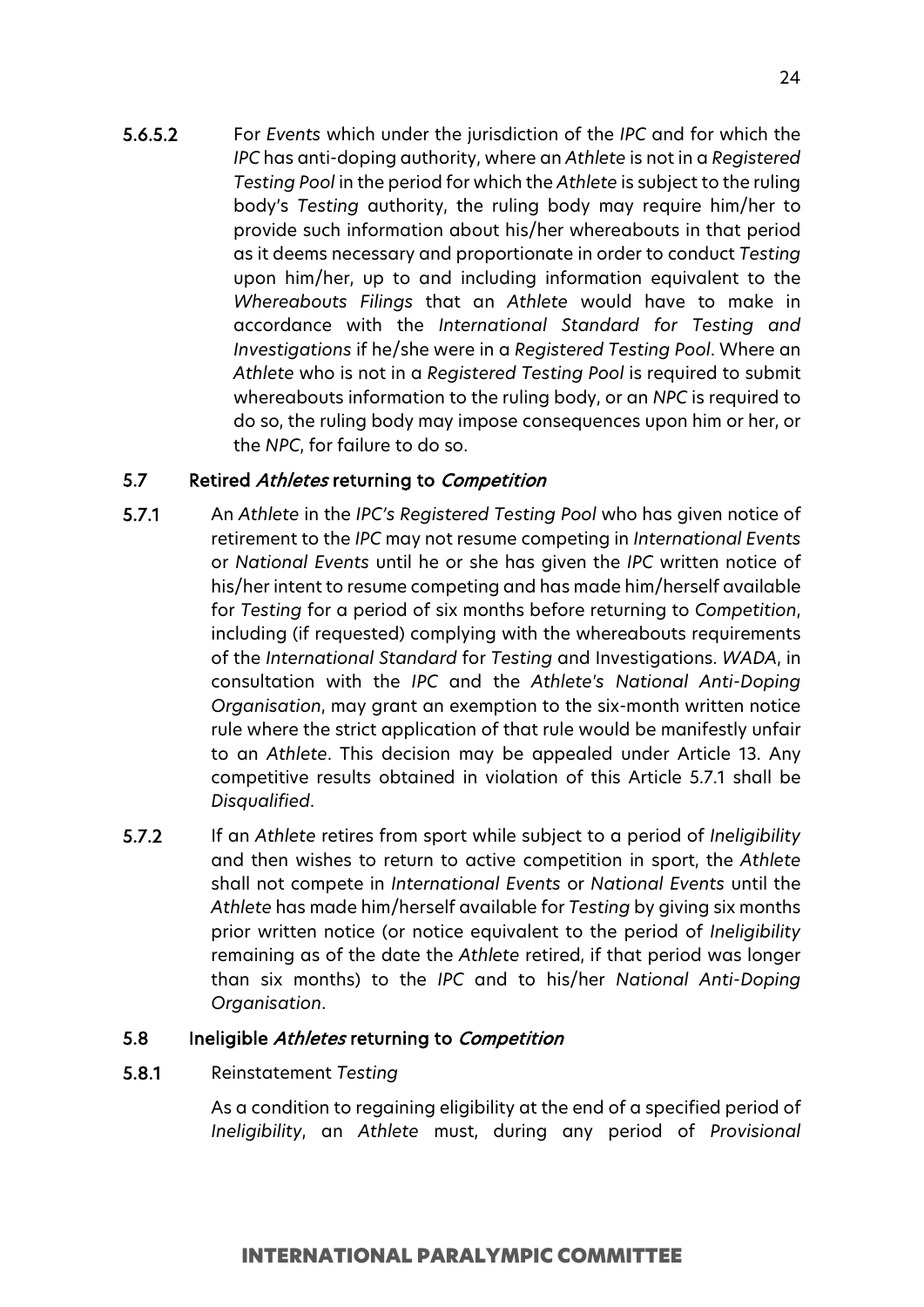5.6.5.2 For *Events* which under the jurisdiction of the *IPC* and for which the *IPC* has anti-doping authority, where an *Athlete* is not in a *Registered Testing Pool* in the period for which the *Athlete* is subject to the ruling body's *Testing* authority, the ruling body may require him/her to provide such information about his/her whereabouts in that period as it deems necessary and proportionate in order to conduct *Testing* upon him/her, up to and including information equivalent to the *Whereabouts Filings* that an *Athlete* would have to make in accordance with the *International Standard for Testing and Investigations* if he/she were in a *Registered Testing Pool*. Where an *Athlete* who is not in a *Registered Testing Pool* is required to submit whereabouts information to the ruling body, or an *NPC* is required to do so, the ruling body may impose consequences upon him or her, or the *NPC*, for failure to do so.

### 5.7 Retired *Athletes* returning to *Competition*

5.7.1 An *Athlete* in the *IPC's Registered Testing Pool* who has given notice of retirement to the *IPC* may not resume competing in *International Events* or *National Events* until he or she has given the *IPC* written notice of his/her intent to resume competing and has made him/herself available for *Testing* for a period of six months before returning to *Competition*, including (if requested) complying with the whereabouts requirements of the *International Standard* for *Testing* and Investigations. *WADA*, in consultation with the *IPC* and the *Athlete's National Anti-Doping Organisation*, may grant an exemption to the six-month written notice rule where the strict application of that rule would be manifestly unfair to an *Athlete*. This decision may be appealed under Article 13. Any competitive results obtained in violation of this Article 5.7.1 shall be *Disqualified*.

5.7.2 If an *Athlete* retires from sport while subject to a period of *Ineligibility* and then wishes to return to active competition in sport, the *Athlete* shall not compete in *International Events* or *National Events* until the *Athlete* has made him/herself available for *Testing* by giving six months prior written notice (or notice equivalent to the period of *Ineligibility* remaining as of the date the *Athlete* retired, if that period was longer than six months) to the *IPC* and to his/her *National Anti-Doping Organisation*.

### 5.8 Ineligible *Athletes* returning to *Competition*

5.8.1 Reinstatement *Testing*

As a condition to regaining eligibility at the end of a specified period of *Ineligibility*, an *Athlete* must, during any period of *Provisional*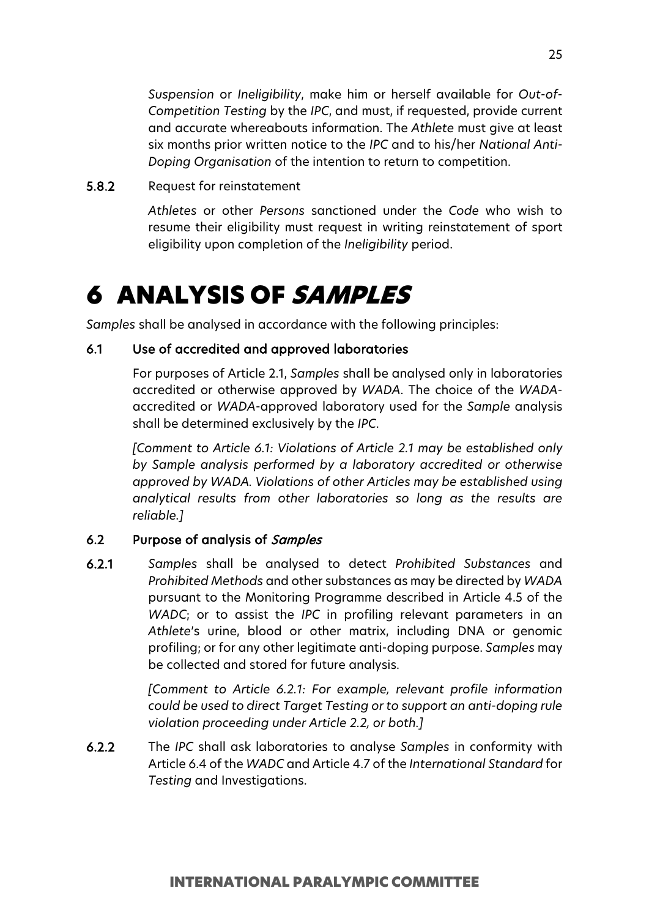*Suspension* or *Ineligibility*, make him or herself available for *Out-of-Competition Testing* by the *IPC*, and must, if requested, provide current and accurate whereabouts information. The *Athlete* must give at least six months prior written notice to the *IPC* and to his/her *National Anti-Doping Organisation* of the intention to return to competition.

**5.8.2** Request for reinstatement

*Athletes* or other *Persons* sanctioned under the *Code* who wish to resume their eligibility must request in writing reinstatement of sport eligibility upon completion of the *Ineligibility* period.

# 6 ANALYSIS OF *SAMPLES*

*Samples* shall be analysed in accordance with the following principles:

### 6.1 Use of accredited and approved laboratories

For purposes of Article 2.1, *Samples* shall be analysed only in laboratories accredited or otherwise approved by *WADA*. The choice of the *WADA*-accredited or *WADA*-approved laboratory used for the *Sample* analysis shall be determined exclusively by the *IPC*.

*[Comment to Article 6.1: Violations of Article 2.1 may be established only by Sample analysis performed by a laboratory accredited or otherwise approved by WADA. Violations of other Articles may be established using analytical results from other laboratories so long as the results are reliable.]*

### 6.2 Purpose of analysis of *Samples*

**6.2.1** *Samples* shall be analysed to detect *Prohibited Substances* and *Prohibited Methods* and other substances as may be directed by *WADA* pursuant to the Monitoring Programme described in Article 4.5 of the *WADC*; or to assist the *IPC* in profiling relevant parameters in an *Athlete*'s urine, blood or other matrix, including DNA or genomic profiling; or for any other legitimate anti-doping purpose. *Samples* may be collected and stored for future analysis.

*[Comment to Article 6.2.1: For example, relevant profile information could be used to direct Target Testing or to support an anti-doping rule violation proceeding under Article 2.2, or both.]*

**6.2.2** The *IPC* shall ask laboratories to analyse *Samples* in conformity with Article 6.4 of the *WADC* and Article 4.7 of the *International Standard* for *Testing* and Investigations.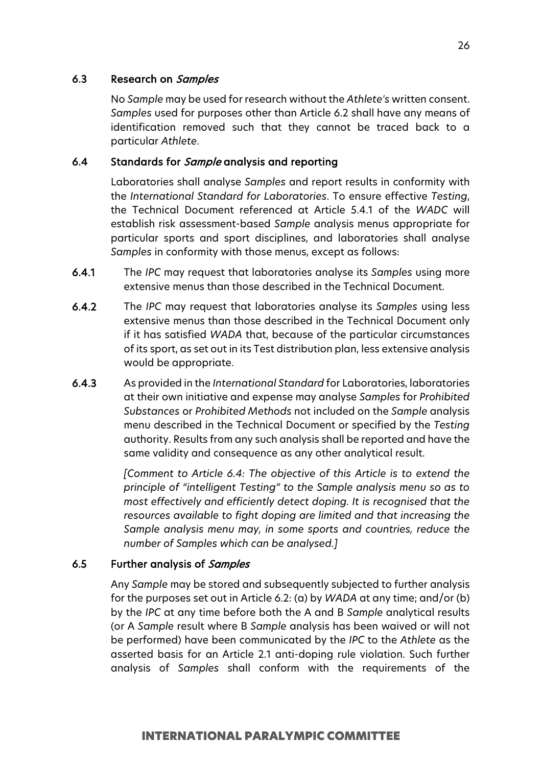### 6.3 Research on *Samples*

No *Sample* may be used for research without the *Athlete's* written consent. *Samples* used for purposes other than Article 6.2 shall have any means of identification removed such that they cannot be traced back to a particular *Athlete*.

### 6.4 Standards for *Sample* analysis and reporting

Laboratories shall analyse *Samples* and report results in conformity with the *International Standard for Laboratories*. To ensure effective *Testing*, the Technical Document referenced at Article 5.4.1 of the *WADC* will establish risk assessment-based *Sample* analysis menus appropriate for particular sports and sport disciplines, and laboratories shall analyse *Samples* in conformity with those menus, except as follows:

**6.4.1** The *IPC* may request that laboratories analyse its *Samples* using more extensive menus than those described in the Technical Document.

**6.4.2** The *IPC* may request that laboratories analyse its *Samples* using less extensive menus than those described in the Technical Document only if it has satisfied *WADA* that, because of the particular circumstances of its sport, as set out in its Test distribution plan, less extensive analysis would be appropriate.

**6.4.3** As provided in the *International Standard* for Laboratories, laboratories at their own initiative and expense may analyse *Samples* for *Prohibited Substances* or *Prohibited Methods* not included on the *Sample* analysis menu described in the Technical Document or specified by the *Testing* authority. Results from any such analysis shall be reported and have the same validity and consequence as any other analytical result.

*[Comment to Article 6.4: The objective of this Article is to extend the principle of "intelligent Testing" to the Sample analysis menu so as to most effectively and efficiently detect doping. It is recognised that the resources available to fight doping are limited and that increasing the Sample analysis menu may, in some sports and countries, reduce the number of Samples which can be analysed.]*

### 6.5 Further analysis of *Samples*

Any *Sample* may be stored and subsequently subjected to further analysis for the purposes set out in Article 6.2: (a) by *WADA* at any time; and/or (b) by the *IPC* at any time before both the A and B *Sample* analytical results (or A *Sample* result where B *Sample* analysis has been waived or will not be performed) have been communicated by the *IPC* to the *Athlete* as the asserted basis for an Article 2.1 anti-doping rule violation. Such further analysis of *Samples* shall conform with the requirements of the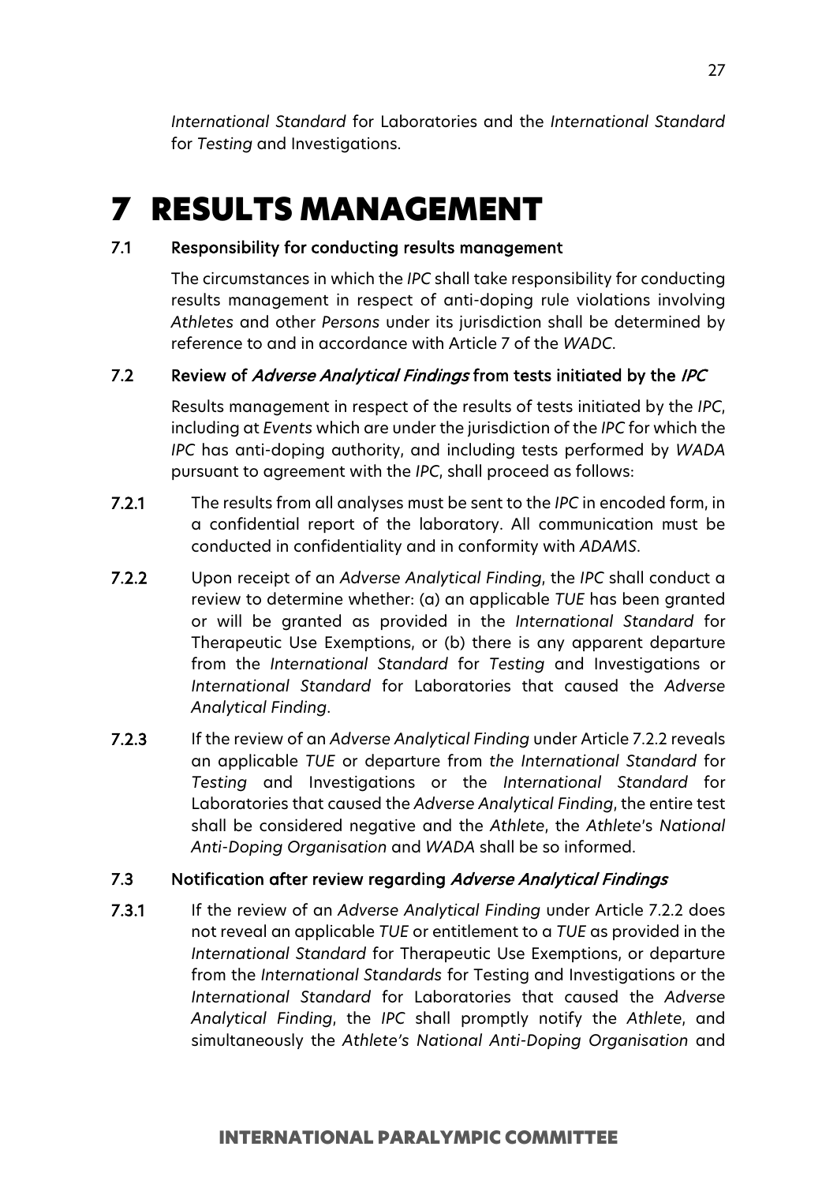*International Standard* for Laboratories and the *International Standard* for *Testing* and Investigations.

# 7 RESULTS MANAGEMENT

### 7.1 Responsibility for conducting results management

The circumstances in which the *IPC* shall take responsibility for conducting results management in respect of anti-doping rule violations involving *Athletes* and other *Persons* under its jurisdiction shall be determined by reference to and in accordance with Article 7 of the *WADC*.

### 7.2 Review of *Adverse Analytical Findings* from tests initiated by the *IPC*

Results management in respect of the results of tests initiated by the *IPC*, including at *Events* which are under the jurisdiction of the *IPC* for which the *IPC* has anti-doping authority, and including tests performed by *WADA* pursuant to agreement with the *IPC*, shall proceed as follows:

**7.2.1** The results from all analyses must be sent to the *IPC* in encoded form, in a confidential report of the laboratory. All communication must be conducted in confidentiality and in conformity with *ADAMS*.

**7.2.2** Upon receipt of an *Adverse Analytical Finding*, the *IPC* shall conduct a review to determine whether: (a) an applicable *TUE* has been granted or will be granted as provided in the *International Standard* for Therapeutic Use Exemptions, or (b) there is any apparent departure from the *International Standard* for *Testing* and Investigations or *International Standard* for Laboratories that caused the *Adverse Analytical Finding*.

**7.2.3** If the review of an *Adverse Analytical Finding* under Article 7.2.2 reveals an applicable *TUE* or departure from *the International Standard* for *Testing* and Investigations or the *International Standard* for Laboratories that caused the *Adverse Analytical Finding*, the entire test shall be considered negative and the *Athlete*, the *Athlete*'s *National Anti-Doping Organisation* and *WADA* shall be so informed.

### 7.3 Notification after review regarding *Adverse Analytical Findings*

**7.3.1** If the review of an *Adverse Analytical Finding* under Article 7.2.2 does not reveal an applicable *TUE* or entitlement to a *TUE* as provided in the *International Standard* for Therapeutic Use Exemptions, or departure from the *International Standards* for Testing and Investigations or the *International Standard* for Laboratories that caused the *Adverse Analytical Finding*, the *IPC* shall promptly notify the *Athlete*, and simultaneously the *Athlete's National Anti-Doping Organisation* and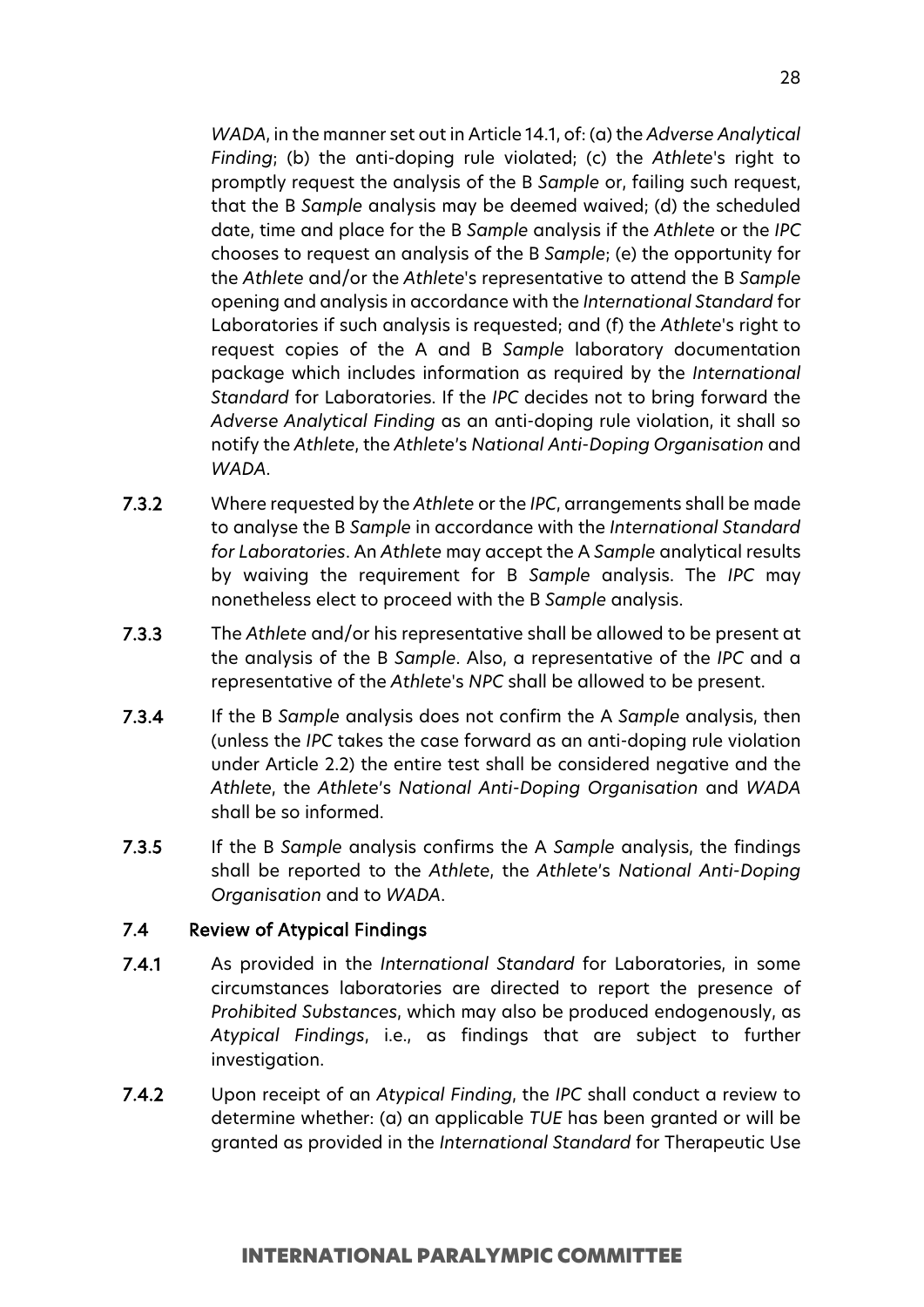*WADA*, in the manner set out in Article 14.1, of: (a) the *Adverse Analytical Finding*; (b) the anti-doping rule violated; (c) the *Athlete*'s right to promptly request the analysis of the B *Sample* or, failing such request, that the B *Sample* analysis may be deemed waived; (d) the scheduled date, time and place for the B *Sample* analysis if the *Athlete* or the *IPC* chooses to request an analysis of the B *Sample*; (e) the opportunity for the *Athlete* and/or the *Athlete*'s representative to attend the B *Sample* opening and analysis in accordance with the *International Standard* for Laboratories if such analysis is requested; and (f) the *Athlete*'s right to request copies of the A and B *Sample* laboratory documentation package which includes information as required by the *International Standard* for Laboratories. If the *IPC* decides not to bring forward the *Adverse Analytical Finding* as an anti-doping rule violation, it shall so notify the *Athlete*, the *Athlete*'s *National Anti-Doping Organisation* and *WADA*.

**7.3.2** Where requested by the *Athlete* or the *IPC*, arrangements shall be made to analyse the B *Sample* in accordance with the *International Standard for Laboratories*. An *Athlete* may accept the A *Sample* analytical results by waiving the requirement for B *Sample* analysis. The *IPC* may nonetheless elect to proceed with the B *Sample* analysis.

**7.3.3** The *Athlete* and/or his representative shall be allowed to be present at the analysis of the B *Sample*. Also, a representative of the *IPC* and a representative of the *Athlete*'s *NPC* shall be allowed to be present.

**7.3.4** If the B *Sample* analysis does not confirm the A *Sample* analysis, then (unless the *IPC* takes the case forward as an anti-doping rule violation under Article 2.2) the entire test shall be considered negative and the *Athlete*, the *Athlete*'s *National Anti-Doping Organisation* and *WADA* shall be so informed.

**7.3.5** If the B *Sample* analysis confirms the A *Sample* analysis, the findings shall be reported to the *Athlete*, the *Athlete*'s *National Anti-Doping Organisation* and to *WADA*.

### 7.4 Review of Atypical Findings

**7.4.1** As provided in the *International Standard* for Laboratories, in some circumstances laboratories are directed to report the presence of *Prohibited Substances*, which may also be produced endogenously, as *Atypical Findings*, i.e., as findings that are subject to further investigation.

**7.4.2** Upon receipt of an *Atypical Finding*, the *IPC* shall conduct a review to determine whether: (a) an applicable *TUE* has been granted or will be granted as provided in the *International Standard* for Therapeutic Use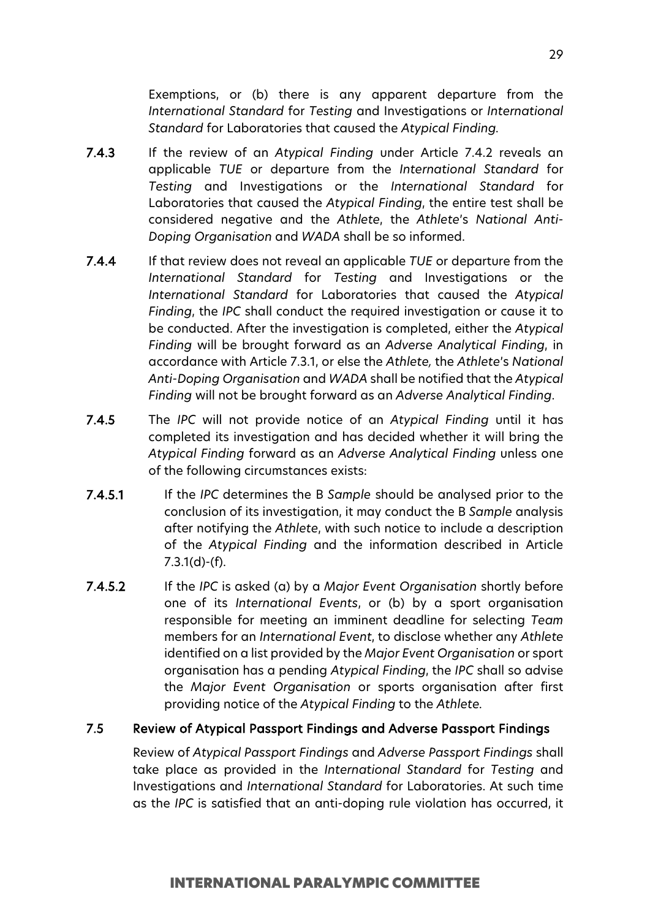Exemptions, or (b) there is any apparent departure from the *International Standard* for *Testing* and Investigations or *International Standard* for Laboratories that caused the *Atypical Finding*.

**7.4.3** If the review of an *Atypical Finding* under Article 7.4.2 reveals an applicable *TUE* or departure from the *International Standard* for *Testing* and Investigations or the *International Standard* for Laboratories that caused the *Atypical Finding*, the entire test shall be considered negative and the *Athlete*, the *Athlete*'s *National Anti-Doping Organisation* and *WADA* shall be so informed.

**7.4.4** If that review does not reveal an applicable *TUE* or departure from the *International Standard* for *Testing* and Investigations or the *International Standard* for Laboratories that caused the *Atypical Finding*, the *IPC* shall conduct the required investigation or cause it to be conducted. After the investigation is completed, either the *Atypical Finding* will be brought forward as an *Adverse Analytical Finding*, in accordance with Article 7.3.1, or else the *Athlete,* the *Athlete*'s *National Anti-Doping Organisation* and *WADA* shall be notified that the *Atypical Finding* will not be brought forward as an *Adverse Analytical Finding*.

**7.4.5** The *IPC* will not provide notice of an *Atypical Finding* until it has completed its investigation and has decided whether it will bring the *Atypical Finding* forward as an *Adverse Analytical Finding* unless one of the following circumstances exists:

**7.4.5.1** If the *IPC* determines the B *Sample* should be analysed prior to the conclusion of its investigation, it may conduct the B *Sample* analysis after notifying the *Athlete*, with such notice to include a description of the *Atypical Finding* and the information described in Article 7.3.1(d)-(f).

**7.4.5.2** If the *IPC* is asked (a) by a *Major Event Organisation* shortly before one of its *International Events*, or (b) by a sport organisation responsible for meeting an imminent deadline for selecting *Team* members for an *International Event*, to disclose whether any *Athlete* identified on a list provided by the *Major Event Organisation* or sport organisation has a pending *Atypical Finding*, the *IPC* shall so advise the *Major Event Organisation* or sports organisation after first providing notice of the *Atypical Finding* to the *Athlete*.

### 7.5 Review of Atypical Passport Findings and Adverse Passport Findings

Review of *Atypical Passport Findings* and *Adverse Passport Findings* shall take place as provided in the *International Standard* for *Testing* and Investigations and *International Standard* for Laboratories. At such time as the *IPC* is satisfied that an anti-doping rule violation has occurred, it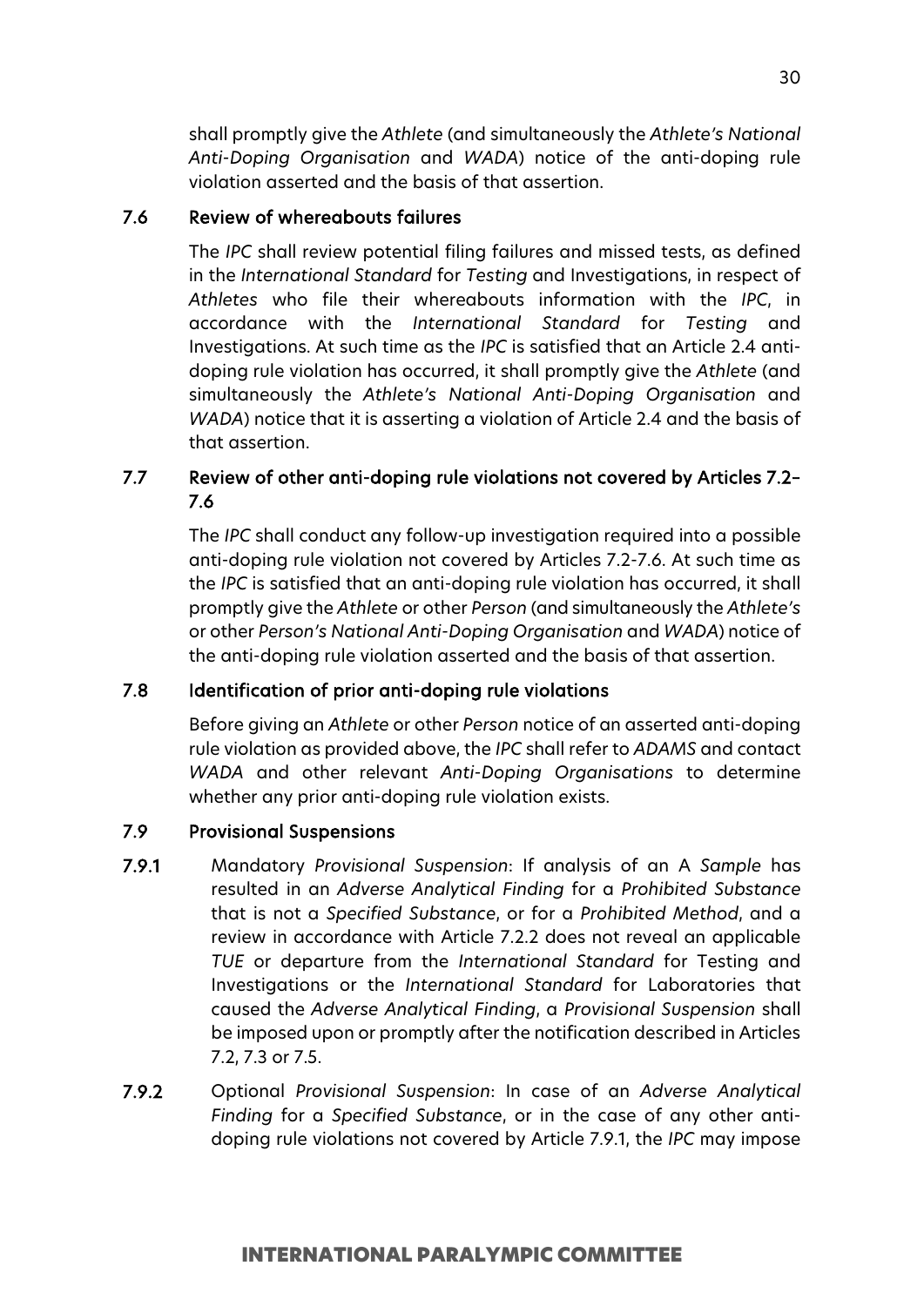shall promptly give the *Athlete* (and simultaneously the *Athlete's National Anti-Doping Organisation* and *WADA*) notice of the anti-doping rule violation asserted and the basis of that assertion.

### 7.6 Review of whereabouts failures

The *IPC* shall review potential filing failures and missed tests, as defined in the *International Standard* for *Testing* and Investigations, in respect of *Athletes* who file their whereabouts information with the *IPC*, in accordance with the *International Standard* for *Testing* and Investigations. At such time as the *IPC* is satisfied that an Article 2.4 anti-doping rule violation has occurred, it shall promptly give the *Athlete* (and simultaneously the *Athlete's National Anti-Doping Organisation* and *WADA*) notice that it is asserting a violation of Article 2.4 and the basis of that assertion.

### 7.7 Review of other anti-doping rule violations not covered by Articles 7.2–7.6

The *IPC* shall conduct any follow-up investigation required into a possible anti-doping rule violation not covered by Articles 7.2-7.6. At such time as the *IPC* is satisfied that an anti-doping rule violation has occurred, it shall promptly give the *Athlete* or other *Person* (and simultaneously the *Athlete's* or other *Person's National Anti-Doping Organisation* and *WADA*) notice of the anti-doping rule violation asserted and the basis of that assertion.

### 7.8 Identification of prior anti-doping rule violations

Before giving an *Athlete* or other *Person* notice of an asserted anti-doping rule violation as provided above, the *IPC* shall refer to *ADAMS* and contact *WADA* and other relevant *Anti-Doping Organisations* to determine whether any prior anti-doping rule violation exists.

### 7.9 Provisional Suspensions

**7.9.1** Mandatory *Provisional Suspension*: If analysis of an A *Sample* has resulted in an *Adverse Analytical Finding* for a *Prohibited Substance* that is not a *Specified Substance*, or for a *Prohibited Method*, and a review in accordance with Article 7.2.2 does not reveal an applicable *TUE* or departure from the *International Standard* for Testing and Investigations or the *International Standard* for Laboratories that caused the *Adverse Analytical Finding*, a *Provisional Suspension* shall be imposed upon or promptly after the notification described in Articles 7.2, 7.3 or 7.5.

**7.9.2** Optional *Provisional Suspension*: In case of an *Adverse Analytical Finding* for a *Specified Substance*, or in the case of any other anti-doping rule violations not covered by Article 7.9.1, the *IPC* may impose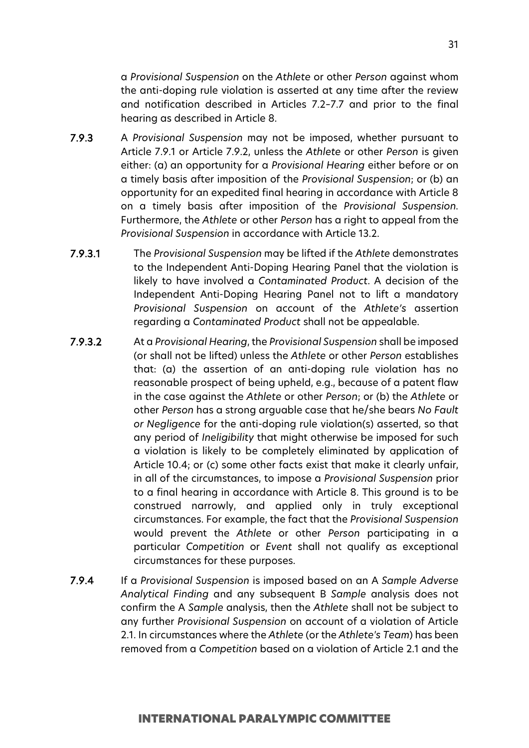a *Provisional Suspension* on the *Athlete* or other *Person* against whom the anti-doping rule violation is asserted at any time after the review and notification described in Articles 7.2–7.7 and prior to the final hearing as described in Article 8.

**7.9.3** A *Provisional Suspension* may not be imposed, whether pursuant to Article 7.9.1 or Article 7.9.2, unless the *Athlete* or other *Person* is given either: (a) an opportunity for a *Provisional Hearing* either before or on a timely basis after imposition of the *Provisional Suspension*; or (b) an opportunity for an expedited final hearing in accordance with Article 8 on a timely basis after imposition of the *Provisional Suspension*. Furthermore, the *Athlete* or other *Person* has a right to appeal from the *Provisional Suspension* in accordance with Article 13.2.

**7.9.3.1** The *Provisional Suspension* may be lifted if the *Athlete* demonstrates to the Independent Anti-Doping Hearing Panel that the violation is likely to have involved a *Contaminated Product*. A decision of the Independent Anti-Doping Hearing Panel not to lift a mandatory *Provisional Suspension* on account of the *Athlete's* assertion regarding a *Contaminated Product* shall not be appealable.

**7.9.3.2** At a *Provisional Hearing*, the *Provisional Suspension* shall be imposed (or shall not be lifted) unless the *Athlete* or other *Person* establishes that: (a) the assertion of an anti-doping rule violation has no reasonable prospect of being upheld, e.g., because of a patent flaw in the case against the *Athlete* or other *Person*; or (b) the *Athlete* or other *Person* has a strong arguable case that he/she bears *No Fault or Negligence* for the anti-doping rule violation(s) asserted, so that any period of *Ineligibility* that might otherwise be imposed for such a violation is likely to be completely eliminated by application of Article 10.4; or (c) some other facts exist that make it clearly unfair, in all of the circumstances, to impose a *Provisional Suspension* prior to a final hearing in accordance with Article 8. This ground is to be construed narrowly, and applied only in truly exceptional circumstances. For example, the fact that the *Provisional Suspension* would prevent the *Athlete* or other *Person* participating in a particular *Competition* or *Event* shall not qualify as exceptional circumstances for these purposes.

**7.9.4** If a *Provisional Suspension* is imposed based on an A *Sample Adverse Analytical Finding* and any subsequent B *Sample* analysis does not confirm the A *Sample* analysis, then the *Athlete* shall not be subject to any further *Provisional Suspension* on account of a violation of Article 2.1. In circumstances where the *Athlete* (or the *Athlete's Team*) has been removed from a *Competition* based on a violation of Article 2.1 and the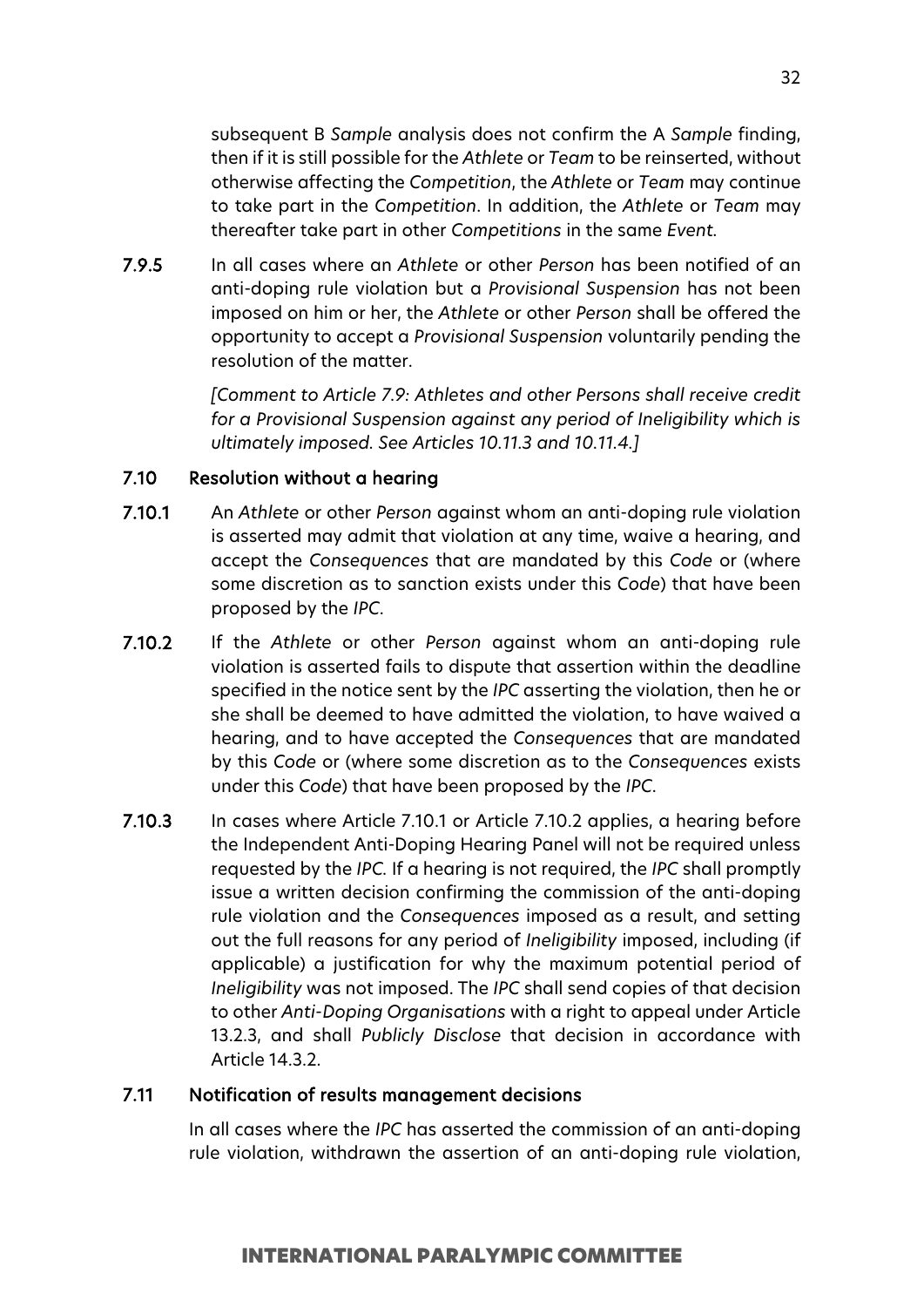subsequent B *Sample* analysis does not confirm the A *Sample* finding, then if it is still possible for the *Athlete* or *Team* to be reinserted, without otherwise affecting the *Competition*, the *Athlete* or *Team* may continue to take part in the *Competition*. In addition, the *Athlete* or *Team* may thereafter take part in other *Competitions* in the same *Event*.

**7.9.5** In all cases where an *Athlete* or other *Person* has been notified of an anti-doping rule violation but a *Provisional Suspension* has not been imposed on him or her, the *Athlete* or other *Person* shall be offered the opportunity to accept a *Provisional Suspension* voluntarily pending the resolution of the matter.

*[Comment to Article 7.9: Athletes and other Persons shall receive credit for a Provisional Suspension against any period of Ineligibility which is ultimately imposed. See Articles 10.11.3 and 10.11.4.]*

### 7.10 Resolution without a hearing

**7.10.1** An *Athlete* or other *Person* against whom an anti-doping rule violation is asserted may admit that violation at any time, waive a hearing, and accept the *Consequences* that are mandated by this *Code* or (where some discretion as to sanction exists under this *Code*) that have been proposed by the *IPC*.

**7.10.2** If the *Athlete* or other *Person* against whom an anti-doping rule violation is asserted fails to dispute that assertion within the deadline specified in the notice sent by the *IPC* asserting the violation, then he or she shall be deemed to have admitted the violation, to have waived a hearing, and to have accepted the *Consequences* that are mandated by this *Code* or (where some discretion as to the *Consequences* exists under this *Code*) that have been proposed by the *IPC*.

**7.10.3** In cases where Article 7.10.1 or Article 7.10.2 applies, a hearing before the Independent Anti-Doping Hearing Panel will not be required unless requested by the *IPC.* If a hearing is not required, the *IPC* shall promptly issue a written decision confirming the commission of the anti-doping rule violation and the *Consequences* imposed as a result, and setting out the full reasons for any period of *Ineligibility* imposed, including (if applicable) a justification for why the maximum potential period of *Ineligibility* was not imposed. The *IPC* shall send copies of that decision to other *Anti-Doping Organisations* with a right to appeal under Article 13.2.3, and shall *Publicly Disclose* that decision in accordance with Article 14.3.2.

### 7.11 Notification of results management decisions

In all cases where the *IPC* has asserted the commission of an anti-doping rule violation, withdrawn the assertion of an anti-doping rule violation,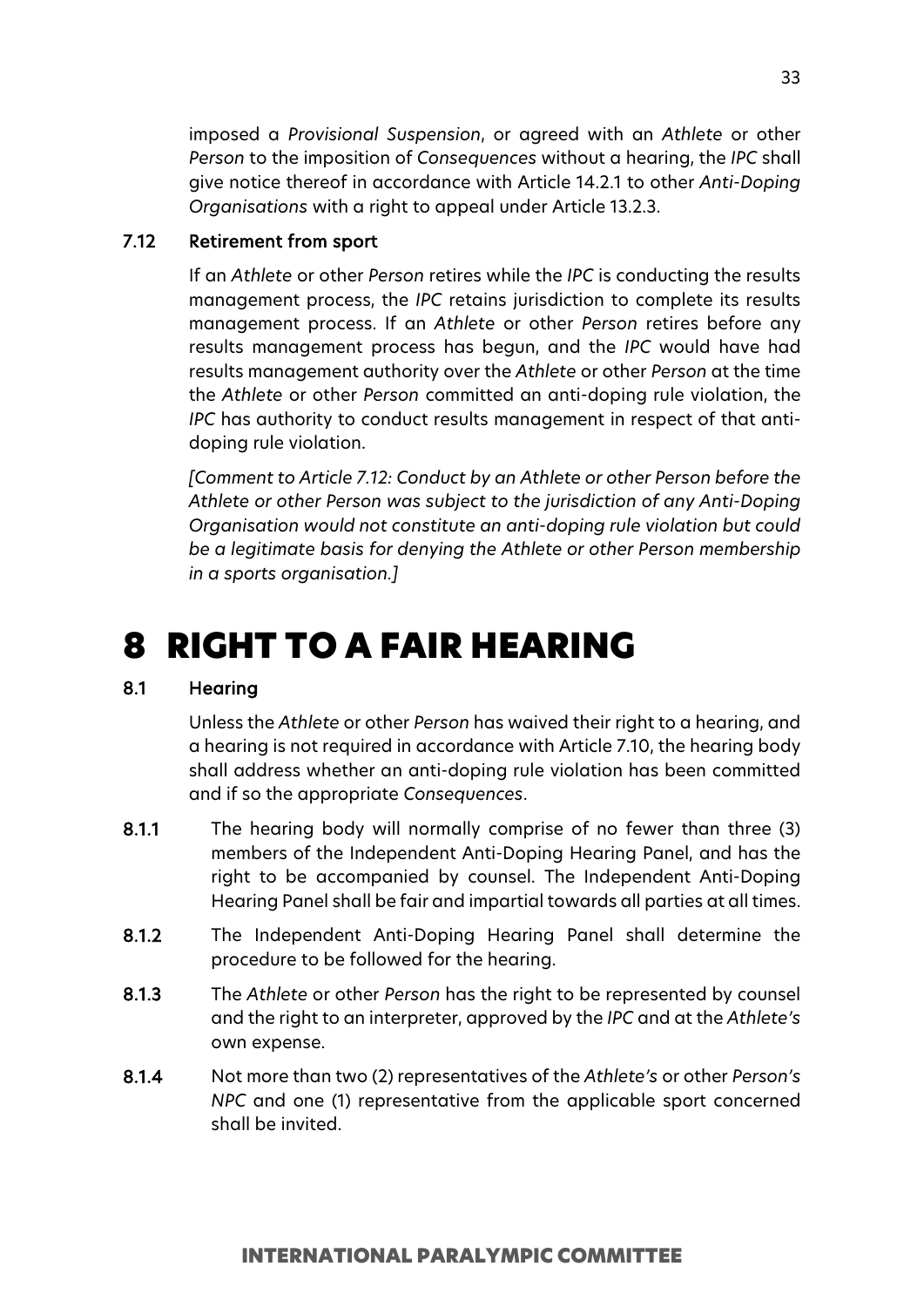imposed a *Provisional Suspension*, or agreed with an *Athlete* or other *Person* to the imposition of *Consequences* without a hearing, the *IPC* shall give notice thereof in accordance with Article 14.2.1 to other *Anti-Doping Organisations* with a right to appeal under Article 13.2.3.

### 7.12 Retirement from sport

If an *Athlete* or other *Person* retires while the *IPC* is conducting the results management process, the *IPC* retains jurisdiction to complete its results management process. If an *Athlete* or other *Person* retires before any results management process has begun, and the *IPC* would have had results management authority over the *Athlete* or other *Person* at the time the *Athlete* or other *Person* committed an anti-doping rule violation, the *IPC* has authority to conduct results management in respect of that anti-doping rule violation.

*[Comment to Article 7.12: Conduct by an Athlete or other Person before the Athlete or other Person was subject to the jurisdiction of any Anti-Doping Organisation would not constitute an anti-doping rule violation but could be a legitimate basis for denying the Athlete or other Person membership in a sports organisation.]*

# 8 RIGHT TO A FAIR HEARING

### 8.1 Hearing

Unless the *Athlete* or other *Person* has waived their right to a hearing, and a hearing is not required in accordance with Article 7.10, the hearing body shall address whether an anti-doping rule violation has been committed and if so the appropriate *Consequences*.

**8.1.1** The hearing body will normally comprise of no fewer than three (3) members of the Independent Anti-Doping Hearing Panel, and has the right to be accompanied by counsel. The Independent Anti-Doping Hearing Panel shall be fair and impartial towards all parties at all times.

**8.1.2** The Independent Anti-Doping Hearing Panel shall determine the procedure to be followed for the hearing.

**8.1.3** The *Athlete* or other *Person* has the right to be represented by counsel and the right to an interpreter, approved by the *IPC* and at the *Athlete's* own expense.

**8.1.4** Not more than two (2) representatives of the *Athlete's* or other *Person's* *NPC* and one (1) representative from the applicable sport concerned shall be invited.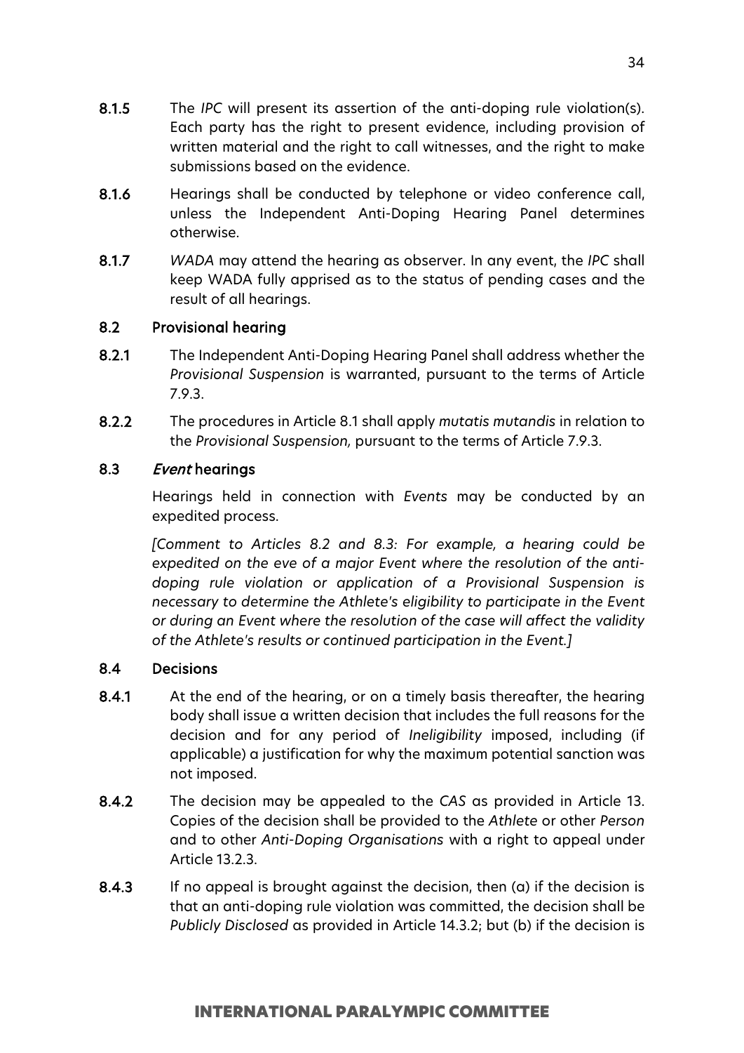**8.1.5** The *IPC* will present its assertion of the anti-doping rule violation(s). Each party has the right to present evidence, including provision of written material and the right to call witnesses, and the right to make submissions based on the evidence.

**8.1.6** Hearings shall be conducted by telephone or video conference call, unless the Independent Anti-Doping Hearing Panel determines otherwise.

**8.1.7** *WADA* may attend the hearing as observer. In any event, the *IPC* shall keep WADA fully apprised as to the status of pending cases and the result of all hearings.

### 8.2 Provisional hearing

**8.2.1** The Independent Anti-Doping Hearing Panel shall address whether the *Provisional Suspension* is warranted, pursuant to the terms of Article 7.9.3.

**8.2.2** The procedures in Article 8.1 shall apply *mutatis mutandis* in relation to the *Provisional Suspension,* pursuant to the terms of Article 7.9.3.

### 8.3 *Event* hearings

Hearings held in connection with *Events* may be conducted by an expedited process.

*[Comment to Articles 8.2 and 8.3: For example, a hearing could be expedited on the eve of a major Event where the resolution of the anti-doping rule violation or application of a Provisional Suspension is necessary to determine the Athlete's eligibility to participate in the Event or during an Event where the resolution of the case will affect the validity of the Athlete's results or continued participation in the Event.]*

### 8.4 Decisions

**8.4.1** At the end of the hearing, or on a timely basis thereafter, the hearing body shall issue a written decision that includes the full reasons for the decision and for any period of *Ineligibility* imposed, including (if applicable) a justification for why the maximum potential sanction was not imposed.

**8.4.2** The decision may be appealed to the *CAS* as provided in Article 13. Copies of the decision shall be provided to the *Athlete* or other *Person* and to other *Anti-Doping Organisations* with a right to appeal under Article 13.2.3.

**8.4.3** If no appeal is brought against the decision, then (a) if the decision is that an anti-doping rule violation was committed, the decision shall be *Publicly Disclosed* as provided in Article 14.3.2; but (b) if the decision is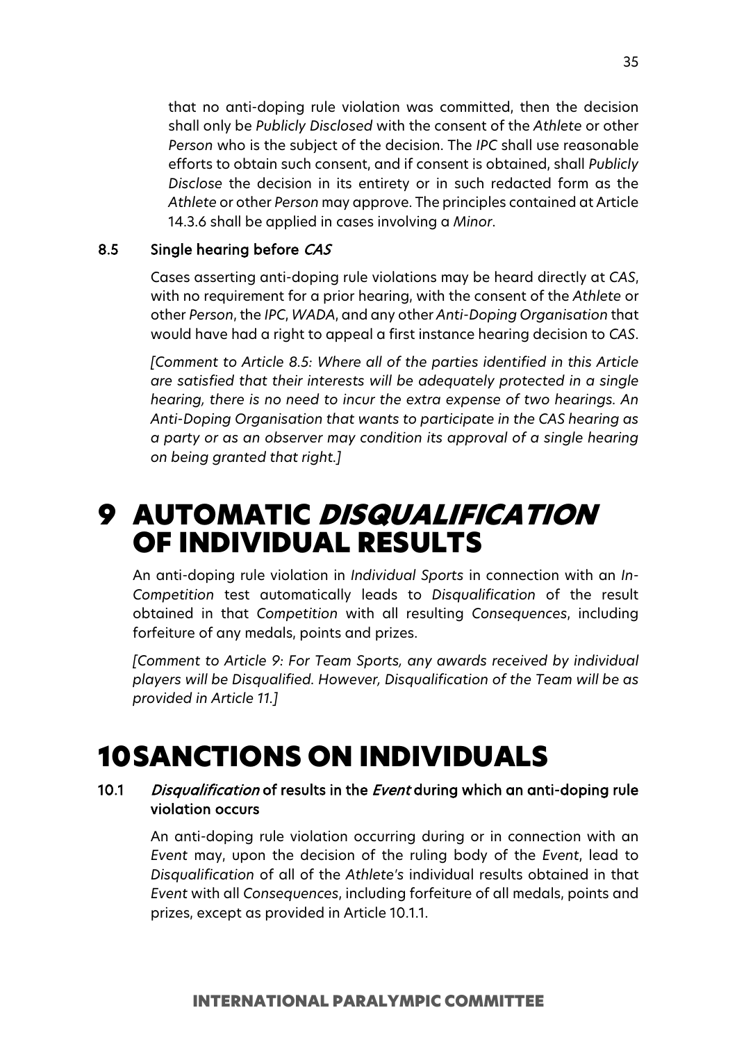that no anti-doping rule violation was committed, then the decision shall only be *Publicly Disclosed* with the consent of the *Athlete* or other *Person* who is the subject of the decision. The *IPC* shall use reasonable efforts to obtain such consent, and if consent is obtained, shall *Publicly Disclose* the decision in its entirety or in such redacted form as the *Athlete* or other *Person* may approve. The principles contained at Article 14.3.6 shall be applied in cases involving a *Minor*.

### 8.5 Single hearing before *CAS*

Cases asserting anti-doping rule violations may be heard directly at *CAS*, with no requirement for a prior hearing, with the consent of the *Athlete* or other *Person*, the *IPC*, *WADA*, and any other *Anti-Doping Organisation* that would have had a right to appeal a first instance hearing decision to *CAS*.

*[Comment to Article 8.5: Where all of the parties identified in this Article are satisfied that their interests will be adequately protected in a single hearing, there is no need to incur the extra expense of two hearings. An Anti-Doping Organisation that wants to participate in the CAS hearing as a party or as an observer may condition its approval of a single hearing on being granted that right.]*

# 9 AUTOMATIC *DISQUALIFICATION* OF INDIVIDUAL RESULTS

An anti-doping rule violation in *Individual Sports* in connection with an *In-Competition* test automatically leads to *Disqualification* of the result obtained in that *Competition* with all resulting *Consequences*, including forfeiture of any medals, points and prizes.

*[Comment to Article 9: For Team Sports, any awards received by individual players will be Disqualified. However, Disqualification of the Team will be as provided in Article 11.]*

# 10 SANCTIONS ON INDIVIDUALS

### 10.1 *Disqualification* of results in the *Event* during which an anti-doping rule violation occurs

An anti-doping rule violation occurring during or in connection with an *Event* may, upon the decision of the ruling body of the *Event*, lead to *Disqualification* of all of the *Athlete's* individual results obtained in that *Event* with all *Consequences*, including forfeiture of all medals, points and prizes, except as provided in Article 10.1.1.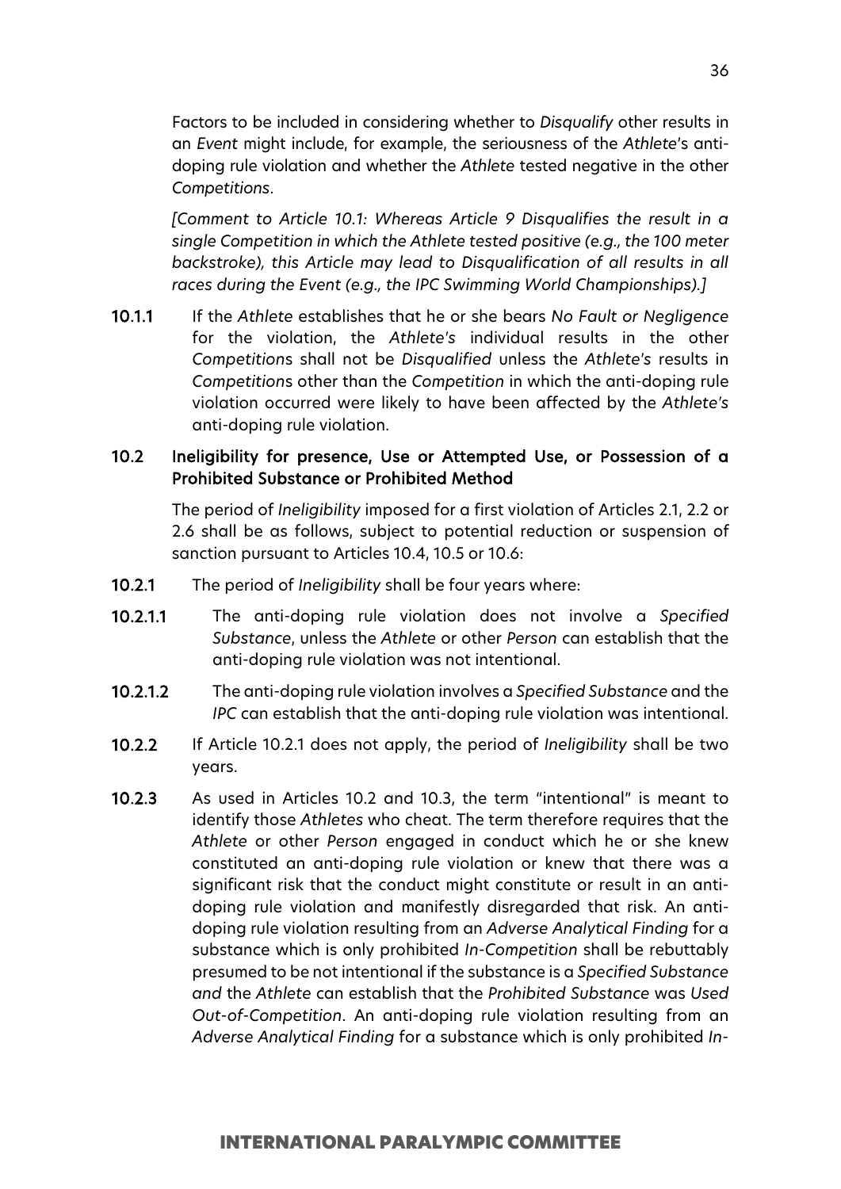Factors to be included in considering whether to *Disqualify* other results in an *Event* might include, for example, the seriousness of the *Athlete*'s anti-doping rule violation and whether the *Athlete* tested negative in the other *Competitions*.

*[Comment to Article 10.1: Whereas Article 9 Disqualifies the result in a single Competition in which the Athlete tested positive (e.g., the 100 meter backstroke), this Article may lead to Disqualification of all results in all races during the Event (e.g., the IPC Swimming World Championships).]*

**10.1.1** If the *Athlete* establishes that he or she bears *No Fault or Negligence* for the violation, the *Athlete's* individual results in the other *Competition*s shall not be *Disqualified* unless the *Athlete's* results in *Competition*s other than the *Competition* in which the anti-doping rule violation occurred were likely to have been affected by the *Athlete's* anti-doping rule violation.

### 10.2 Ineligibility for presence, Use or Attempted Use, or Possession of a Prohibited Substance or Prohibited Method

The period of *Ineligibility* imposed for a first violation of Articles 2.1, 2.2 or 2.6 shall be as follows, subject to potential reduction or suspension of sanction pursuant to Articles 10.4, 10.5 or 10.6:

**10.2.1** The period of *Ineligibility* shall be four years where:

**10.2.1.1** The anti-doping rule violation does not involve a *Specified Substance*, unless the *Athlete* or other *Person* can establish that the anti-doping rule violation was not intentional.

**10.2.1.2** The anti-doping rule violation involves a *Specified Substance* and the *IPC* can establish that the anti-doping rule violation was intentional.

**10.2.2** If Article 10.2.1 does not apply, the period of *Ineligibility* shall be two years.

**10.2.3** As used in Articles 10.2 and 10.3, the term "intentional" is meant to identify those *Athletes* who cheat. The term therefore requires that the *Athlete* or other *Person* engaged in conduct which he or she knew constituted an anti-doping rule violation or knew that there was a significant risk that the conduct might constitute or result in an anti-doping rule violation and manifestly disregarded that risk. An anti-doping rule violation resulting from an *Adverse Analytical Finding* for a substance which is only prohibited *In-Competition* shall be rebuttably presumed to be not intentional if the substance is a *Specified Substance and* the *Athlete* can establish that the *Prohibited Substance* was *Used Out-of-Competition*. An anti-doping rule violation resulting from an *Adverse Analytical Finding* for a substance which is only prohibited *In-*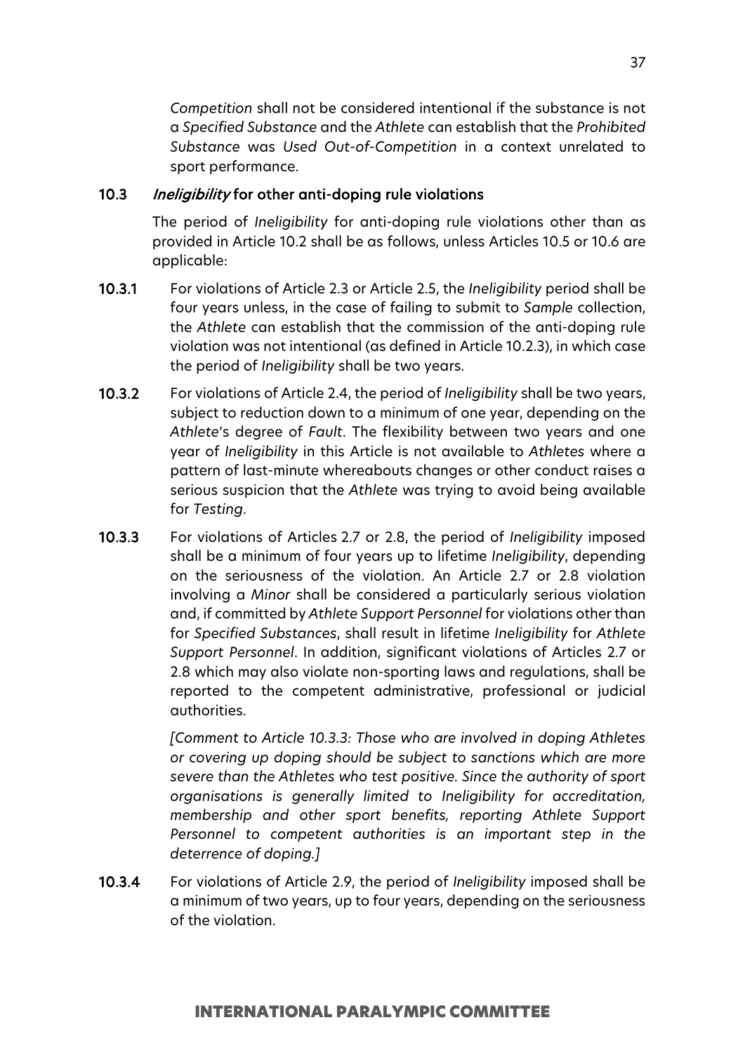*Competition* shall not be considered intentional if the substance is not a *Specified Substance* and the *Athlete* can establish that the *Prohibited Substance* was *Used Out-of-Competition* in a context unrelated to sport performance.

### 10.3 *Ineligibility* for other anti-doping rule violations

The period of *Ineligibility* for anti-doping rule violations other than as provided in Article 10.2 shall be as follows, unless Articles 10.5 or 10.6 are applicable:

**10.3.1** For violations of Article 2.3 or Article 2.5, the *Ineligibility* period shall be four years unless, in the case of failing to submit to *Sample* collection, the *Athlete* can establish that the commission of the anti-doping rule violation was not intentional (as defined in Article 10.2.3), in which case the period of *Ineligibility* shall be two years.

**10.3.2** For violations of Article 2.4, the period of *Ineligibility* shall be two years, subject to reduction down to a minimum of one year, depending on the *Athlete*'s degree of *Fault*. The flexibility between two years and one year of *Ineligibility* in this Article is not available to *Athletes* where a pattern of last-minute whereabouts changes or other conduct raises a serious suspicion that the *Athlete* was trying to avoid being available for *Testing*.

**10.3.3** For violations of Articles 2.7 or 2.8, the period of *Ineligibility* imposed shall be a minimum of four years up to lifetime *Ineligibility*, depending on the seriousness of the violation. An Article 2.7 or 2.8 violation involving a *Minor* shall be considered a particularly serious violation and, if committed by *Athlete Support Personnel* for violations other than for *Specified Substances*, shall result in lifetime *Ineligibility* for *Athlete Support Personnel*. In addition, significant violations of Articles 2.7 or 2.8 which may also violate non-sporting laws and regulations, shall be reported to the competent administrative, professional or judicial authorities.

*[Comment to Article 10.3.3: Those who are involved in doping Athletes or covering up doping should be subject to sanctions which are more severe than the Athletes who test positive. Since the authority of sport organisations is generally limited to Ineligibility for accreditation, membership and other sport benefits, reporting Athlete Support Personnel to competent authorities is an important step in the deterrence of doping.]*

**10.3.4** For violations of Article 2.9, the period of *Ineligibility* imposed shall be a minimum of two years, up to four years, depending on the seriousness of the violation.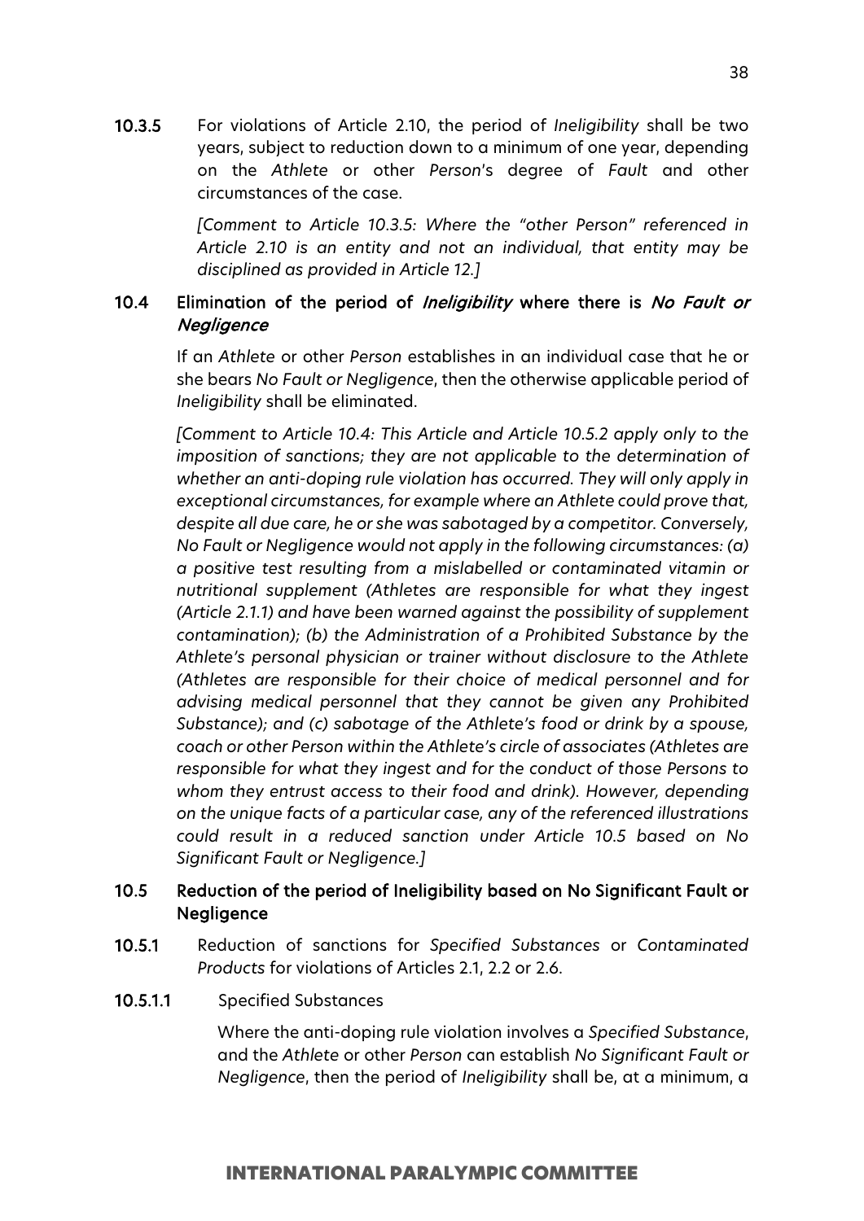**10.3.5** For violations of Article 2.10, the period of *Ineligibility* shall be two years, subject to reduction down to a minimum of one year, depending on the *Athlete* or other *Person*'s degree of *Fault* and other circumstances of the case.

*[Comment to Article 10.3.5: Where the "other Person" referenced in Article 2.10 is an entity and not an individual, that entity may be disciplined as provided in Article 12.]*

### 10.4 Elimination of the period of *Ineligibility* where there is *No Fault or Negligence*

If an *Athlete* or other *Person* establishes in an individual case that he or she bears *No Fault or Negligence*, then the otherwise applicable period of *Ineligibility* shall be eliminated.

*[Comment to Article 10.4: This Article and Article 10.5.2 apply only to the imposition of sanctions; they are not applicable to the determination of whether an anti-doping rule violation has occurred. They will only apply in exceptional circumstances, for example where an Athlete could prove that, despite all due care, he or she was sabotaged by a competitor. Conversely, No Fault or Negligence would not apply in the following circumstances: (a) a positive test resulting from a mislabelled or contaminated vitamin or nutritional supplement (Athletes are responsible for what they ingest (Article 2.1.1) and have been warned against the possibility of supplement contamination); (b) the Administration of a Prohibited Substance by the Athlete's personal physician or trainer without disclosure to the Athlete (Athletes are responsible for their choice of medical personnel and for advising medical personnel that they cannot be given any Prohibited Substance); and (c) sabotage of the Athlete's food or drink by a spouse, coach or other Person within the Athlete's circle of associates (Athletes are responsible for what they ingest and for the conduct of those Persons to whom they entrust access to their food and drink). However, depending on the unique facts of a particular case, any of the referenced illustrations could result in a reduced sanction under Article 10.5 based on No Significant Fault or Negligence.]*

### 10.5 Reduction of the period of Ineligibility based on No Significant Fault or Negligence

**10.5.1** Reduction of sanctions for *Specified Substances* or *Contaminated Products* for violations of Articles 2.1, 2.2 or 2.6.

**10.5.1.1** Specified Substances

Where the anti-doping rule violation involves a *Specified Substance*, and the *Athlete* or other *Person* can establish *No Significant Fault or Negligence*, then the period of *Ineligibility* shall be, at a minimum, a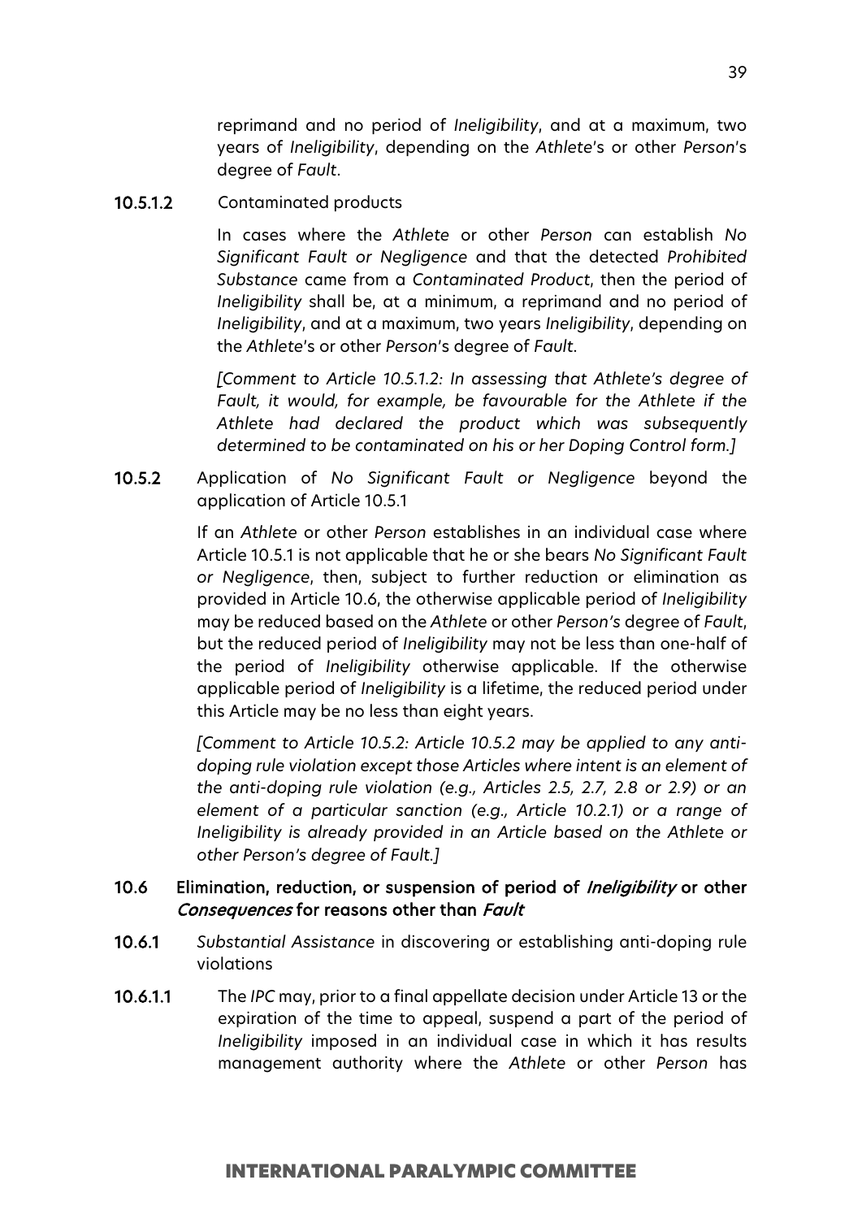reprimand and no period of *Ineligibility*, and at a maximum, two years of *Ineligibility*, depending on the *Athlete*'s or other *Person*'s degree of *Fault*.

**10.5.1.2** Contaminated products

In cases where the *Athlete* or other *Person* can establish *No Significant Fault or Negligence* and that the detected *Prohibited Substance* came from a *Contaminated Product*, then the period of *Ineligibility* shall be, at a minimum, a reprimand and no period of *Ineligibility*, and at a maximum, two years *Ineligibility*, depending on the *Athlete*'s or other *Person*'s degree of *Fault*.

*[Comment to Article 10.5.1.2: In assessing that Athlete's degree of Fault, it would, for example, be favourable for the Athlete if the Athlete had declared the product which was subsequently determined to be contaminated on his or her Doping Control form.]*

**10.5.2** Application of *No Significant Fault or Negligence* beyond the application of Article 10.5.1

If an *Athlete* or other *Person* establishes in an individual case where Article 10.5.1 is not applicable that he or she bears *No Significant Fault or Negligence*, then, subject to further reduction or elimination as provided in Article 10.6, the otherwise applicable period of *Ineligibility* may be reduced based on the *Athlete* or other *Person's* degree of *Fault*, but the reduced period of *Ineligibility* may not be less than one-half of the period of *Ineligibility* otherwise applicable. If the otherwise applicable period of *Ineligibility* is a lifetime, the reduced period under this Article may be no less than eight years.

*[Comment to Article 10.5.2: Article 10.5.2 may be applied to any anti-doping rule violation except those Articles where intent is an element of the anti-doping rule violation (e.g., Articles 2.5, 2.7, 2.8 or 2.9) or an element of a particular sanction (e.g., Article 10.2.1) or a range of Ineligibility is already provided in an Article based on the Athlete or other Person's degree of Fault.]*

### 10.6 Elimination, reduction, or suspension of period of *Ineligibility* or other *Consequences* for reasons other than *Fault*

**10.6.1** *Substantial Assistance* in discovering or establishing anti-doping rule violations

**10.6.1.1** The *IPC* may, prior to a final appellate decision under Article 13 or the expiration of the time to appeal, suspend a part of the period of *Ineligibility* imposed in an individual case in which it has results management authority where the *Athlete* or other *Person* has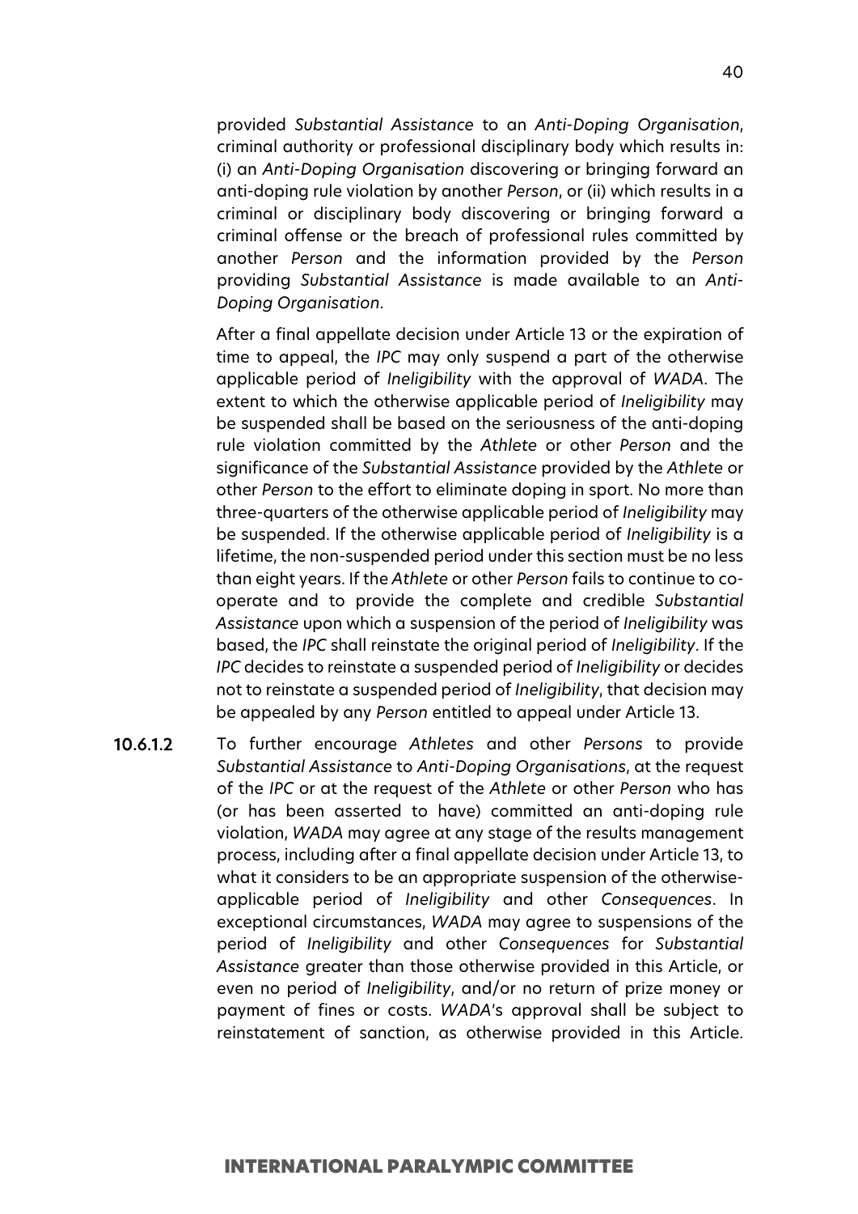provided *Substantial Assistance* to an *Anti-Doping Organisation*, criminal authority or professional disciplinary body which results in: (i) an *Anti-Doping Organisation* discovering or bringing forward an anti-doping rule violation by another *Person*, or (ii) which results in a criminal or disciplinary body discovering or bringing forward a criminal offense or the breach of professional rules committed by another *Person* and the information provided by the *Person* providing *Substantial Assistance* is made available to an *Anti-Doping Organisation*.

After a final appellate decision under Article 13 or the expiration of time to appeal, the *IPC* may only suspend a part of the otherwise applicable period of *Ineligibility* with the approval of *WADA*. The extent to which the otherwise applicable period of *Ineligibility* may be suspended shall be based on the seriousness of the anti-doping rule violation committed by the *Athlete* or other *Person* and the significance of the *Substantial Assistance* provided by the *Athlete* or other *Person* to the effort to eliminate doping in sport. No more than three-quarters of the otherwise applicable period of *Ineligibility* may be suspended. If the otherwise applicable period of *Ineligibility* is a lifetime, the non-suspended period under this section must be no less than eight years. If the *Athlete* or other *Person* fails to continue to co-operate and to provide the complete and credible *Substantial Assistance* upon which a suspension of the period of *Ineligibility* was based, the *IPC* shall reinstate the original period of *Ineligibility*. If the *IPC* decides to reinstate a suspended period of *Ineligibility* or decides not to reinstate a suspended period of *Ineligibility*, that decision may be appealed by any *Person* entitled to appeal under Article 13.

**10.6.1.2** To further encourage *Athletes* and other *Persons* to provide *Substantial Assistance* to *Anti-Doping Organisations*, at the request of the *IPC* or at the request of the *Athlete* or other *Person* who has (or has been asserted to have) committed an anti-doping rule violation, *WADA* may agree at any stage of the results management process, including after a final appellate decision under Article 13, to what it considers to be an appropriate suspension of the otherwise-applicable period of *Ineligibility* and other *Consequences*. In exceptional circumstances, *WADA* may agree to suspensions of the period of *Ineligibility* and other *Consequences* for *Substantial Assistance* greater than those otherwise provided in this Article, or even no period of *Ineligibility*, and/or no return of prize money or payment of fines or costs. *WADA*'s approval shall be subject to reinstatement of sanction, as otherwise provided in this Article.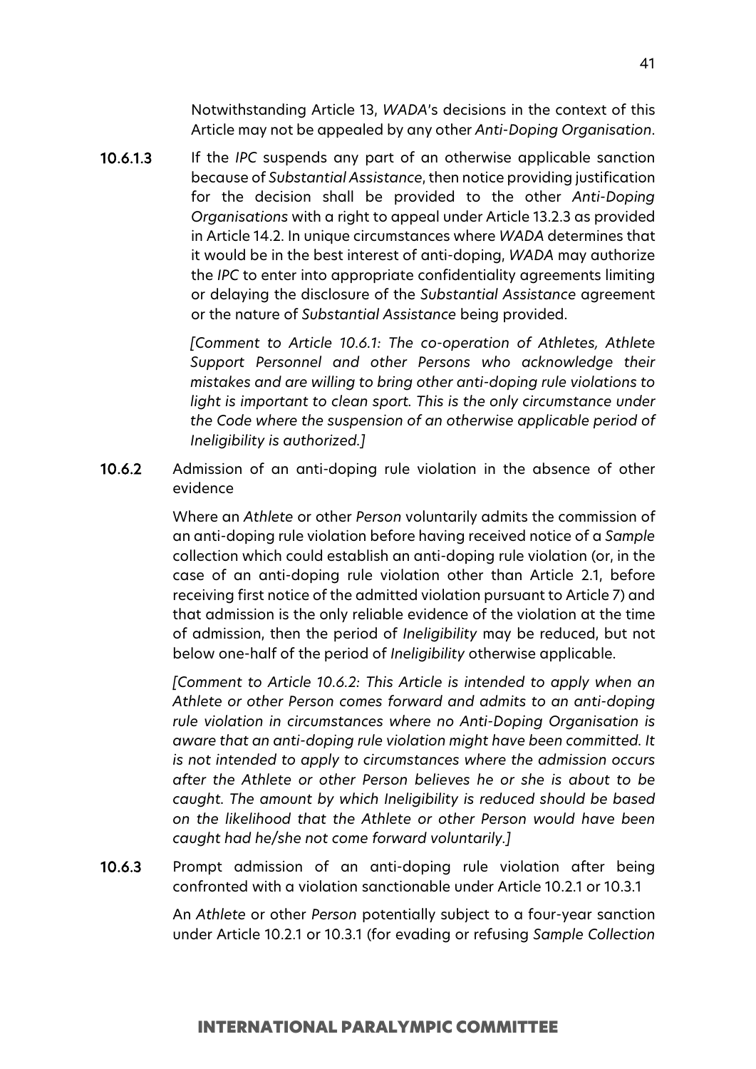Notwithstanding Article 13, *WADA*'s decisions in the context of this Article may not be appealed by any other *Anti-Doping Organisation*.

**10.6.1.3** If the *IPC* suspends any part of an otherwise applicable sanction because of *Substantial Assistance*, then notice providing justification for the decision shall be provided to the other *Anti-Doping Organisations* with a right to appeal under Article 13.2.3 as provided in Article 14.2. In unique circumstances where *WADA* determines that it would be in the best interest of anti-doping, *WADA* may authorize the *IPC* to enter into appropriate confidentiality agreements limiting or delaying the disclosure of the *Substantial Assistance* agreement or the nature of *Substantial Assistance* being provided.

*[Comment to Article 10.6.1: The co-operation of Athletes, Athlete Support Personnel and other Persons who acknowledge their mistakes and are willing to bring other anti-doping rule violations to light is important to clean sport. This is the only circumstance under the Code where the suspension of an otherwise applicable period of Ineligibility is authorized.]*

**10.6.2** Admission of an anti-doping rule violation in the absence of other evidence

Where an *Athlete* or other *Person* voluntarily admits the commission of an anti-doping rule violation before having received notice of a *Sample* collection which could establish an anti-doping rule violation (or, in the case of an anti-doping rule violation other than Article 2.1, before receiving first notice of the admitted violation pursuant to Article 7) and that admission is the only reliable evidence of the violation at the time of admission, then the period of *Ineligibility* may be reduced, but not below one-half of the period of *Ineligibility* otherwise applicable.

*[Comment to Article 10.6.2: This Article is intended to apply when an Athlete or other Person comes forward and admits to an anti-doping rule violation in circumstances where no Anti-Doping Organisation is aware that an anti-doping rule violation might have been committed. It is not intended to apply to circumstances where the admission occurs after the Athlete or other Person believes he or she is about to be caught. The amount by which Ineligibility is reduced should be based on the likelihood that the Athlete or other Person would have been caught had he/she not come forward voluntarily.]*

**10.6.3** Prompt admission of an anti-doping rule violation after being confronted with a violation sanctionable under Article 10.2.1 or 10.3.1

An *Athlete* or other *Person* potentially subject to a four-year sanction under Article 10.2.1 or 10.3.1 (for evading or refusing *Sample Collection*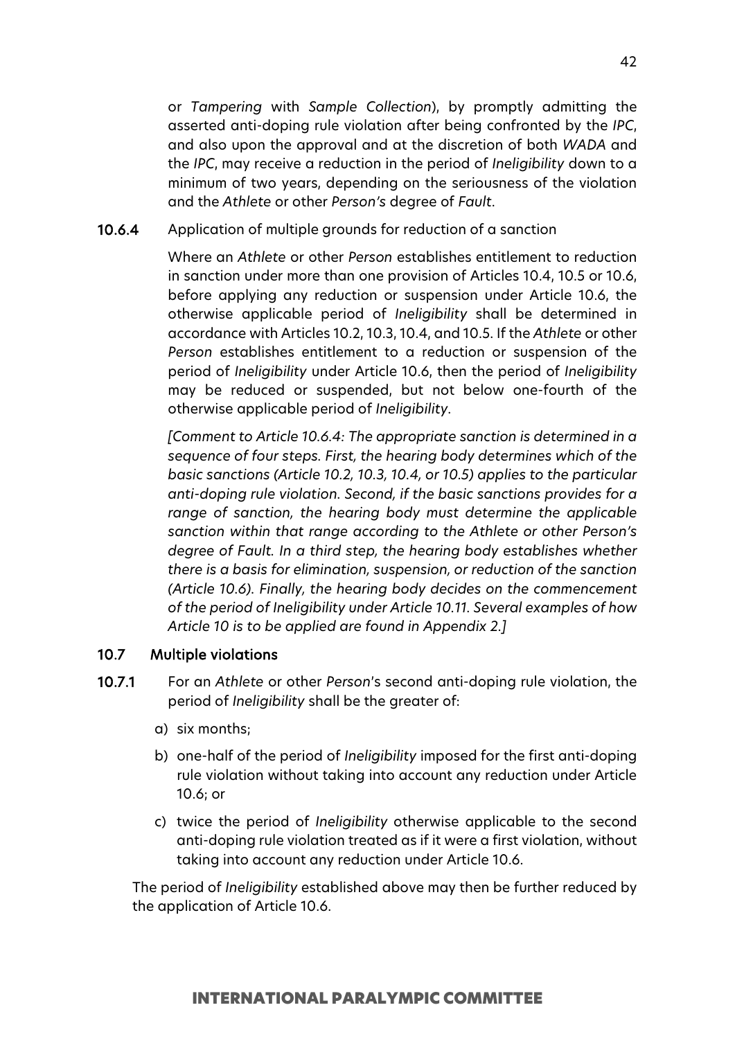or *Tampering* with *Sample Collection*), by promptly admitting the asserted anti-doping rule violation after being confronted by the *IPC*, and also upon the approval and at the discretion of both *WADA* and the *IPC*, may receive a reduction in the period of *Ineligibility* down to a minimum of two years, depending on the seriousness of the violation and the *Athlete* or other *Person's* degree of *Fault*.

**10.6.4** Application of multiple grounds for reduction of a sanction

Where an *Athlete* or other *Person* establishes entitlement to reduction in sanction under more than one provision of Articles 10.4, 10.5 or 10.6, before applying any reduction or suspension under Article 10.6, the otherwise applicable period of *Ineligibility* shall be determined in accordance with Articles 10.2, 10.3, 10.4, and 10.5. If the *Athlete* or other *Person* establishes entitlement to a reduction or suspension of the period of *Ineligibility* under Article 10.6, then the period of *Ineligibility* may be reduced or suspended, but not below one-fourth of the otherwise applicable period of *Ineligibility*.

*[Comment to Article 10.6.4: The appropriate sanction is determined in a sequence of four steps. First, the hearing body determines which of the basic sanctions (Article 10.2, 10.3, 10.4, or 10.5) applies to the particular anti-doping rule violation. Second, if the basic sanctions provides for a range of sanction, the hearing body must determine the applicable sanction within that range according to the Athlete or other Person's degree of Fault. In a third step, the hearing body establishes whether there is a basis for elimination, suspension, or reduction of the sanction (Article 10.6). Finally, the hearing body decides on the commencement of the period of Ineligibility under Article 10.11. Several examples of how Article 10 is to be applied are found in Appendix 2.]*

### 10.7 Multiple violations

**10.7.1** For an *Athlete* or other *Person*'s second anti-doping rule violation, the period of *Ineligibility* shall be the greater of:

a) six months;

b) one-half of the period of *Ineligibility* imposed for the first anti-doping rule violation without taking into account any reduction under Article 10.6; or

c) twice the period of *Ineligibility* otherwise applicable to the second anti-doping rule violation treated as if it were a first violation, without taking into account any reduction under Article 10.6.

The period of *Ineligibility* established above may then be further reduced by the application of Article 10.6.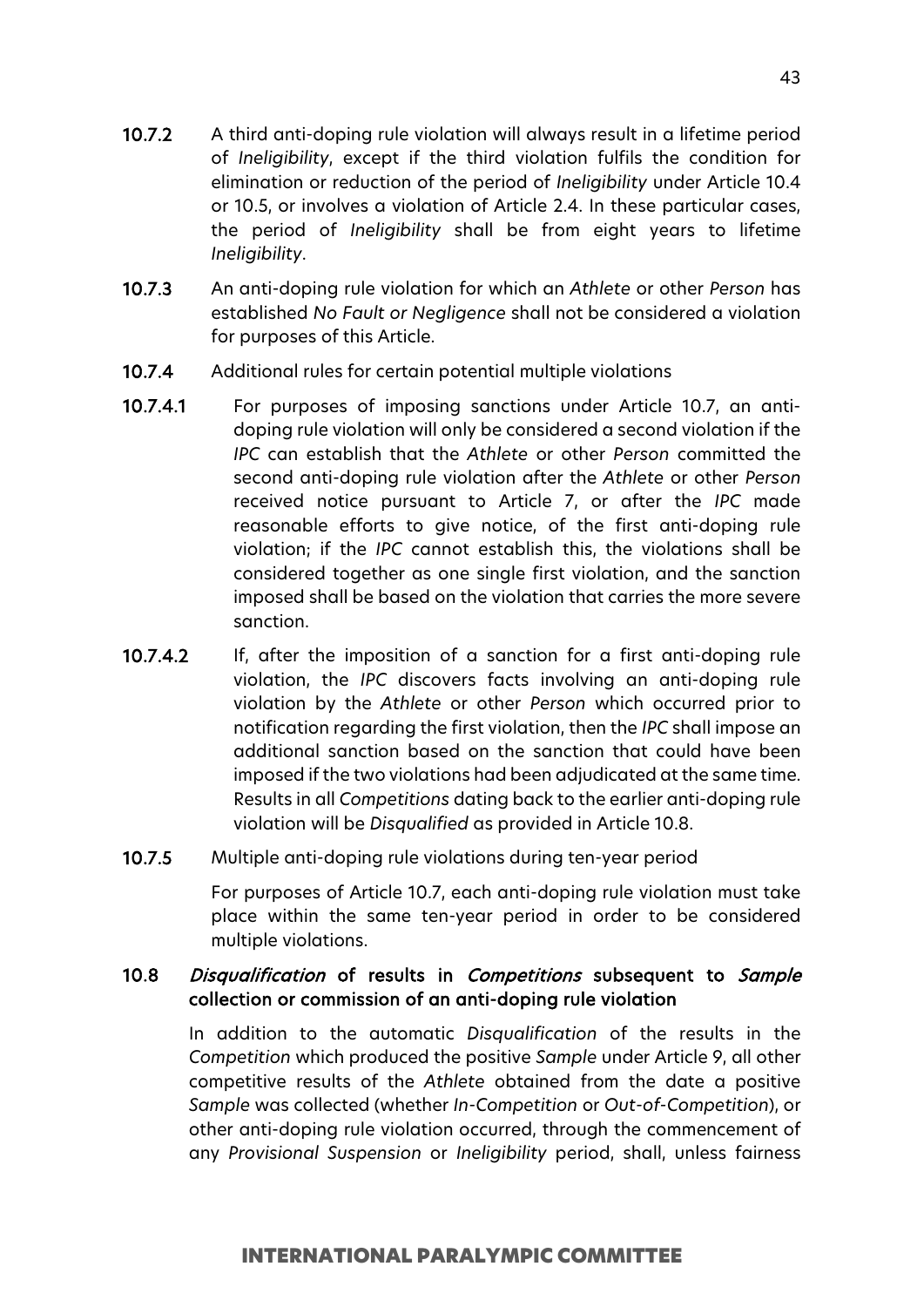**10.7.2** A third anti-doping rule violation will always result in a lifetime period of *Ineligibility*, except if the third violation fulfils the condition for elimination or reduction of the period of *Ineligibility* under Article 10.4 or 10.5, or involves a violation of Article 2.4. In these particular cases, the period of *Ineligibility* shall be from eight years to lifetime *Ineligibility*.

**10.7.3** An anti-doping rule violation for which an *Athlete* or other *Person* has established *No Fault or Negligence* shall not be considered a violation for purposes of this Article.

**10.7.4** Additional rules for certain potential multiple violations

**10.7.4.1** For purposes of imposing sanctions under Article 10.7, an anti-doping rule violation will only be considered a second violation if the *IPC* can establish that the *Athlete* or other *Person* committed the second anti-doping rule violation after the *Athlete* or other *Person* received notice pursuant to Article 7, or after the *IPC* made reasonable efforts to give notice, of the first anti-doping rule violation; if the *IPC* cannot establish this, the violations shall be considered together as one single first violation, and the sanction imposed shall be based on the violation that carries the more severe sanction.

**10.7.4.2** If, after the imposition of a sanction for a first anti-doping rule violation, the *IPC* discovers facts involving an anti-doping rule violation by the *Athlete* or other *Person* which occurred prior to notification regarding the first violation, then the *IPC* shall impose an additional sanction based on the sanction that could have been imposed if the two violations had been adjudicated at the same time. Results in all *Competitions* dating back to the earlier anti-doping rule violation will be *Disqualified* as provided in Article 10.8.

**10.7.5** Multiple anti-doping rule violations during ten-year period

For purposes of Article 10.7, each anti-doping rule violation must take place within the same ten-year period in order to be considered multiple violations.

### 10.8 *Disqualification* of results in *Competitions* subsequent to *Sample* collection or commission of an anti-doping rule violation

In addition to the automatic *Disqualification* of the results in the *Competition* which produced the positive *Sample* under Article 9, all other competitive results of the *Athlete* obtained from the date a positive *Sample* was collected (whether *In-Competition* or *Out-of-Competition*), or other anti-doping rule violation occurred, through the commencement of any *Provisional Suspension* or *Ineligibility* period, shall, unless fairness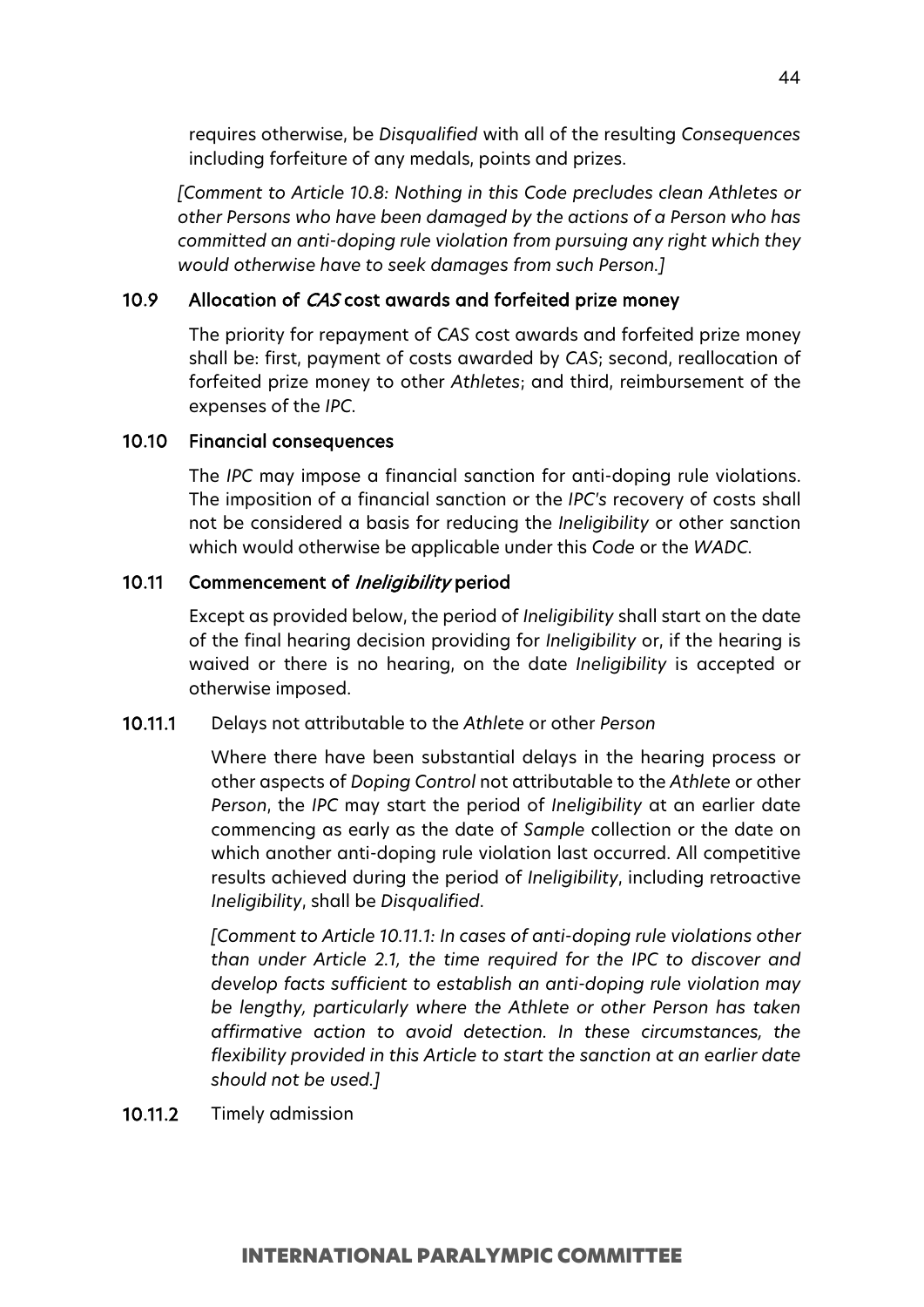requires otherwise, be *Disqualified* with all of the resulting *Consequences* including forfeiture of any medals, points and prizes.

*[Comment to Article 10.8: Nothing in this Code precludes clean Athletes or other Persons who have been damaged by the actions of a Person who has committed an anti-doping rule violation from pursuing any right which they would otherwise have to seek damages from such Person.]*

### 10.9 Allocation of *CAS* cost awards and forfeited prize money

The priority for repayment of *CAS* cost awards and forfeited prize money shall be: first, payment of costs awarded by *CAS*; second, reallocation of forfeited prize money to other *Athletes*; and third, reimbursement of the expenses of the *IPC*.

### 10.10 Financial consequences

The *IPC* may impose a financial sanction for anti-doping rule violations. The imposition of a financial sanction or the *IPC's* recovery of costs shall not be considered a basis for reducing the *Ineligibility* or other sanction which would otherwise be applicable under this *Code* or the *WADC*.

### 10.11 Commencement of *Ineligibility* period

Except as provided below, the period of *Ineligibility* shall start on the date of the final hearing decision providing for *Ineligibility* or, if the hearing is waived or there is no hearing, on the date *Ineligibility* is accepted or otherwise imposed.

#### 10.11.1 Delays not attributable to the *Athlete* or other *Person*

Where there have been substantial delays in the hearing process or other aspects of *Doping Control* not attributable to the *Athlete* or other *Person*, the *IPC* may start the period of *Ineligibility* at an earlier date commencing as early as the date of *Sample* collection or the date on which another anti-doping rule violation last occurred. All competitive results achieved during the period of *Ineligibility*, including retroactive *Ineligibility*, shall be *Disqualified*.

*[Comment to Article 10.11.1: In cases of anti-doping rule violations other than under Article 2.1, the time required for the IPC to discover and develop facts sufficient to establish an anti-doping rule violation may be lengthy, particularly where the Athlete or other Person has taken affirmative action to avoid detection. In these circumstances, the flexibility provided in this Article to start the sanction at an earlier date should not be used.]*

#### 10.11.2 Timely admission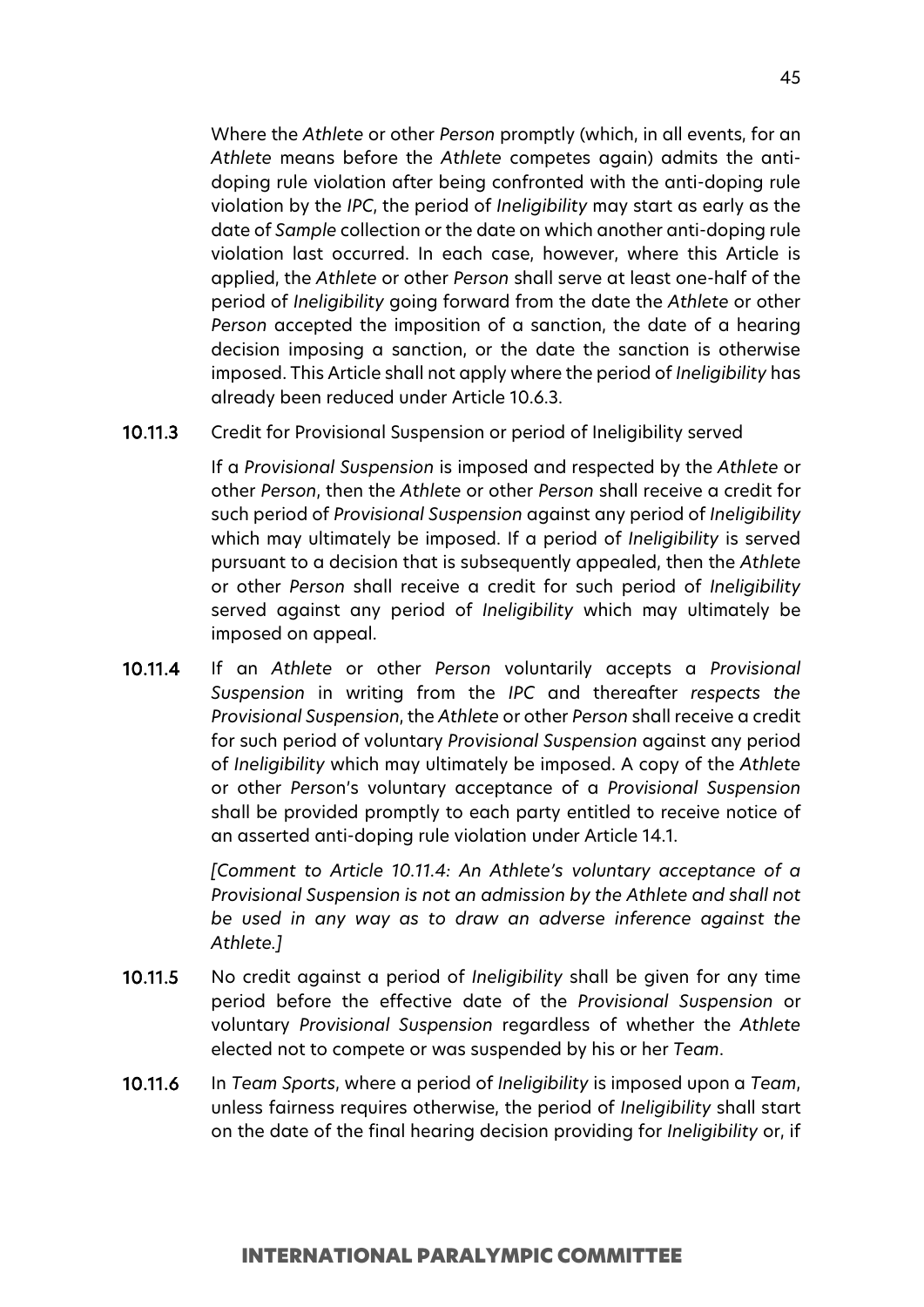Where the *Athlete* or other *Person* promptly (which, in all events, for an *Athlete* means before the *Athlete* competes again) admits the anti-doping rule violation after being confronted with the anti-doping rule violation by the *IPC*, the period of *Ineligibility* may start as early as the date of *Sample* collection or the date on which another anti-doping rule violation last occurred. In each case, however, where this Article is applied, the *Athlete* or other *Person* shall serve at least one-half of the period of *Ineligibility* going forward from the date the *Athlete* or other *Person* accepted the imposition of a sanction, the date of a hearing decision imposing a sanction, or the date the sanction is otherwise imposed. This Article shall not apply where the period of *Ineligibility* has already been reduced under Article 10.6.3.

**10.11.3** Credit for Provisional Suspension or period of Ineligibility served

If a *Provisional Suspension* is imposed and respected by the *Athlete* or other *Person*, then the *Athlete* or other *Person* shall receive a credit for such period of *Provisional Suspension* against any period of *Ineligibility* which may ultimately be imposed. If a period of *Ineligibility* is served pursuant to a decision that is subsequently appealed, then the *Athlete* or other *Person* shall receive a credit for such period of *Ineligibility* served against any period of *Ineligibility* which may ultimately be imposed on appeal.

**10.11.4** If an *Athlete* or other *Person* voluntarily accepts a *Provisional Suspension* in writing from the *IPC* and thereafter *respects the Provisional Suspension*, the *Athlete* or other *Person* shall receive a credit for such period of voluntary *Provisional Suspension* against any period of *Ineligibility* which may ultimately be imposed. A copy of the *Athlete* or other *Person*'s voluntary acceptance of a *Provisional Suspension* shall be provided promptly to each party entitled to receive notice of an asserted anti-doping rule violation under Article 14.1.

*[Comment to Article 10.11.4: An Athlete's voluntary acceptance of a Provisional Suspension is not an admission by the Athlete and shall not be used in any way as to draw an adverse inference against the Athlete.]*

**10.11.5** No credit against a period of *Ineligibility* shall be given for any time period before the effective date of the *Provisional Suspension* or voluntary *Provisional Suspension* regardless of whether the *Athlete* elected not to compete or was suspended by his or her *Team*.

**10.11.6** In *Team Sports*, where a period of *Ineligibility* is imposed upon a *Team*, unless fairness requires otherwise, the period of *Ineligibility* shall start on the date of the final hearing decision providing for *Ineligibility* or, if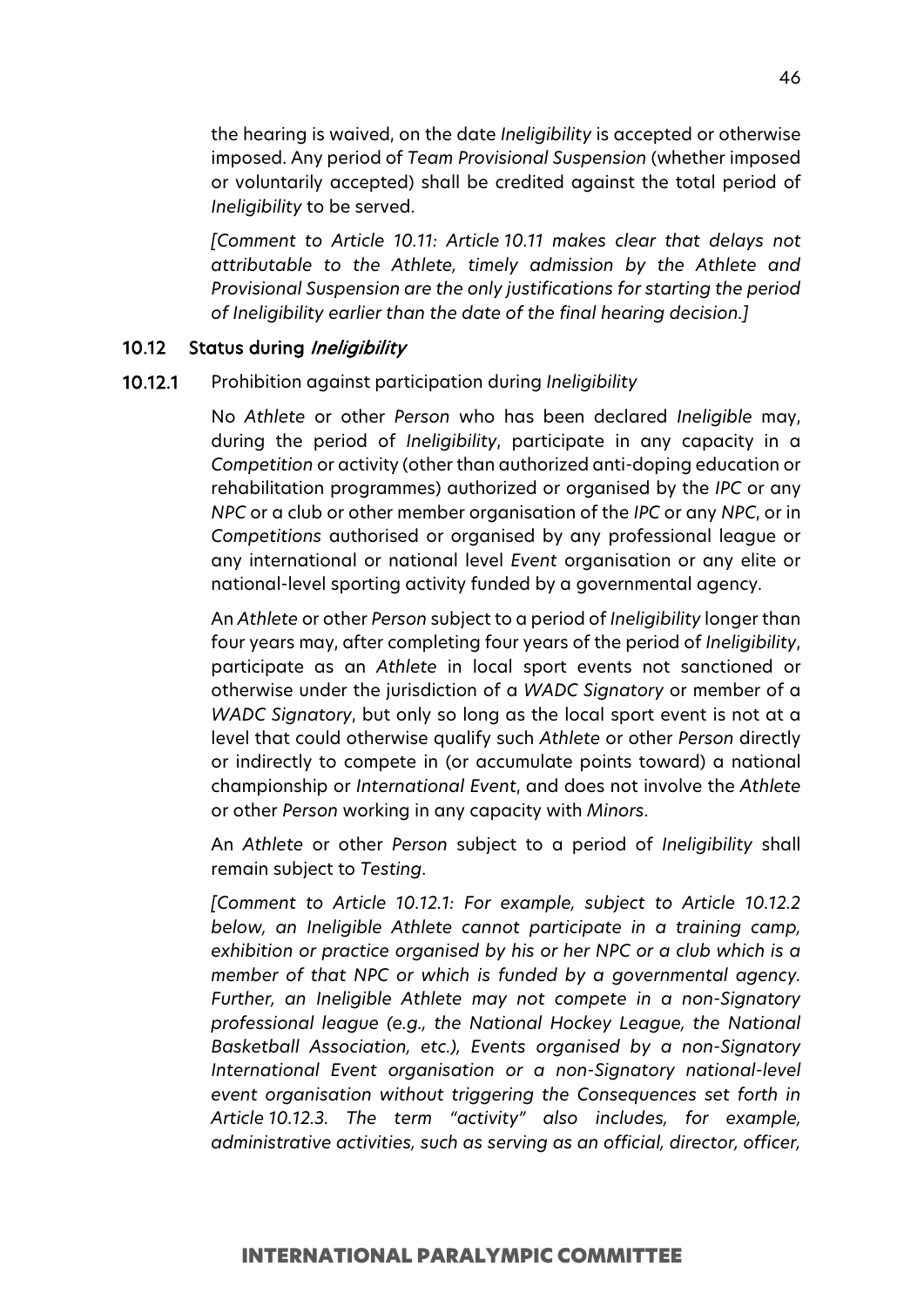the hearing is waived, on the date *Ineligibility* is accepted or otherwise imposed. Any period of *Team Provisional Suspension* (whether imposed or voluntarily accepted) shall be credited against the total period of *Ineligibility* to be served.

*[Comment to Article 10.11: Article 10.11 makes clear that delays not attributable to the Athlete, timely admission by the Athlete and Provisional Suspension are the only justifications for starting the period of Ineligibility earlier than the date of the final hearing decision.]*

### 10.12 Status during *Ineligibility*

**10.12.1** Prohibition against participation during *Ineligibility*

No *Athlete* or other *Person* who has been declared *Ineligible* may, during the period of *Ineligibility*, participate in any capacity in a *Competition* or activity (other than authorized anti-doping education or rehabilitation programmes) authorized or organised by the *IPC* or any *NPC* or a club or other member organisation of the *IPC* or any *NPC*, or in *Competitions* authorised or organised by any professional league or any international or national level *Event* organisation or any elite or national-level sporting activity funded by a governmental agency.

An *Athlete* or other *Person* subject to a period of *Ineligibility* longer than four years may, after completing four years of the period of *Ineligibility*, participate as an *Athlete* in local sport events not sanctioned or otherwise under the jurisdiction of a *WADC Signatory* or member of a *WADC Signatory*, but only so long as the local sport event is not at a level that could otherwise qualify such *Athlete* or other *Person* directly or indirectly to compete in (or accumulate points toward) a national championship or *International Event*, and does not involve the *Athlete* or other *Person* working in any capacity with *Minors*.

An *Athlete* or other *Person* subject to a period of *Ineligibility* shall remain subject to *Testing*.

*[Comment to Article 10.12.1: For example, subject to Article 10.12.2 below, an Ineligible Athlete cannot participate in a training camp, exhibition or practice organised by his or her NPC or a club which is a member of that NPC or which is funded by a governmental agency. Further, an Ineligible Athlete may not compete in a non-Signatory professional league (e.g., the National Hockey League, the National Basketball Association, etc.), Events organised by a non-Signatory International Event organisation or a non-Signatory national-level event organisation without triggering the Consequences set forth in Article 10.12.3. The term "activity" also includes, for example, administrative activities, such as serving as an official, director, officer,*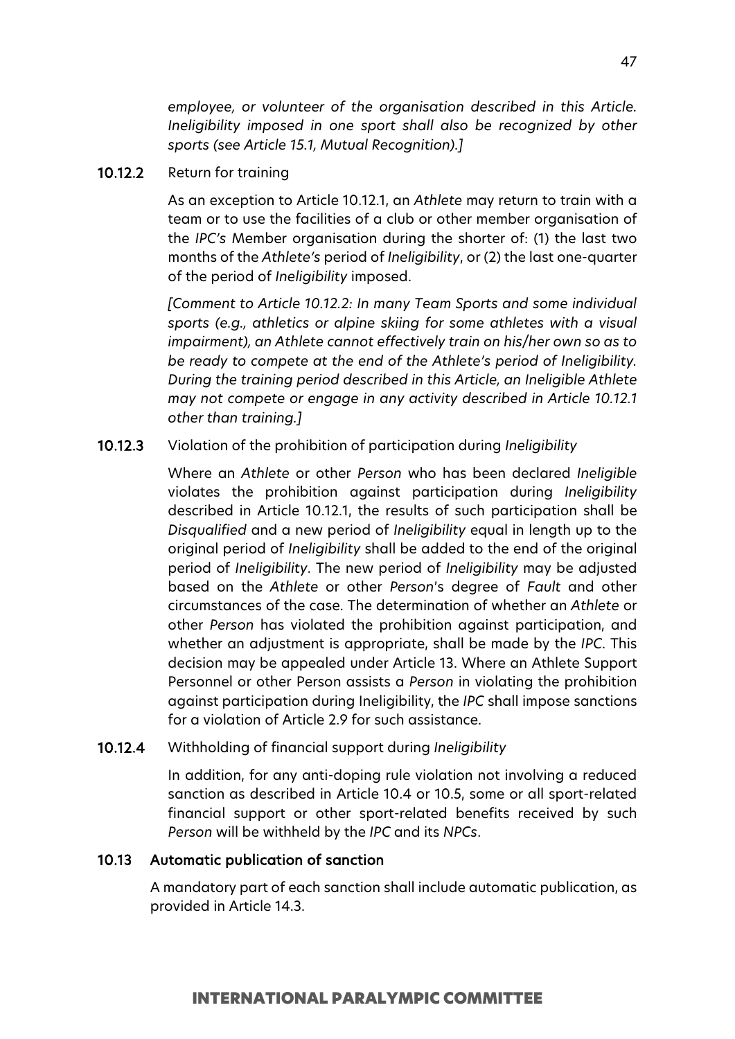*employee, or volunteer of the organisation described in this Article. Ineligibility imposed in one sport shall also be recognized by other sports (see Article 15.1, Mutual Recognition).]*

**10.12.2** Return for training

As an exception to Article 10.12.1, an *Athlete* may return to train with a team or to use the facilities of a club or other member organisation of the *IPC's* Member organisation during the shorter of: (1) the last two months of the *Athlete's* period of *Ineligibility*, or (2) the last one-quarter of the period of *Ineligibility* imposed.

*[Comment to Article 10.12.2: In many Team Sports and some individual sports (e.g., athletics or alpine skiing for some athletes with a visual impairment), an Athlete cannot effectively train on his/her own so as to be ready to compete at the end of the Athlete's period of Ineligibility. During the training period described in this Article, an Ineligible Athlete may not compete or engage in any activity described in Article 10.12.1 other than training.]*

**10.12.3** Violation of the prohibition of participation during *Ineligibility*

Where an *Athlete* or other *Person* who has been declared *Ineligible* violates the prohibition against participation during *Ineligibility* described in Article 10.12.1, the results of such participation shall be *Disqualified* and a new period of *Ineligibility* equal in length up to the original period of *Ineligibility* shall be added to the end of the original period of *Ineligibility*. The new period of *Ineligibility* may be adjusted based on the *Athlete* or other *Person*'s degree of *Fault* and other circumstances of the case. The determination of whether an *Athlete* or other *Person* has violated the prohibition against participation, and whether an adjustment is appropriate, shall be made by the *IPC*. This decision may be appealed under Article 13. Where an Athlete Support Personnel or other Person assists a *Person* in violating the prohibition against participation during Ineligibility, the *IPC* shall impose sanctions for a violation of Article 2.9 for such assistance.

**10.12.4** Withholding of financial support during *Ineligibility*

In addition, for any anti-doping rule violation not involving a reduced sanction as described in Article 10.4 or 10.5, some or all sport-related financial support or other sport-related benefits received by such *Person* will be withheld by the *IPC* and its *NPCs*.

## 10.13 Automatic publication of sanction

A mandatory part of each sanction shall include automatic publication, as provided in Article 14.3.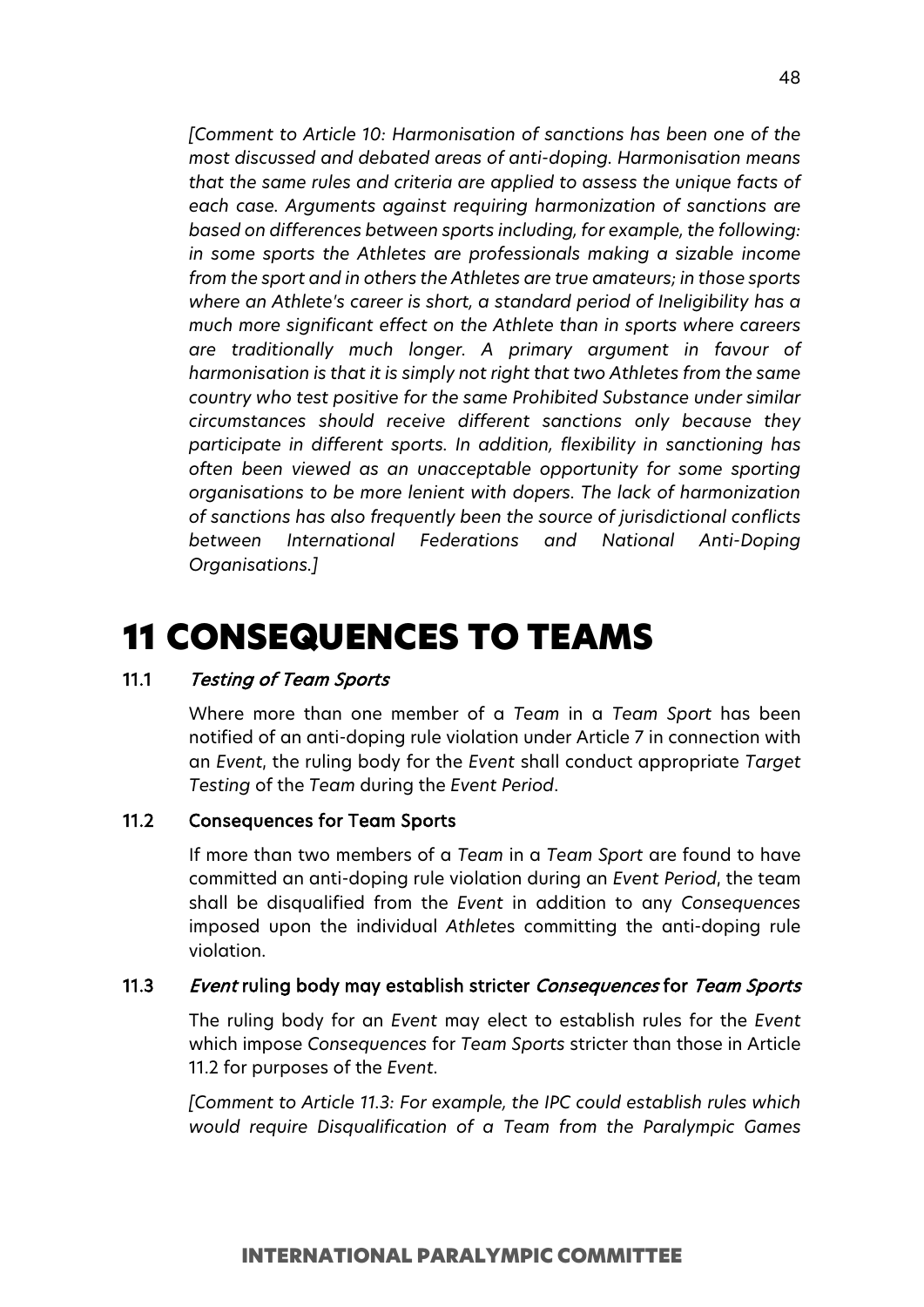*[Comment to Article 10: Harmonisation of sanctions has been one of the most discussed and debated areas of anti-doping. Harmonisation means that the same rules and criteria are applied to assess the unique facts of each case. Arguments against requiring harmonization of sanctions are based on differences between sports including, for example, the following: in some sports the Athletes are professionals making a sizable income from the sport and in others the Athletes are true amateurs; in those sports where an Athlete's career is short, a standard period of Ineligibility has a much more significant effect on the Athlete than in sports where careers are traditionally much longer. A primary argument in favour of harmonisation is that it is simply not right that two Athletes from the same country who test positive for the same Prohibited Substance under similar circumstances should receive different sanctions only because they participate in different sports. In addition, flexibility in sanctioning has often been viewed as an unacceptable opportunity for some sporting organisations to be more lenient with dopers. The lack of harmonization of sanctions has also frequently been the source of jurisdictional conflicts between International Federations and National Anti-Doping Organisations.]*

# 11 CONSEQUENCES TO TEAMS

### 11.1 *Testing of Team Sports*

Where more than one member of a *Team* in a *Team Sport* has been notified of an anti-doping rule violation under Article 7 in connection with an *Event*, the ruling body for the *Event* shall conduct appropriate *Target Testing* of the *Team* during the *Event Period*.

### 11.2 Consequences for Team Sports

If more than two members of a *Team* in a *Team Sport* are found to have committed an anti-doping rule violation during an *Event Period*, the team shall be disqualified from the *Event* in addition to any *Consequences* imposed upon the individual *Athlete*s committing the anti-doping rule violation.

### 11.3 *Event* ruling body may establish stricter *Consequences* for *Team Sports*

The ruling body for an *Event* may elect to establish rules for the *Event* which impose *Consequences* for *Team Sports* stricter than those in Article 11.2 for purposes of the *Event*.

*[Comment to Article 11.3: For example, the IPC could establish rules which would require Disqualification of a Team from the Paralympic Games*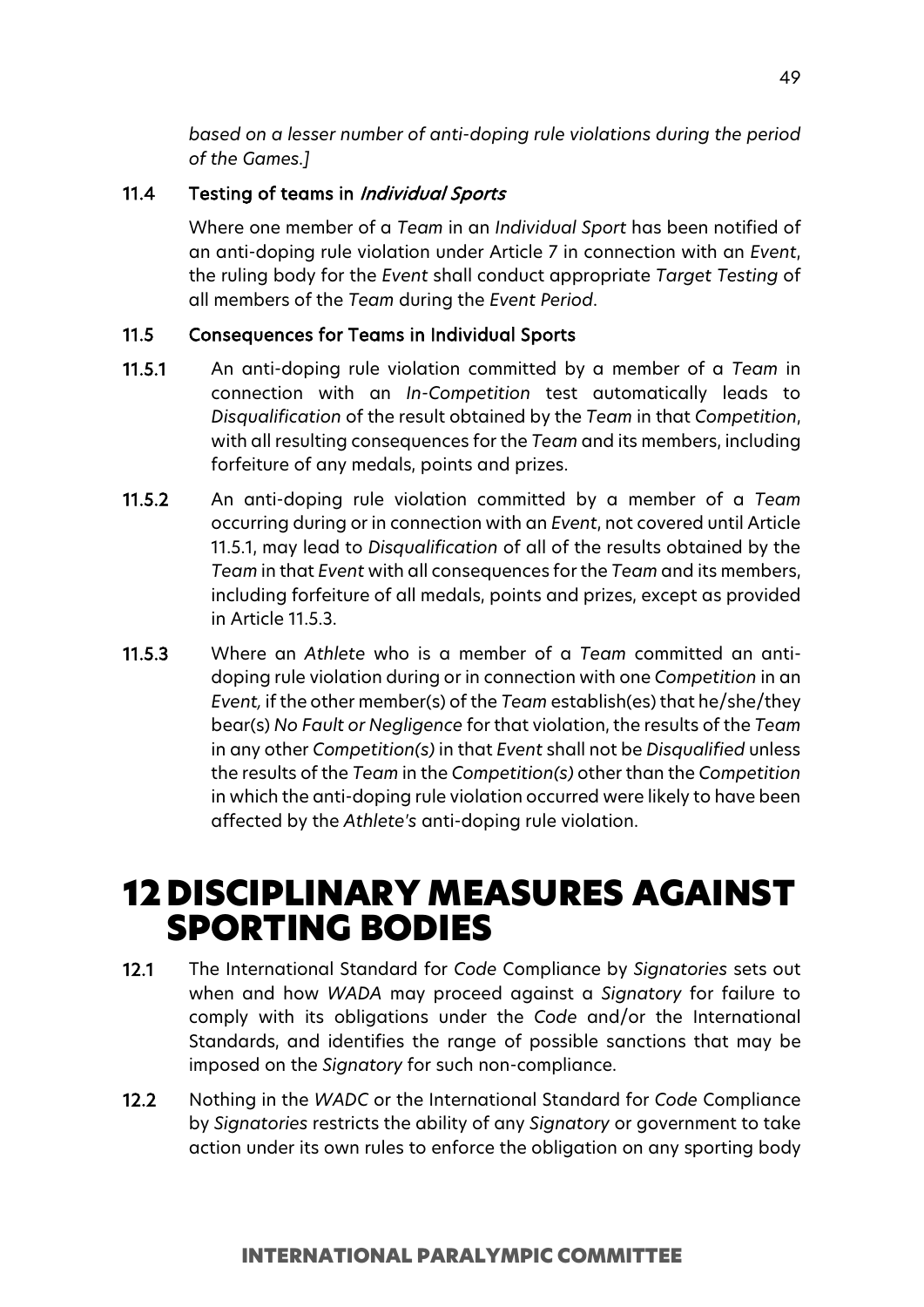*based on a lesser number of anti-doping rule violations during the period of the Games.]*

### 11.4 Testing of teams in *Individual Sports*

Where one member of a *Team* in an *Individual Sport* has been notified of an anti-doping rule violation under Article 7 in connection with an *Event*, the ruling body for the *Event* shall conduct appropriate *Target Testing* of all members of the *Team* during the *Event Period*.

### 11.5 Consequences for Teams in Individual Sports

**11.5.1** An anti-doping rule violation committed by a member of a *Team* in connection with an *In-Competition* test automatically leads to *Disqualification* of the result obtained by the *Team* in that *Competition*, with all resulting consequences for the *Team* and its members, including forfeiture of any medals, points and prizes.

**11.5.2** An anti-doping rule violation committed by a member of a *Team* occurring during or in connection with an *Event*, not covered until Article 11.5.1, may lead to *Disqualification* of all of the results obtained by the *Team* in that *Event* with all consequences for the *Team* and its members, including forfeiture of all medals, points and prizes, except as provided in Article 11.5.3.

**11.5.3** Where an *Athlete* who is a member of a *Team* committed an anti-doping rule violation during or in connection with one *Competition* in an *Event,* if the other member(s) of the *Team* establish(es) that he/she/they bear(s) *No Fault or Negligence* for that violation, the results of the *Team* in any other *Competition(s)* in that *Event* shall not be *Disqualified* unless the results of the *Team* in the *Competition(s)* other than the *Competition* in which the anti-doping rule violation occurred were likely to have been affected by the *Athlete's* anti-doping rule violation.

# 12 DISCIPLINARY MEASURES AGAINST SPORTING BODIES

**12.1** The International Standard for *Code* Compliance by *Signatories* sets out when and how *WADA* may proceed against a *Signatory* for failure to comply with its obligations under the *Code* and/or the International Standards, and identifies the range of possible sanctions that may be imposed on the *Signatory* for such non-compliance.

**12.2** Nothing in the *WADC* or the International Standard for *Code* Compliance by *Signatories* restricts the ability of any *Signatory* or government to take action under its own rules to enforce the obligation on any sporting body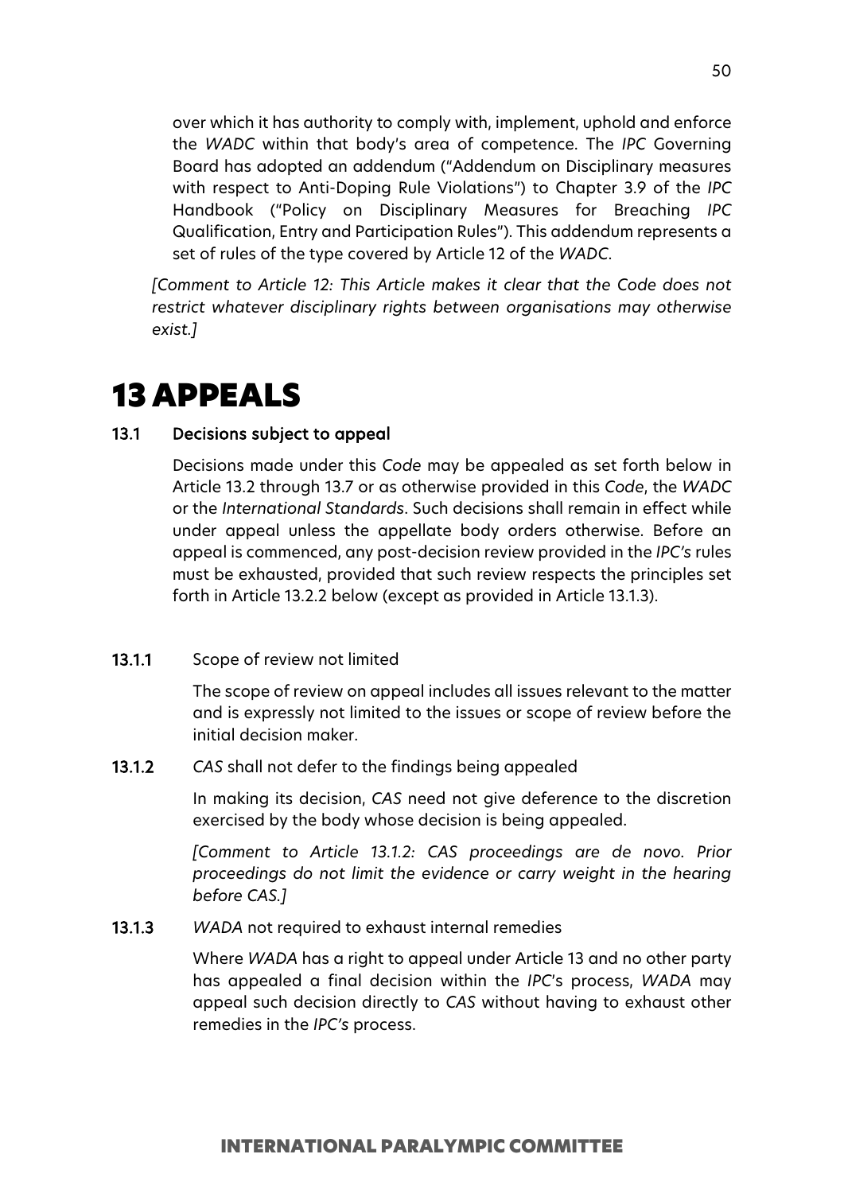over which it has authority to comply with, implement, uphold and enforce the *WADC* within that body's area of competence. The *IPC* Governing Board has adopted an addendum ("Addendum on Disciplinary measures with respect to Anti-Doping Rule Violations") to Chapter 3.9 of the *IPC* Handbook ("Policy on Disciplinary Measures for Breaching *IPC* Qualification, Entry and Participation Rules"). This addendum represents a set of rules of the type covered by Article 12 of the *WADC*.

*[Comment to Article 12: This Article makes it clear that the Code does not restrict whatever disciplinary rights between organisations may otherwise exist.]*

# 13 APPEALS

## 13.1 Decisions subject to appeal

Decisions made under this *Code* may be appealed as set forth below in Article 13.2 through 13.7 or as otherwise provided in this *Code*, the *WADC* or the *International Standards*. Such decisions shall remain in effect while under appeal unless the appellate body orders otherwise. Before an appeal is commenced, any post-decision review provided in the *IPC's* rules must be exhausted, provided that such review respects the principles set forth in Article 13.2.2 below (except as provided in Article 13.1.3).

### 13.1.1 Scope of review not limited

The scope of review on appeal includes all issues relevant to the matter and is expressly not limited to the issues or scope of review before the initial decision maker.

### 13.1.2 *CAS* shall not defer to the findings being appealed

In making its decision, *CAS* need not give deference to the discretion exercised by the body whose decision is being appealed.

*[Comment to Article 13.1.2: CAS proceedings are de novo. Prior proceedings do not limit the evidence or carry weight in the hearing before CAS.]*

### 13.1.3 *WADA* not required to exhaust internal remedies

Where *WADA* has a right to appeal under Article 13 and no other party has appealed a final decision within the *IPC*'s process, *WADA* may appeal such decision directly to *CAS* without having to exhaust other remedies in the *IPC's* process.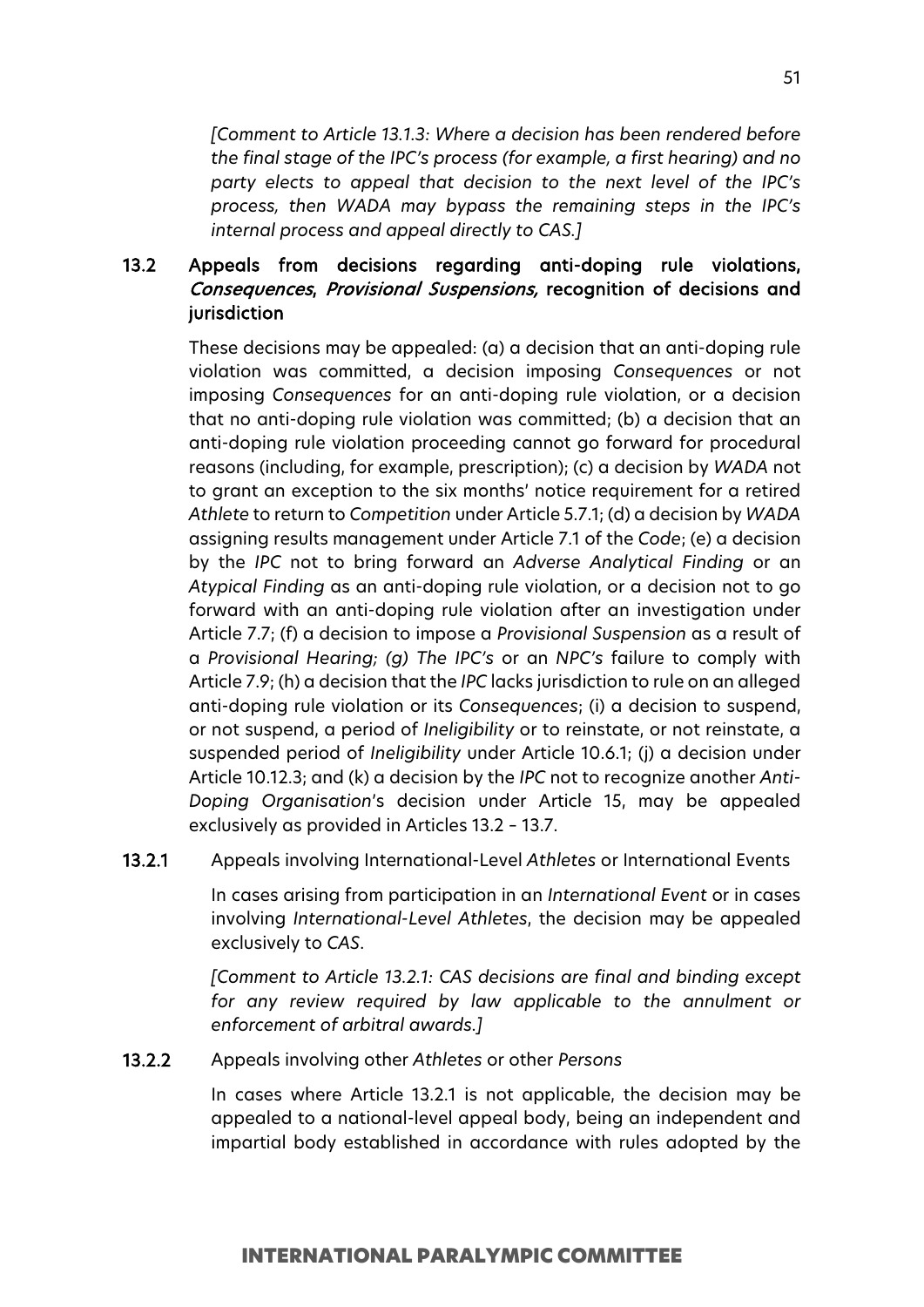*[Comment to Article 13.1.3: Where a decision has been rendered before the final stage of the IPC's process (for example, a first hearing) and no party elects to appeal that decision to the next level of the IPC's process, then WADA may bypass the remaining steps in the IPC's internal process and appeal directly to CAS.]*

## 13.2 Appeals from decisions regarding anti-doping rule violations, *Consequences*, *Provisional Suspensions,* recognition of decisions and jurisdiction

These decisions may be appealed: (a) a decision that an anti-doping rule violation was committed, a decision imposing *Consequences* or not imposing *Consequences* for an anti-doping rule violation, or a decision that no anti-doping rule violation was committed; (b) a decision that an anti-doping rule violation proceeding cannot go forward for procedural reasons (including, for example, prescription); (c) a decision by *WADA* not to grant an exception to the six months' notice requirement for a retired *Athlete* to return to *Competition* under Article 5.7.1; (d) a decision by *WADA* assigning results management under Article 7.1 of the *Code*; (e) a decision by the *IPC* not to bring forward an *Adverse Analytical Finding* or an *Atypical Finding* as an anti-doping rule violation, or a decision not to go forward with an anti-doping rule violation after an investigation under Article 7.7; (f) a decision to impose a *Provisional Suspension* as a result of a *Provisional Hearing; (g) The IPC's* or an *NPC's* failure to comply with Article 7.9; (h) a decision that the *IPC* lacks jurisdiction to rule on an alleged anti-doping rule violation or its *Consequences*; (i) a decision to suspend, or not suspend, a period of *Ineligibility* or to reinstate, or not reinstate, a suspended period of *Ineligibility* under Article 10.6.1; (j) a decision under Article 10.12.3; and (k) a decision by the *IPC* not to recognize another *Anti-Doping Organisation*'s decision under Article 15, may be appealed exclusively as provided in Articles 13.2 – 13.7.

### 13.2.1 Appeals involving International-Level *Athletes* or International Events

In cases arising from participation in an *International Event* or in cases involving *International-Level Athletes*, the decision may be appealed exclusively to *CAS*.

*[Comment to Article 13.2.1: CAS decisions are final and binding except for any review required by law applicable to the annulment or enforcement of arbitral awards.]*

### 13.2.2 Appeals involving other *Athletes* or other *Persons*

In cases where Article 13.2.1 is not applicable, the decision may be appealed to a national-level appeal body, being an independent and impartial body established in accordance with rules adopted by the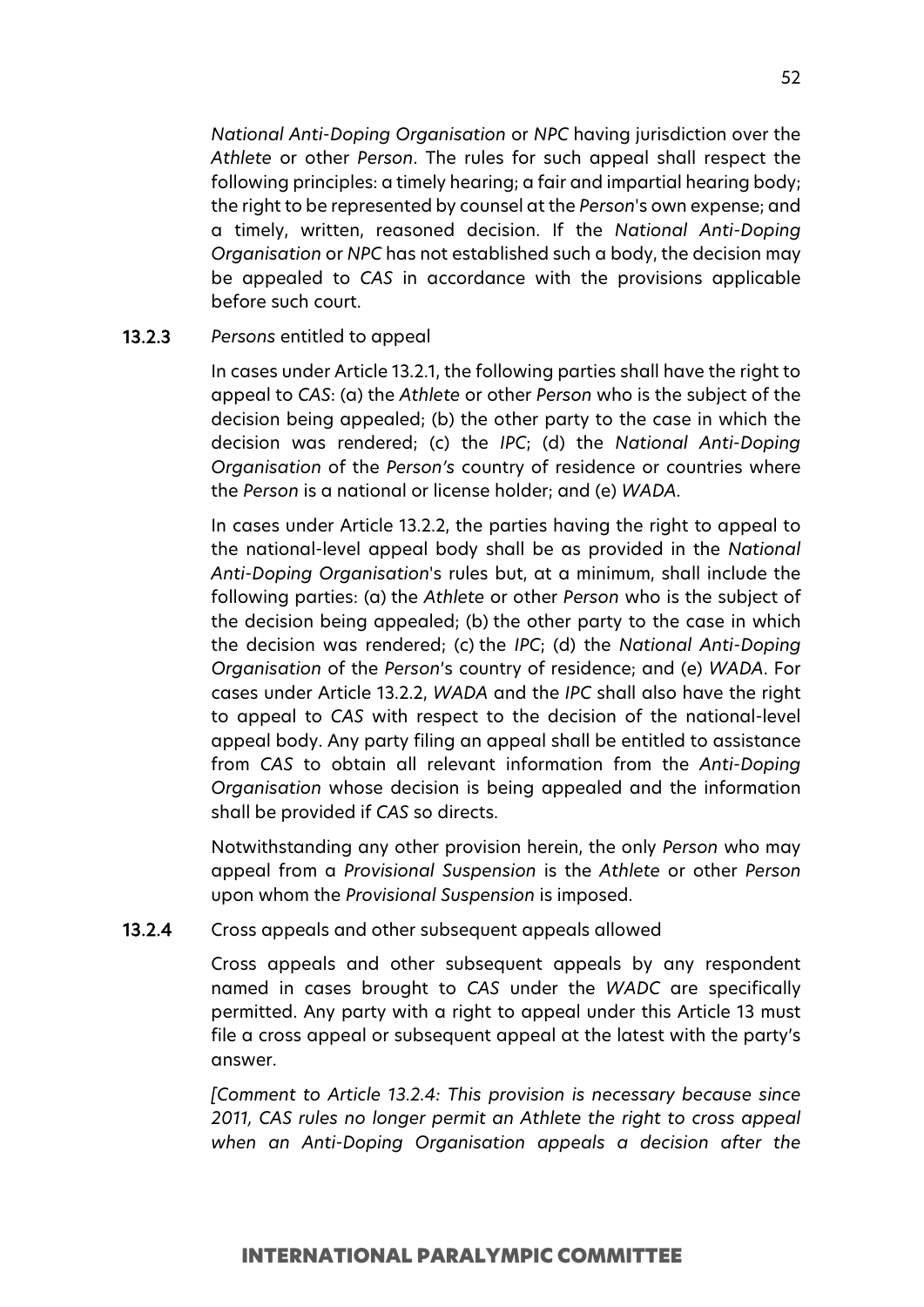*National Anti-Doping Organisation* or *NPC* having jurisdiction over the *Athlete* or other *Person*. The rules for such appeal shall respect the following principles: a timely hearing; a fair and impartial hearing body; the right to be represented by counsel at the *Person*'s own expense; and a timely, written, reasoned decision. If the *National Anti-Doping Organisation* or *NPC* has not established such a body, the decision may be appealed to *CAS* in accordance with the provisions applicable before such court.

**13.2.3** *Persons* entitled to appeal

In cases under Article 13.2.1, the following parties shall have the right to appeal to *CAS*: (a) the *Athlete* or other *Person* who is the subject of the decision being appealed; (b) the other party to the case in which the decision was rendered; (c) the *IPC*; (d) the *National Anti-Doping Organisation* of the *Person's* country of residence or countries where the *Person* is a national or license holder; and (e) *WADA*.

In cases under Article 13.2.2, the parties having the right to appeal to the national-level appeal body shall be as provided in the *National Anti-Doping Organisation*'s rules but, at a minimum, shall include the following parties: (a) the *Athlete* or other *Person* who is the subject of the decision being appealed; (b) the other party to the case in which the decision was rendered; (c) the *IPC*; (d) the *National Anti-Doping Organisation* of the *Person*'s country of residence; and (e) *WADA*. For cases under Article 13.2.2, *WADA* and the *IPC* shall also have the right to appeal to *CAS* with respect to the decision of the national-level appeal body. Any party filing an appeal shall be entitled to assistance from *CAS* to obtain all relevant information from the *Anti-Doping Organisation* whose decision is being appealed and the information shall be provided if *CAS* so directs.

Notwithstanding any other provision herein, the only *Person* who may appeal from a *Provisional Suspension* is the *Athlete* or other *Person* upon whom the *Provisional Suspension* is imposed.

**13.2.4** Cross appeals and other subsequent appeals allowed

Cross appeals and other subsequent appeals by any respondent named in cases brought to *CAS* under the *WADC* are specifically permitted. Any party with a right to appeal under this Article 13 must file a cross appeal or subsequent appeal at the latest with the party's answer.

*[Comment to Article 13.2.4: This provision is necessary because since 2011, CAS rules no longer permit an Athlete the right to cross appeal when an Anti-Doping Organisation appeals a decision after the*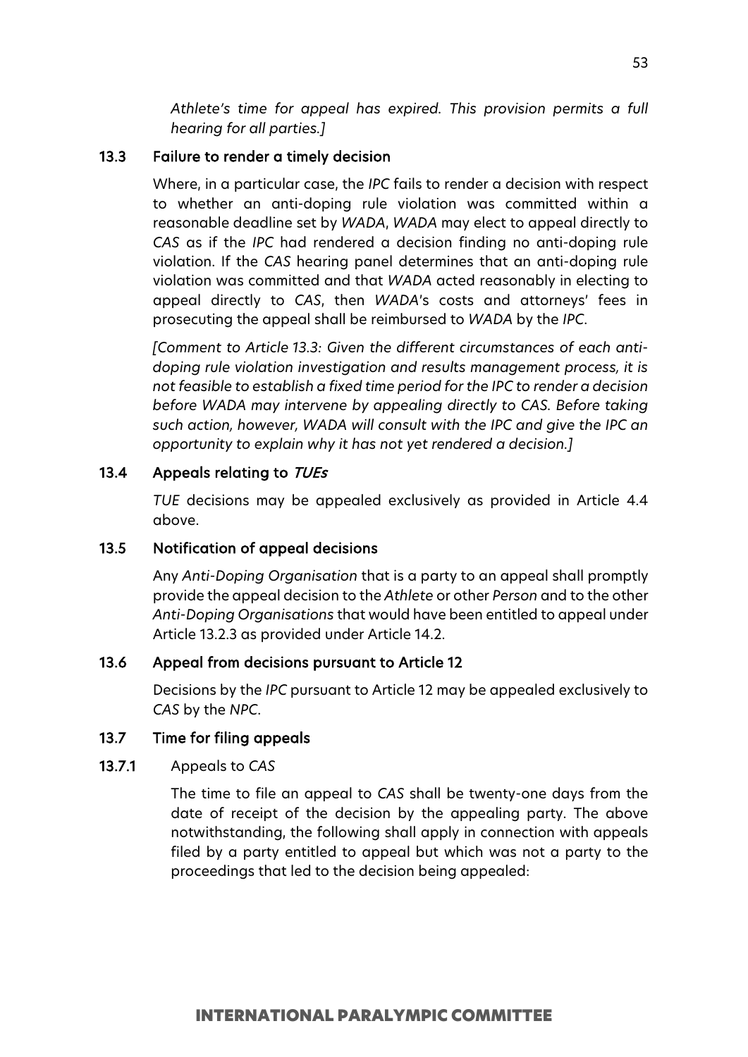*Athlete's time for appeal has expired. This provision permits a full hearing for all parties.]*

### 13.3 Failure to render a timely decision

Where, in a particular case, the *IPC* fails to render a decision with respect to whether an anti-doping rule violation was committed within a reasonable deadline set by *WADA*, *WADA* may elect to appeal directly to *CAS* as if the *IPC* had rendered a decision finding no anti-doping rule violation. If the *CAS* hearing panel determines that an anti-doping rule violation was committed and that *WADA* acted reasonably in electing to appeal directly to *CAS*, then *WADA*'s costs and attorneys' fees in prosecuting the appeal shall be reimbursed to *WADA* by the *IPC*.

*[Comment to Article 13.3: Given the different circumstances of each anti-doping rule violation investigation and results management process, it is not feasible to establish a fixed time period for the IPC to render a decision before WADA may intervene by appealing directly to CAS. Before taking such action, however, WADA will consult with the IPC and give the IPC an opportunity to explain why it has not yet rendered a decision.]*

### 13.4 Appeals relating to *TUEs*

*TUE* decisions may be appealed exclusively as provided in Article 4.4 above.

### 13.5 Notification of appeal decisions

Any *Anti-Doping Organisation* that is a party to an appeal shall promptly provide the appeal decision to the *Athlete* or other *Person* and to the other *Anti-Doping Organisations* that would have been entitled to appeal under Article 13.2.3 as provided under Article 14.2.

### 13.6 Appeal from decisions pursuant to Article 12

Decisions by the *IPC* pursuant to Article 12 may be appealed exclusively to *CAS* by the *NPC*.

### 13.7 Time for filing appeals

#### 13.7.1 Appeals to *CAS*

The time to file an appeal to *CAS* shall be twenty-one days from the date of receipt of the decision by the appealing party. The above notwithstanding, the following shall apply in connection with appeals filed by a party entitled to appeal but which was not a party to the proceedings that led to the decision being appealed: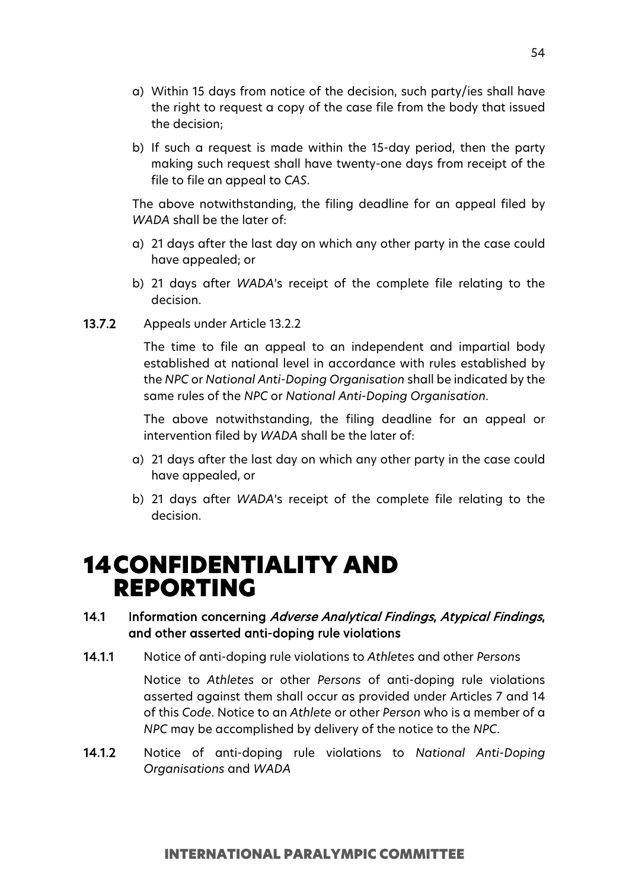a) Within 15 days from notice of the decision, such party/ies shall have the right to request a copy of the case file from the body that issued the decision;

b) If such a request is made within the 15-day period, then the party making such request shall have twenty-one days from receipt of the file to file an appeal to *CAS*.

The above notwithstanding, the filing deadline for an appeal filed by *WADA* shall be the later of:

a) 21 days after the last day on which any other party in the case could have appealed; or

b) 21 days after *WADA*'s receipt of the complete file relating to the decision.

**13.7.2** Appeals under Article 13.2.2

The time to file an appeal to an independent and impartial body established at national level in accordance with rules established by the *NPC* or *National Anti-Doping Organisation* shall be indicated by the same rules of the *NPC* or *National Anti-Doping Organisation*.

The above notwithstanding, the filing deadline for an appeal or intervention filed by *WADA* shall be the later of:

a) 21 days after the last day on which any other party in the case could have appealed, or

b) 21 days after *WADA*'s receipt of the complete file relating to the decision.

# 14 CONFIDENTIALITY AND REPORTING

## 14.1 Information concerning *Adverse Analytical Findings*, *Atypical Findings*, and other asserted anti-doping rule violations

**14.1.1** Notice of anti-doping rule violations to *Athlete*s and other *Person*s

Notice to *Athletes* or other *Persons* of anti-doping rule violations asserted against them shall occur as provided under Articles 7 and 14 of this *Code*. Notice to an *Athlete* or other *Person* who is a member of a *NPC* may be accomplished by delivery of the notice to the *NPC*.

**14.1.2** Notice of anti-doping rule violations to *National Anti-Doping Organisations* and *WADA*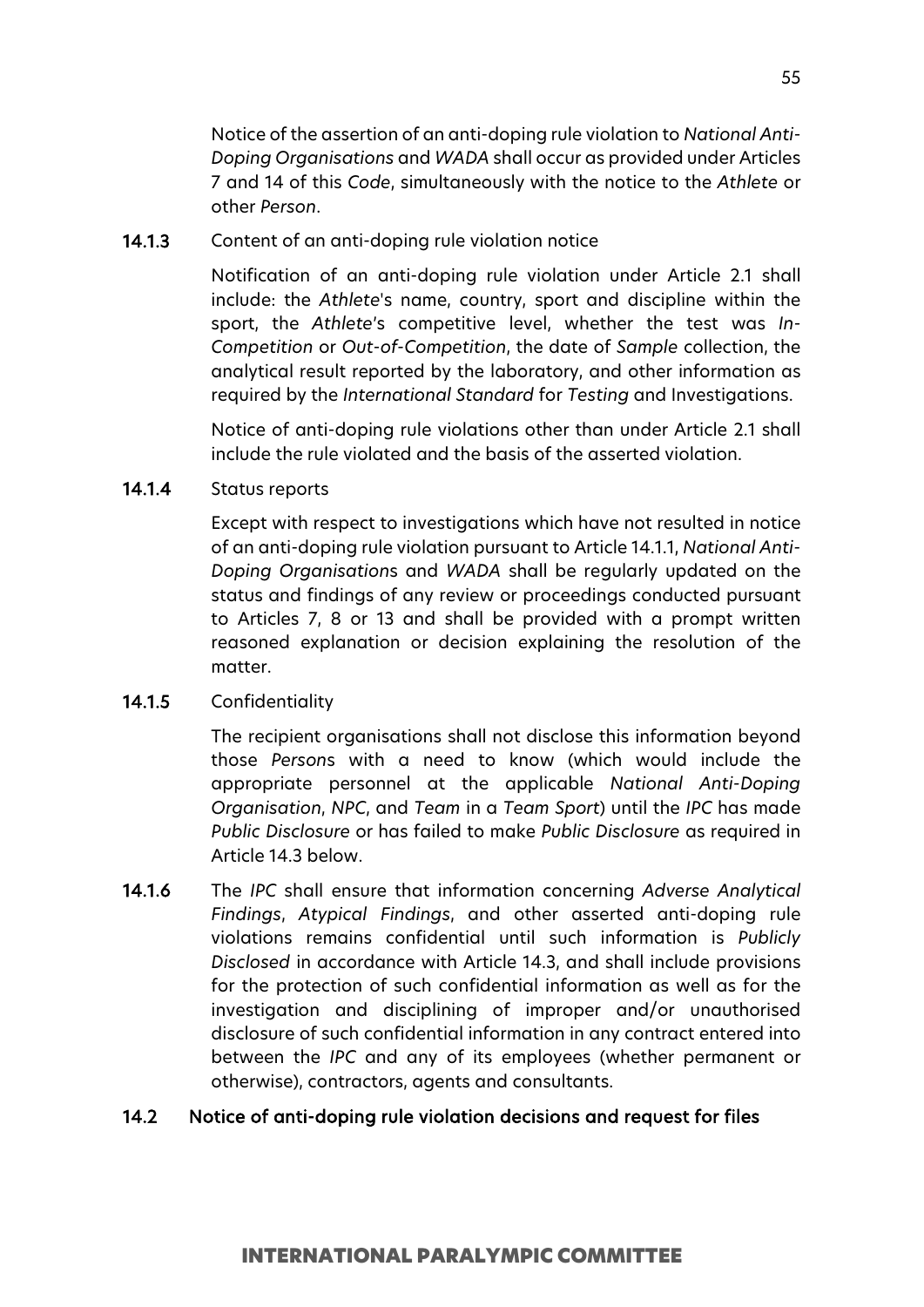Notice of the assertion of an anti-doping rule violation to *National Anti-Doping Organisations* and *WADA* shall occur as provided under Articles 7 and 14 of this *Code*, simultaneously with the notice to the *Athlete* or other *Person*.

**14.1.3** Content of an anti-doping rule violation notice

Notification of an anti-doping rule violation under Article 2.1 shall include: the *Athlete*'s name, country, sport and discipline within the sport, the *Athlete*'s competitive level, whether the test was *In-Competition* or *Out-of-Competition*, the date of *Sample* collection, the analytical result reported by the laboratory, and other information as required by the *International Standard* for *Testing* and Investigations.

Notice of anti-doping rule violations other than under Article 2.1 shall include the rule violated and the basis of the asserted violation.

**14.1.4** Status reports

Except with respect to investigations which have not resulted in notice of an anti-doping rule violation pursuant to Article 14.1.1, *National Anti-Doping Organisation*s and *WADA* shall be regularly updated on the status and findings of any review or proceedings conducted pursuant to Articles 7, 8 or 13 and shall be provided with a prompt written reasoned explanation or decision explaining the resolution of the matter.

**14.1.5** Confidentiality

The recipient organisations shall not disclose this information beyond those *Person*s with a need to know (which would include the appropriate personnel at the applicable *National Anti-Doping Organisation*, *NPC*, and *Team* in a *Team Sport*) until the *IPC* has made *Public Disclosure* or has failed to make *Public Disclosure* as required in Article 14.3 below.

**14.1.6** The *IPC* shall ensure that information concerning *Adverse Analytical Findings*, *Atypical Findings*, and other asserted anti-doping rule violations remains confidential until such information is *Publicly Disclosed* in accordance with Article 14.3, and shall include provisions for the protection of such confidential information as well as for the investigation and disciplining of improper and/or unauthorised disclosure of such confidential information in any contract entered into between the *IPC* and any of its employees (whether permanent or otherwise), contractors, agents and consultants.

**14.2 Notice of anti-doping rule violation decisions and request for files**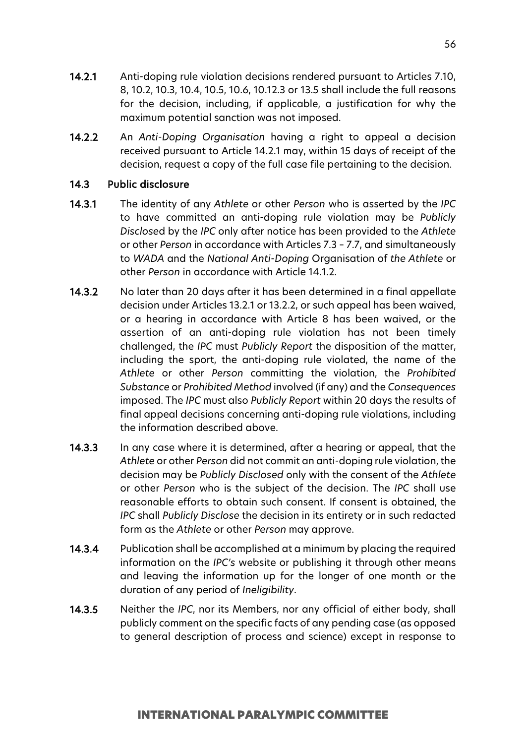**14.2.1** Anti-doping rule violation decisions rendered pursuant to Articles 7.10, 8, 10.2, 10.3, 10.4, 10.5, 10.6, 10.12.3 or 13.5 shall include the full reasons for the decision, including, if applicable, a justification for why the maximum potential sanction was not imposed.

**14.2.2** An *Anti-Doping Organisation* having a right to appeal a decision received pursuant to Article 14.2.1 may, within 15 days of receipt of the decision, request a copy of the full case file pertaining to the decision.

### 14.3 Public disclosure

**14.3.1** The identity of any *Athlete* or other *Person* who is asserted by the *IPC* to have committed an anti-doping rule violation may be *Publicly Disclose*d by the *IPC* only after notice has been provided to the *Athlete* or other *Person* in accordance with Articles 7.3 - 7.7, and simultaneously to *WADA* and the *National Anti-Doping* Organisation of *the Athlete* or other *Person* in accordance with Article 14.1.2.

**14.3.2** No later than 20 days after it has been determined in a final appellate decision under Articles 13.2.1 or 13.2.2, or such appeal has been waived, or a hearing in accordance with Article 8 has been waived, or the assertion of an anti-doping rule violation has not been timely challenged, the *IPC* must *Publicly Report* the disposition of the matter, including the sport, the anti-doping rule violated, the name of the *Athlete* or other *Person* committing the violation, the *Prohibited Substance* or *Prohibited Method* involved (if any) and the *Consequences* imposed. The *IPC* must also *Publicly Report* within 20 days the results of final appeal decisions concerning anti-doping rule violations, including the information described above.

**14.3.3** In any case where it is determined, after a hearing or appeal, that the *Athlete* or other *Person* did not commit an anti-doping rule violation, the decision may be *Publicly Disclosed* only with the consent of the *Athlete* or other *Person* who is the subject of the decision. The *IPC* shall use reasonable efforts to obtain such consent. If consent is obtained, the *IPC* shall *Publicly Disclose* the decision in its entirety or in such redacted form as the *Athlete* or other *Person* may approve.

**14.3.4** Publication shall be accomplished at a minimum by placing the required information on the *IPC's* website or publishing it through other means and leaving the information up for the longer of one month or the duration of any period of *Ineligibility*.

**14.3.5** Neither the *IPC*, nor its Members, nor any official of either body, shall publicly comment on the specific facts of any pending case (as opposed to general description of process and science) except in response to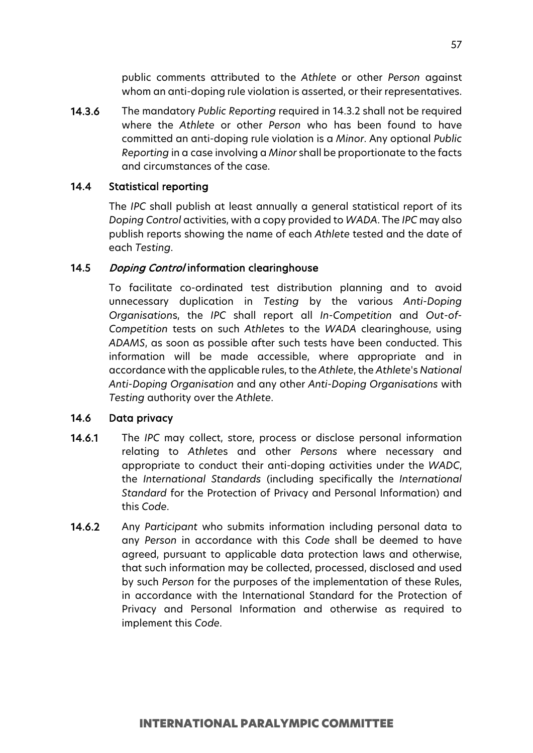public comments attributed to the *Athlete* or other *Person* against whom an anti-doping rule violation is asserted, or their representatives.

**14.3.6** The mandatory *Public Reporting* required in 14.3.2 shall not be required where the *Athlete* or other *Person* who has been found to have committed an anti-doping rule violation is a *Minor*. Any optional *Public Reporting* in a case involving a *Minor* shall be proportionate to the facts and circumstances of the case.

### 14.4 Statistical reporting

The *IPC* shall publish at least annually a general statistical report of its *Doping Control* activities, with a copy provided to *WADA*. The *IPC* may also publish reports showing the name of each *Athlete* tested and the date of each *Testing*.

### 14.5 *Doping Control* information clearinghouse

To facilitate co-ordinated test distribution planning and to avoid unnecessary duplication in *Testing* by the various *Anti-Doping Organisation*s, the *IPC* shall report all *In-Competition* and *Out-of-Competition* tests on such *Athlete*s to the *WADA* clearinghouse, using *ADAMS*, as soon as possible after such tests have been conducted. This information will be made accessible, where appropriate and in accordance with the applicable rules, to the *Athlete*, the *Athlete*'s *National Anti-Doping Organisation* and any other *Anti-Doping Organisations* with *Testing* authority over the *Athlete*.

### 14.6 Data privacy

**14.6.1** The *IPC* may collect, store, process or disclose personal information relating to *Athlete*s and other *Persons* where necessary and appropriate to conduct their anti-doping activities under the *WADC*, the *International Standards* (including specifically the *International Standard* for the Protection of Privacy and Personal Information) and this *Code*.

**14.6.2** Any *Participant* who submits information including personal data to any *Person* in accordance with this *Code* shall be deemed to have agreed, pursuant to applicable data protection laws and otherwise, that such information may be collected, processed, disclosed and used by such *Person* for the purposes of the implementation of these Rules, in accordance with the International Standard for the Protection of Privacy and Personal Information and otherwise as required to implement this *Code*.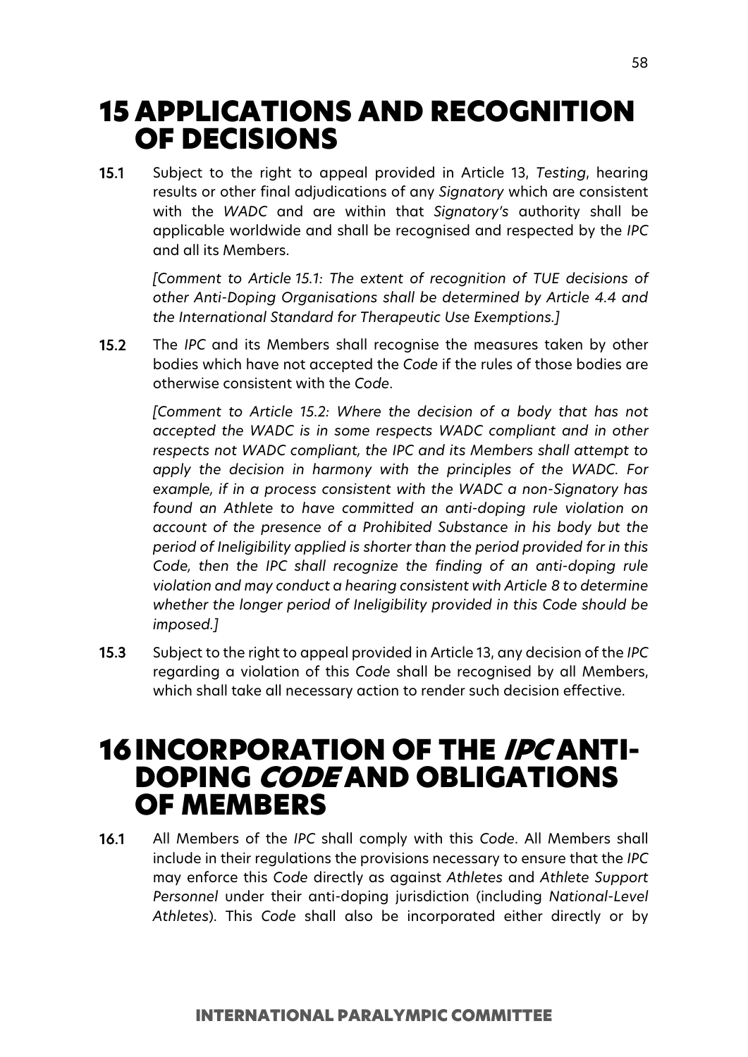# 15 APPLICATIONS AND RECOGNITION OF DECISIONS

**15.1** Subject to the right to appeal provided in Article 13, *Testing*, hearing results or other final adjudications of any *Signatory* which are consistent with the *WADC* and are within that *Signatory's* authority shall be applicable worldwide and shall be recognised and respected by the *IPC* and all its Members.

*[Comment to Article 15.1: The extent of recognition of TUE decisions of other Anti-Doping Organisations shall be determined by Article 4.4 and the International Standard for Therapeutic Use Exemptions.]*

**15.2** The *IPC* and its Members shall recognise the measures taken by other bodies which have not accepted the *Code* if the rules of those bodies are otherwise consistent with the *Code*.

*[Comment to Article 15.2: Where the decision of a body that has not accepted the WADC is in some respects WADC compliant and in other respects not WADC compliant, the IPC and its Members shall attempt to apply the decision in harmony with the principles of the WADC. For example, if in a process consistent with the WADC a non-Signatory has found an Athlete to have committed an anti-doping rule violation on account of the presence of a Prohibited Substance in his body but the period of Ineligibility applied is shorter than the period provided for in this Code, then the IPC shall recognize the finding of an anti-doping rule violation and may conduct a hearing consistent with Article 8 to determine whether the longer period of Ineligibility provided in this Code should be imposed.]*

**15.3** Subject to the right to appeal provided in Article 13, any decision of the *IPC* regarding a violation of this *Code* shall be recognised by all Members, which shall take all necessary action to render such decision effective.

# 16 INCORPORATION OF THE *IPC* ANTI-DOPING *CODE* AND OBLIGATIONS OF MEMBERS

**16.1** All Members of the *IPC* shall comply with this *Code*. All Members shall include in their regulations the provisions necessary to ensure that the *IPC* may enforce this *Code* directly as against *Athletes* and *Athlete Support Personnel* under their anti-doping jurisdiction (including *National-Level Athletes*). This *Code* shall also be incorporated either directly or by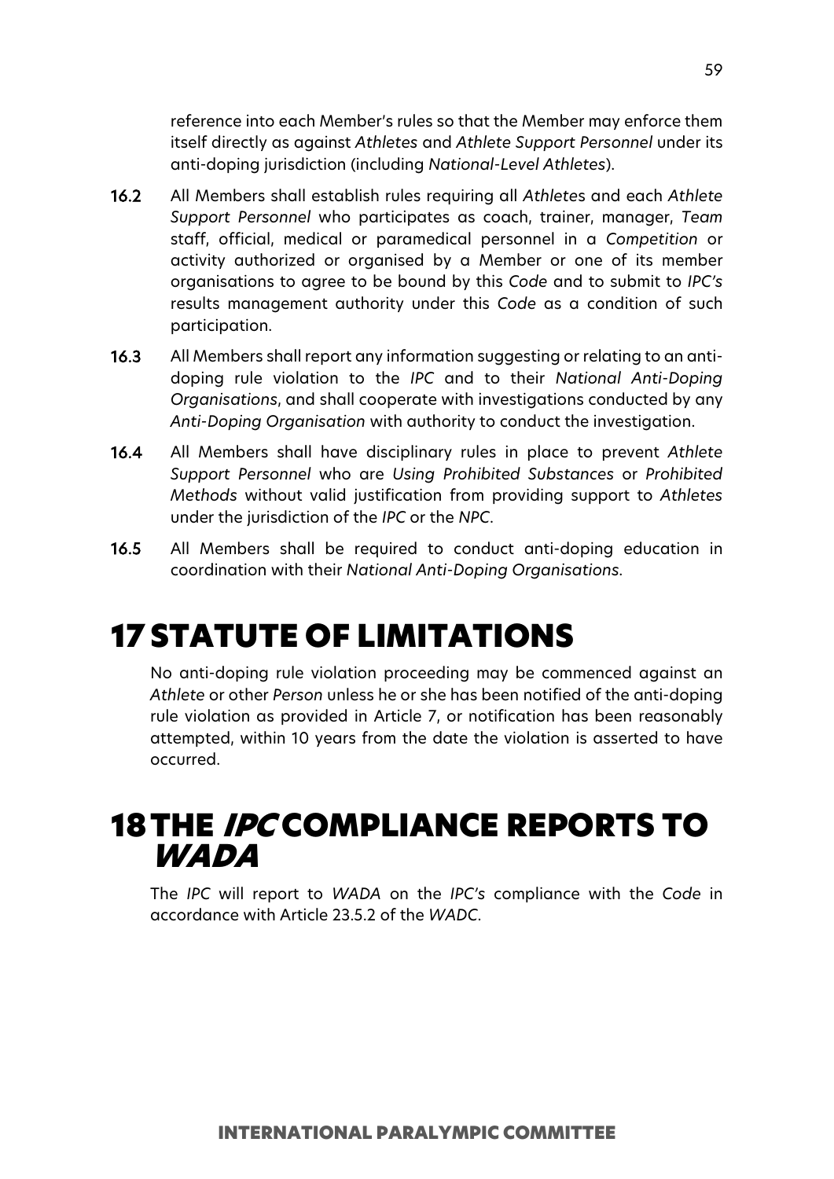reference into each Member's rules so that the Member may enforce them itself directly as against *Athletes* and *Athlete Support Personnel* under its anti-doping jurisdiction (including *National-Level Athletes*).

**16.2** All Members shall establish rules requiring all *Athletes* and each *Athlete Support Personnel* who participates as coach, trainer, manager, *Team* staff, official, medical or paramedical personnel in a *Competition* or activity authorized or organised by a Member or one of its member organisations to agree to be bound by this *Code* and to submit to *IPC's* results management authority under this *Code* as a condition of such participation.

**16.3** All Members shall report any information suggesting or relating to an anti-doping rule violation to the *IPC* and to their *National Anti-Doping Organisations*, and shall cooperate with investigations conducted by any *Anti-Doping Organisation* with authority to conduct the investigation.

**16.4** All Members shall have disciplinary rules in place to prevent *Athlete Support Personnel* who are *Using Prohibited Substances* or *Prohibited Methods* without valid justification from providing support to *Athletes* under the jurisdiction of the *IPC* or the *NPC*.

**16.5** All Members shall be required to conduct anti-doping education in coordination with their *National Anti-Doping Organisations*.

# 17 STATUTE OF LIMITATIONS

No anti-doping rule violation proceeding may be commenced against an *Athlete* or other *Person* unless he or she has been notified of the anti-doping rule violation as provided in Article 7, or notification has been reasonably attempted, within 10 years from the date the violation is asserted to have occurred.

# 18 THE *IPC* COMPLIANCE REPORTS TO *WADA*

The *IPC* will report to *WADA* on the *IPC's* compliance with the *Code* in accordance with Article 23.5.2 of the *WADC*.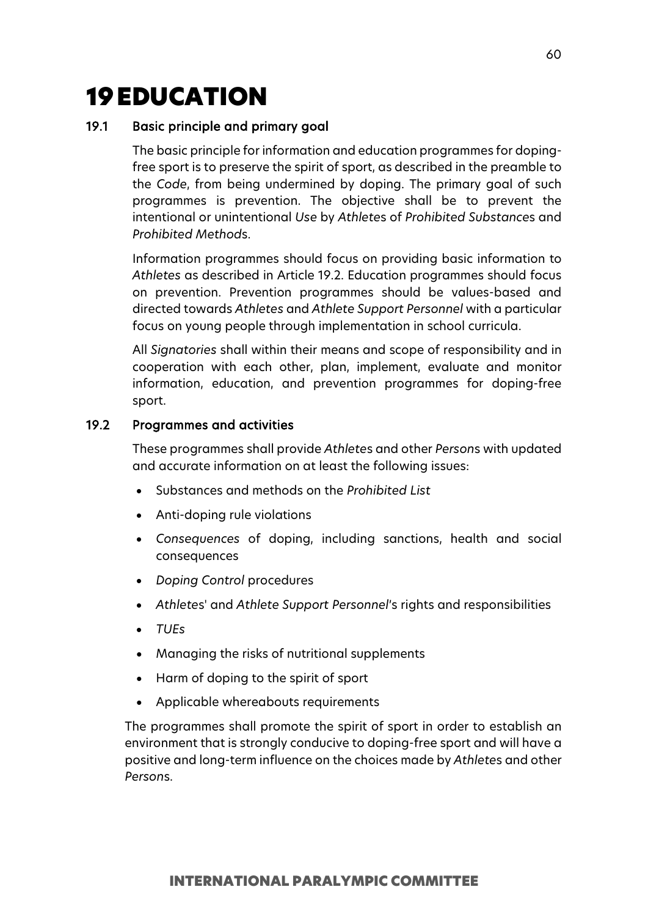# 19 EDUCATION

## 19.1 Basic principle and primary goal

The basic principle for information and education programmes for doping-free sport is to preserve the spirit of sport, as described in the preamble to the *Code*, from being undermined by doping. The primary goal of such programmes is prevention. The objective shall be to prevent the intentional or unintentional *Use* by *Athlete*s of *Prohibited Substance*s and *Prohibited Method*s.

Information programmes should focus on providing basic information to *Athletes* as described in Article 19.2. Education programmes should focus on prevention. Prevention programmes should be values-based and directed towards *Athletes* and *Athlete Support Personnel* with a particular focus on young people through implementation in school curricula.

All *Signatories* shall within their means and scope of responsibility and in cooperation with each other, plan, implement, evaluate and monitor information, education, and prevention programmes for doping-free sport.

## 19.2 Programmes and activities

These programmes shall provide *Athlete*s and other *Person*s with updated and accurate information on at least the following issues:

- Substances and methods on the *Prohibited List*
- Anti-doping rule violations
- *Consequences* of doping, including sanctions, health and social consequences
- *Doping Control* procedures
- *Athlete*s' and *Athlete Support Personnel*'s rights and responsibilities
- *TUEs*
- Managing the risks of nutritional supplements
- Harm of doping to the spirit of sport
- Applicable whereabouts requirements

The programmes shall promote the spirit of sport in order to establish an environment that is strongly conducive to doping-free sport and will have a positive and long-term influence on the choices made by *Athlete*s and other *Person*s.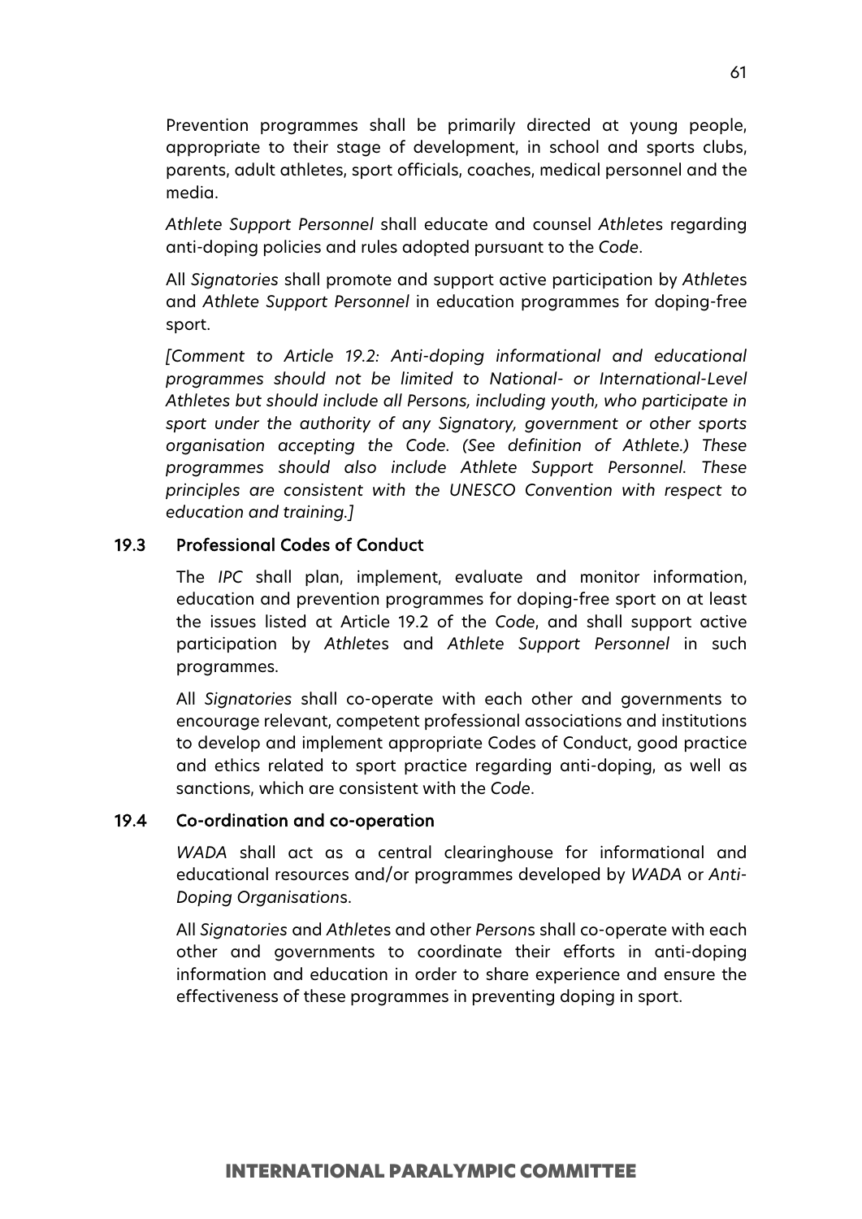Prevention programmes shall be primarily directed at young people, appropriate to their stage of development, in school and sports clubs, parents, adult athletes, sport officials, coaches, medical personnel and the media.

*Athlete Support Personnel* shall educate and counsel *Athlete*s regarding anti-doping policies and rules adopted pursuant to the *Code*.

All *Signatories* shall promote and support active participation by *Athlete*s and *Athlete Support Personnel* in education programmes for doping-free sport.

*[Comment to Article 19.2: Anti-doping informational and educational programmes should not be limited to National- or International-Level Athletes but should include all Persons, including youth, who participate in sport under the authority of any Signatory, government or other sports organisation accepting the Code. (See definition of Athlete.) These programmes should also include Athlete Support Personnel. These principles are consistent with the UNESCO Convention with respect to education and training.]*

### 19.3 Professional Codes of Conduct

The *IPC* shall plan, implement, evaluate and monitor information, education and prevention programmes for doping-free sport on at least the issues listed at Article 19.2 of the *Code*, and shall support active participation by *Athlete*s and *Athlete Support Personnel* in such programmes.

All *Signatories* shall co-operate with each other and governments to encourage relevant, competent professional associations and institutions to develop and implement appropriate Codes of Conduct, good practice and ethics related to sport practice regarding anti-doping, as well as sanctions, which are consistent with the *Code*.

### 19.4 Co-ordination and co-operation

*WADA* shall act as a central clearinghouse for informational and educational resources and/or programmes developed by *WADA* or *Anti-Doping Organisation*s.

All *Signatories* and *Athlete*s and other *Person*s shall co-operate with each other and governments to coordinate their efforts in anti-doping information and education in order to share experience and ensure the effectiveness of these programmes in preventing doping in sport.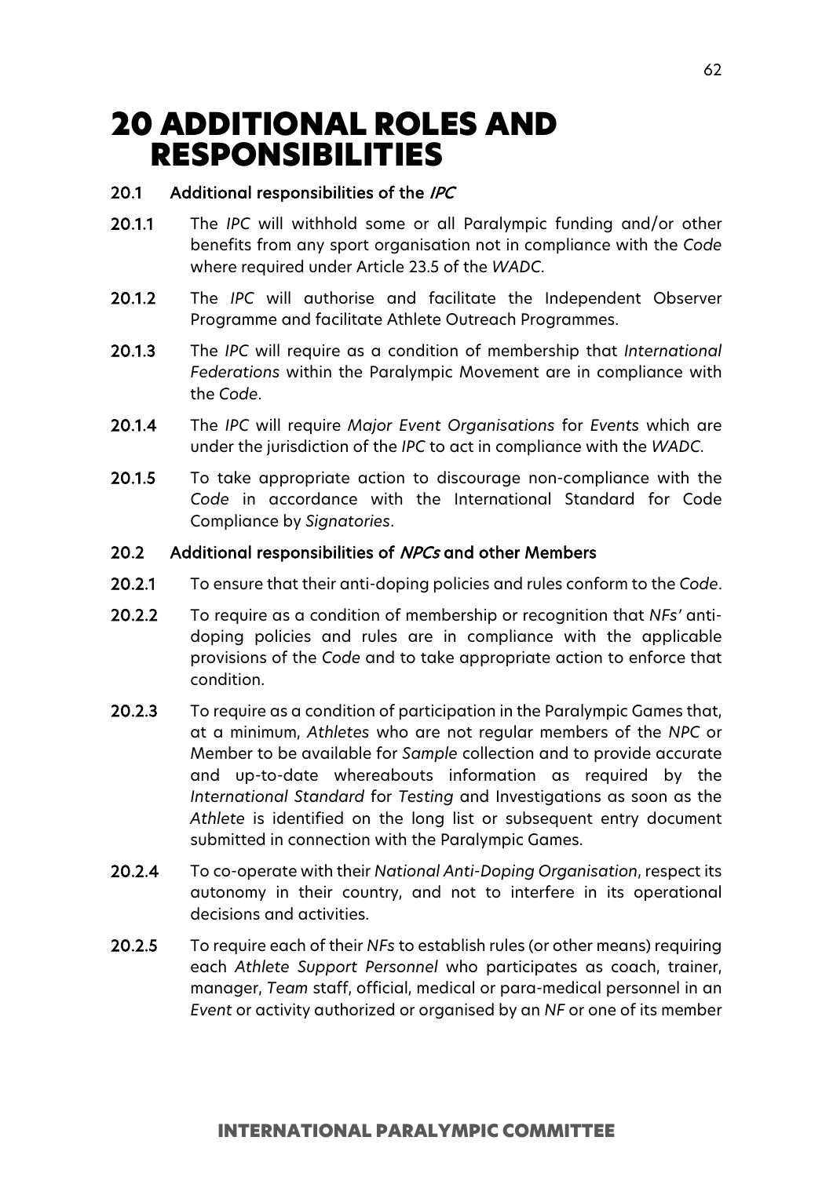# 20 ADDITIONAL ROLES AND RESPONSIBILITIES

## 20.1 Additional responsibilities of the *IPC*

**20.1.1** The *IPC* will withhold some or all Paralympic funding and/or other benefits from any sport organisation not in compliance with the *Code* where required under Article 23.5 of the *WADC*.

**20.1.2** The *IPC* will authorise and facilitate the Independent Observer Programme and facilitate Athlete Outreach Programmes.

**20.1.3** The *IPC* will require as a condition of membership that *International Federations* within the Paralympic Movement are in compliance with the *Code*.

**20.1.4** The *IPC* will require *Major Event Organisations* for *Events* which are under the jurisdiction of the *IPC* to act in compliance with the *WADC*.

**20.1.5** To take appropriate action to discourage non-compliance with the *Code* in accordance with the International Standard for Code Compliance by *Signatories*.

## 20.2 Additional responsibilities of *NPCs* and other Members

**20.2.1** To ensure that their anti-doping policies and rules conform to the *Code*.

**20.2.2** To require as a condition of membership or recognition that *NFs'* anti-doping policies and rules are in compliance with the applicable provisions of the *Code* and to take appropriate action to enforce that condition.

**20.2.3** To require as a condition of participation in the Paralympic Games that, at a minimum, *Athletes* who are not regular members of the *NPC* or Member to be available for *Sample* collection and to provide accurate and up-to-date whereabouts information as required by the *International Standard* for *Testing* and Investigations as soon as the *Athlete* is identified on the long list or subsequent entry document submitted in connection with the Paralympic Games.

**20.2.4** To co-operate with their *National Anti-Doping Organisation*, respect its autonomy in their country, and not to interfere in its operational decisions and activities.

**20.2.5** To require each of their *NFs* to establish rules (or other means) requiring each *Athlete Support Personnel* who participates as coach, trainer, manager, *Team* staff, official, medical or para-medical personnel in an *Event* or activity authorized or organised by an *NF* or one of its member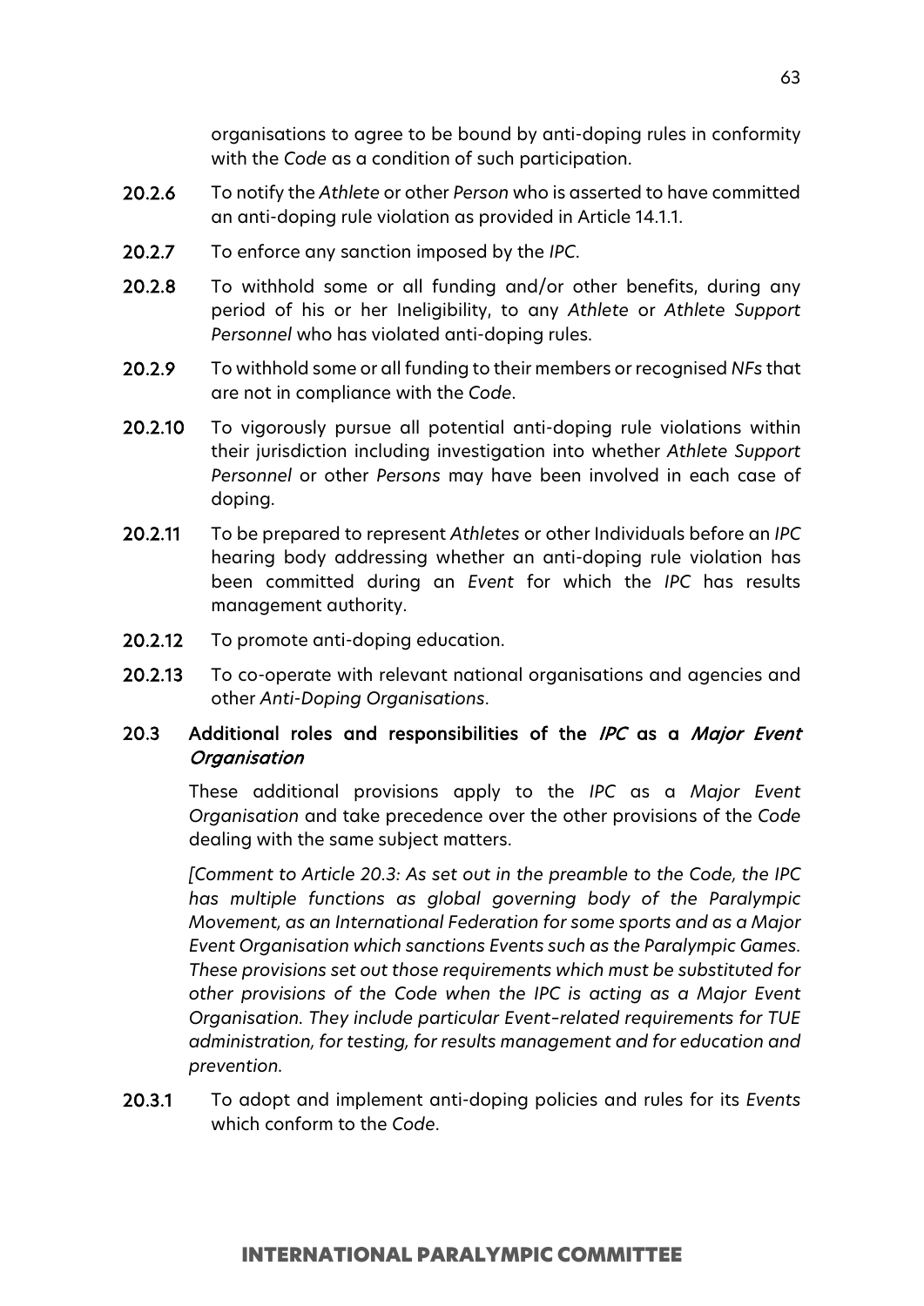organisations to agree to be bound by anti-doping rules in conformity with the *Code* as a condition of such participation.

**20.2.6** To notify the *Athlete* or other *Person* who is asserted to have committed an anti-doping rule violation as provided in Article 14.1.1.

**20.2.7** To enforce any sanction imposed by the *IPC*.

**20.2.8** To withhold some or all funding and/or other benefits, during any period of his or her Ineligibility, to any *Athlete* or *Athlete Support Personnel* who has violated anti-doping rules.

**20.2.9** To withhold some or all funding to their members or recognised *NFs* that are not in compliance with the *Code*.

**20.2.10** To vigorously pursue all potential anti-doping rule violations within their jurisdiction including investigation into whether *Athlete Support Personnel* or other *Persons* may have been involved in each case of doping.

**20.2.11** To be prepared to represent *Athletes* or other Individuals before an *IPC* hearing body addressing whether an anti-doping rule violation has been committed during an *Event* for which the *IPC* has results management authority.

**20.2.12** To promote anti-doping education.

**20.2.13** To co-operate with relevant national organisations and agencies and other *Anti-Doping Organisations*.

### 20.3 Additional roles and responsibilities of the *IPC* as a *Major Event Organisation*

These additional provisions apply to the *IPC* as a *Major Event Organisation* and take precedence over the other provisions of the *Code* dealing with the same subject matters.

*[Comment to Article 20.3: As set out in the preamble to the Code, the IPC has multiple functions as global governing body of the Paralympic Movement, as an International Federation for some sports and as a Major Event Organisation which sanctions Events such as the Paralympic Games. These provisions set out those requirements which must be substituted for other provisions of the Code when the IPC is acting as a Major Event Organisation. They include particular Event-related requirements for TUE administration, for testing, for results management and for education and prevention.*

**20.3.1** To adopt and implement anti-doping policies and rules for its *Events* which conform to the *Code*.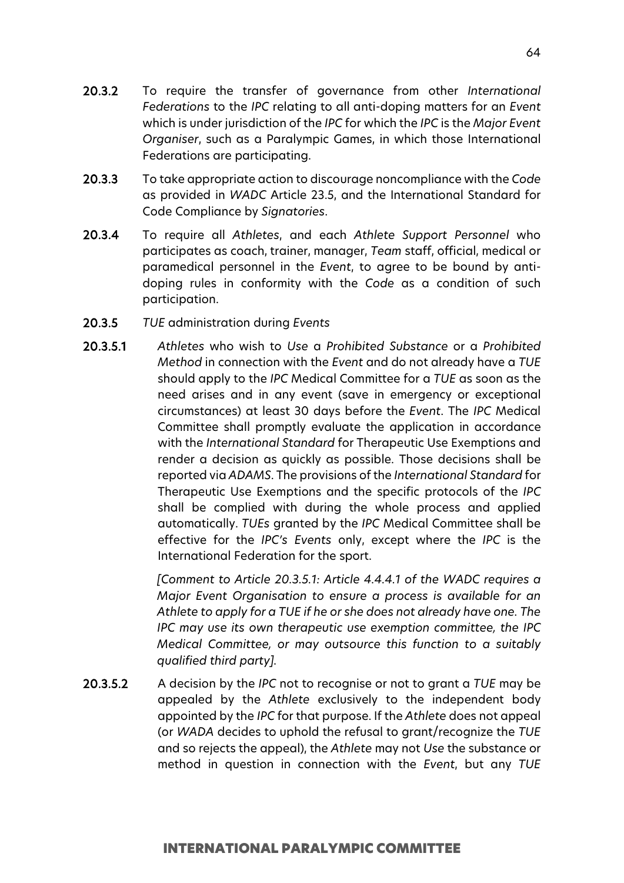**20.3.2** To require the transfer of governance from other *International Federations* to the *IPC* relating to all anti-doping matters for an *Event* which is under jurisdiction of the *IPC* for which the *IPC* is the *Major Event Organiser*, such as a Paralympic Games, in which those International Federations are participating.

**20.3.3** To take appropriate action to discourage noncompliance with the *Code* as provided in *WADC* Article 23.5, and the International Standard for Code Compliance by *Signatories*.

**20.3.4** To require all *Athletes*, and each *Athlete Support Personnel* who participates as coach, trainer, manager, *Team* staff, official, medical or paramedical personnel in the *Event*, to agree to be bound by anti-doping rules in conformity with the *Code* as a condition of such participation.

**20.3.5** *TUE* administration during *Events*

**20.3.5.1** *Athletes* who wish to *Use* a *Prohibited Substance* or a *Prohibited Method* in connection with the *Event* and do not already have a *TUE* should apply to the *IPC* Medical Committee for a *TUE* as soon as the need arises and in any event (save in emergency or exceptional circumstances) at least 30 days before the *Event*. The *IPC* Medical Committee shall promptly evaluate the application in accordance with the *International Standard* for Therapeutic Use Exemptions and render a decision as quickly as possible. Those decisions shall be reported via *ADAMS*. The provisions of the *International Standard* for Therapeutic Use Exemptions and the specific protocols of the *IPC* shall be complied with during the whole process and applied automatically. *TUEs* granted by the *IPC* Medical Committee shall be effective for the *IPC's Events* only, except where the *IPC* is the International Federation for the sport.

*[Comment to Article 20.3.5.1: Article 4.4.4.1 of the WADC requires a Major Event Organisation to ensure a process is available for an Athlete to apply for a TUE if he or she does not already have one. The IPC may use its own therapeutic use exemption committee, the IPC Medical Committee, or may outsource this function to a suitably qualified third party].*

**20.3.5.2** A decision by the *IPC* not to recognise or not to grant a *TUE* may be appealed by the *Athlete* exclusively to the independent body appointed by the *IPC* for that purpose. If the *Athlete* does not appeal (or *WADA* decides to uphold the refusal to grant/recognize the *TUE* and so rejects the appeal), the *Athlete* may not *Use* the substance or method in question in connection with the *Event*, but any *TUE*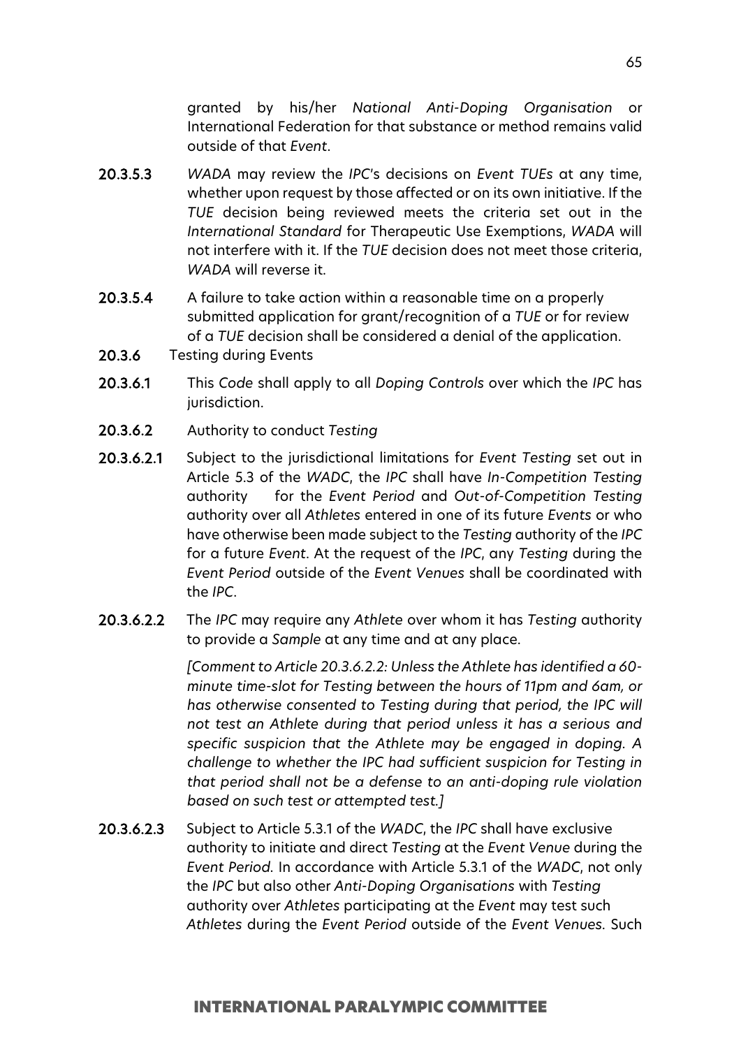granted by his/her *National Anti-Doping Organisation* or International Federation for that substance or method remains valid outside of that *Event*.

**20.3.5.3** *WADA* may review the *IPC*'s decisions on *Event TUEs* at any time, whether upon request by those affected or on its own initiative. If the *TUE* decision being reviewed meets the criteria set out in the *International Standard* for Therapeutic Use Exemptions, *WADA* will not interfere with it. If the *TUE* decision does not meet those criteria, *WADA* will reverse it.

**20.3.5.4** A failure to take action within a reasonable time on a properly submitted application for grant/recognition of a *TUE* or for review of a *TUE* decision shall be considered a denial of the application.

**20.3.6** Testing during Events

**20.3.6.1** This *Code* shall apply to all *Doping Controls* over which the *IPC* has jurisdiction.

**20.3.6.2** Authority to conduct *Testing*

**20.3.6.2.1** Subject to the jurisdictional limitations for *Event Testing* set out in Article 5.3 of the *WADC*, the *IPC* shall have *In-Competition Testing* authority for the *Event Period* and *Out-of-Competition Testing* authority over all *Athletes* entered in one of its future *Events* or who have otherwise been made subject to the *Testing* authority of the *IPC* for a future *Event*. At the request of the *IPC*, any *Testing* during the *Event Period* outside of the *Event Venues* shall be coordinated with the *IPC*.

**20.3.6.2.2** The *IPC* may require any *Athlete* over whom it has *Testing* authority to provide a *Sample* at any time and at any place.

*[Comment to Article 20.3.6.2.2: Unless the Athlete has identified a 60-minute time-slot for Testing between the hours of 11pm and 6am, or has otherwise consented to Testing during that period, the IPC will not test an Athlete during that period unless it has a serious and specific suspicion that the Athlete may be engaged in doping. A challenge to whether the IPC had sufficient suspicion for Testing in that period shall not be a defense to an anti-doping rule violation based on such test or attempted test.]*

**20.3.6.2.3** Subject to Article 5.3.1 of the *WADC*, the *IPC* shall have exclusive authority to initiate and direct *Testing* at the *Event Venue* during the *Event Period*. In accordance with Article 5.3.1 of the *WADC*, not only the *IPC* but also other *Anti-Doping Organisations* with *Testing* authority over *Athletes* participating at the *Event* may test such *Athletes* during the *Event Period* outside of the *Event Venues*. Such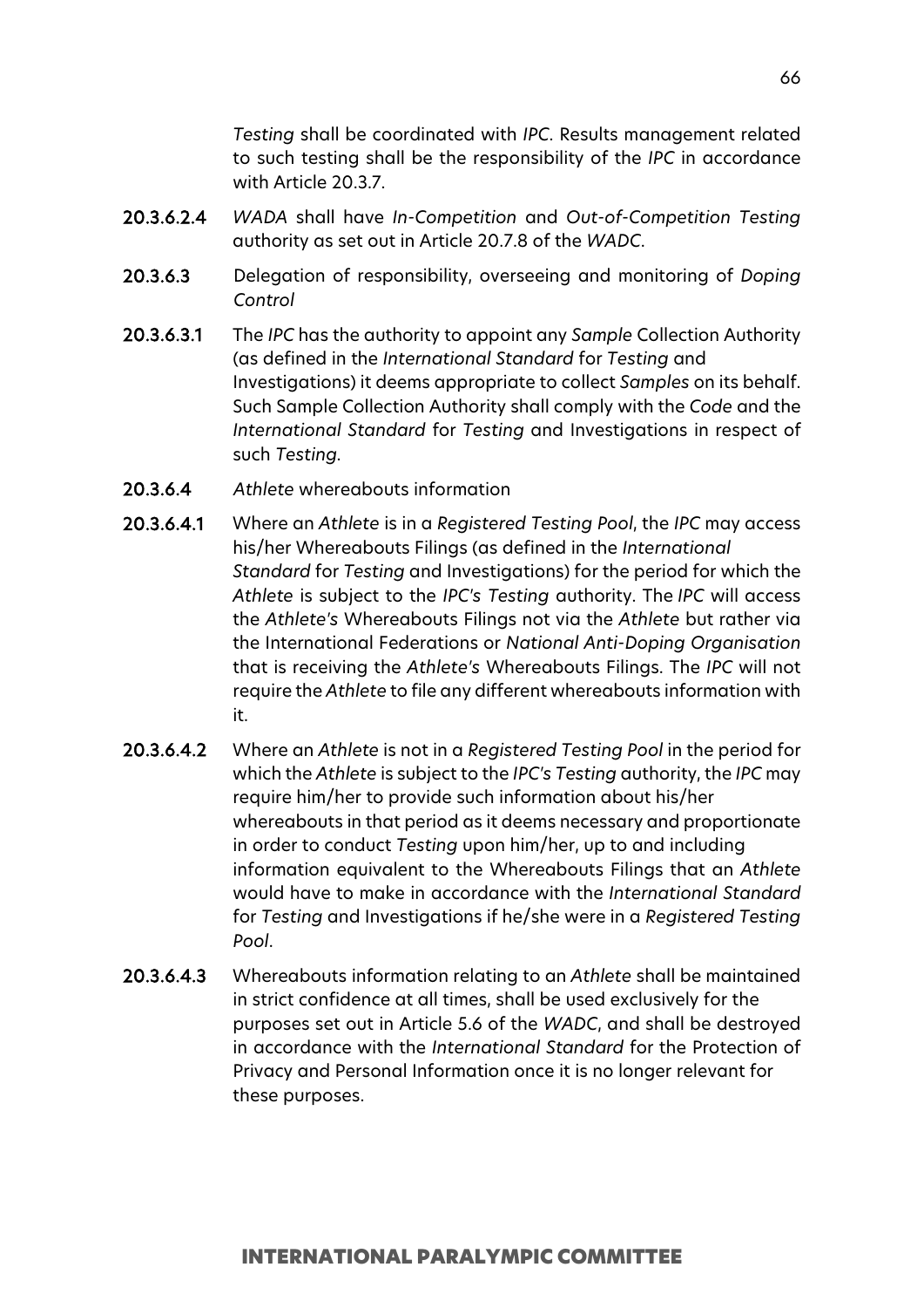*Testing* shall be coordinated with *IPC*. Results management related to such testing shall be the responsibility of the *IPC* in accordance with Article 20.3.7.

**20.3.6.2.4** *WADA* shall have *In-Competition* and *Out-of-Competition Testing* authority as set out in Article 20.7.8 of the *WADC*.

**20.3.6.3** Delegation of responsibility, overseeing and monitoring of *Doping Control*

**20.3.6.3.1** The *IPC* has the authority to appoint any *Sample* Collection Authority (as defined in the *International Standard* for *Testing* and Investigations) it deems appropriate to collect *Samples* on its behalf. Such Sample Collection Authority shall comply with the *Code* and the *International Standard* for *Testing* and Investigations in respect of such *Testing*.

**20.3.6.4** *Athlete* whereabouts information

**20.3.6.4.1** Where an *Athlete* is in a *Registered Testing Pool*, the *IPC* may access his/her Whereabouts Filings (as defined in the *International Standard* for *Testing* and Investigations) for the period for which the *Athlete* is subject to the *IPC's Testing* authority. The *IPC* will access the *Athlete's* Whereabouts Filings not via the *Athlete* but rather via the International Federations or *National Anti-Doping Organisation* that is receiving the *Athlete's* Whereabouts Filings. The *IPC* will not require the *Athlete* to file any different whereabouts information with it.

**20.3.6.4.2** Where an *Athlete* is not in a *Registered Testing Pool* in the period for which the *Athlete* is subject to the *IPC's Testing* authority, the *IPC* may require him/her to provide such information about his/her whereabouts in that period as it deems necessary and proportionate in order to conduct *Testing* upon him/her, up to and including information equivalent to the Whereabouts Filings that an *Athlete* would have to make in accordance with the *International Standard* for *Testing* and Investigations if he/she were in a *Registered Testing Pool*.

**20.3.6.4.3** Whereabouts information relating to an *Athlete* shall be maintained in strict confidence at all times, shall be used exclusively for the purposes set out in Article 5.6 of the *WADC*, and shall be destroyed in accordance with the *International Standard* for the Protection of Privacy and Personal Information once it is no longer relevant for these purposes.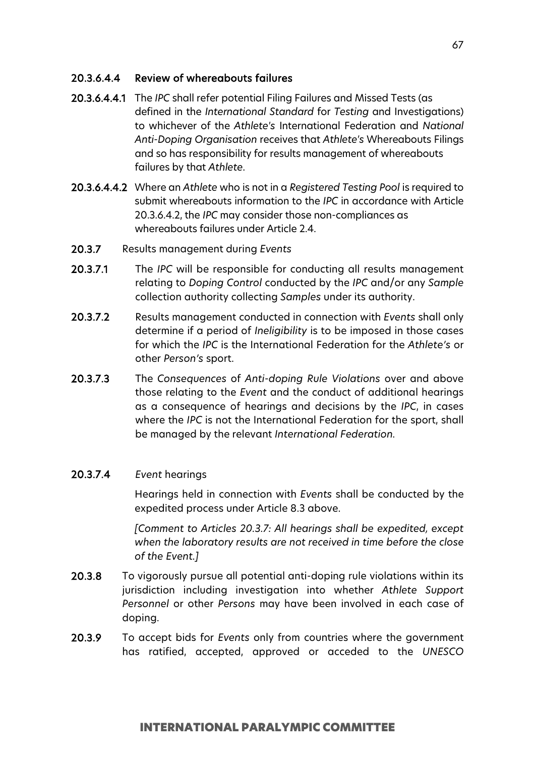**20.3.6.4.4 Review of whereabouts failures**

**20.3.6.4.4.1** The *IPC* shall refer potential Filing Failures and Missed Tests (as defined in the *International Standard* for *Testing* and Investigations) to whichever of the *Athlete's* International Federation and *National Anti-Doping Organisation* receives that *Athlete's* Whereabouts Filings and so has responsibility for results management of whereabouts failures by that *Athlete*.

**20.3.6.4.4.2** Where an *Athlete* who is not in a *Registered Testing Pool* is required to submit whereabouts information to the *IPC* in accordance with Article 20.3.6.4.2, the *IPC* may consider those non-compliances as whereabouts failures under Article 2.4.

**20.3.7** Results management during *Events*

**20.3.7.1** The *IPC* will be responsible for conducting all results management relating to *Doping Control* conducted by the *IPC* and/or any *Sample* collection authority collecting *Samples* under its authority.

**20.3.7.2** Results management conducted in connection with *Events* shall only determine if a period of *Ineligibility* is to be imposed in those cases for which the *IPC* is the International Federation for the *Athlete's* or other *Person's* sport.

**20.3.7.3** The *Consequences* of *Anti-doping Rule Violations* over and above those relating to the *Event* and the conduct of additional hearings as a consequence of hearings and decisions by the *IPC*, in cases where the *IPC* is not the International Federation for the sport, shall be managed by the relevant *International Federation*.

**20.3.7.4** *Event* hearings

Hearings held in connection with *Events* shall be conducted by the expedited process under Article 8.3 above.

*[Comment to Articles 20.3.7: All hearings shall be expedited, except when the laboratory results are not received in time before the close of the Event.]*

**20.3.8** To vigorously pursue all potential anti-doping rule violations within its jurisdiction including investigation into whether *Athlete Support Personnel* or other *Persons* may have been involved in each case of doping.

**20.3.9** To accept bids for *Events* only from countries where the government has ratified, accepted, approved or acceded to the *UNESCO*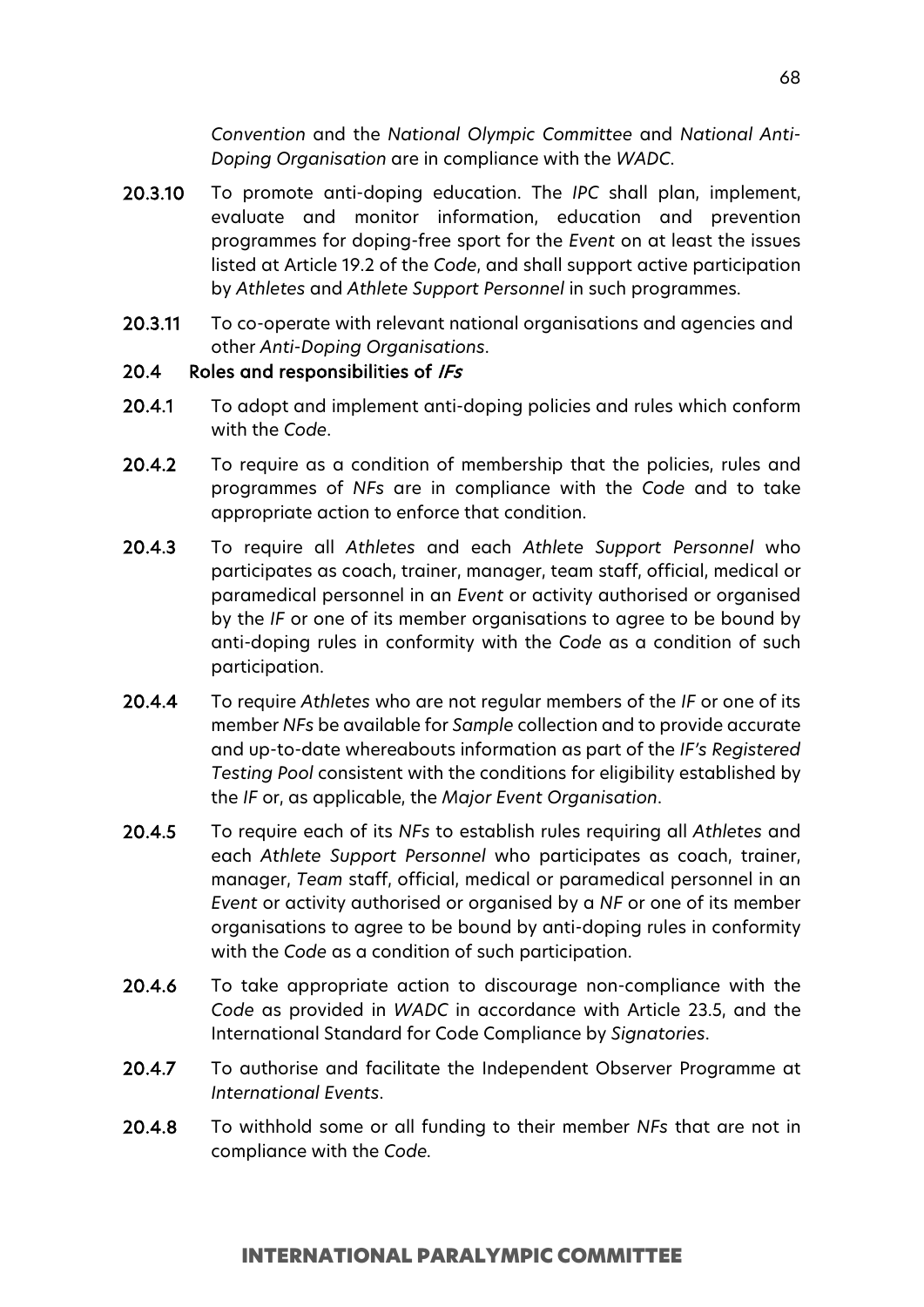*Convention* and the *National Olympic Committee* and *National Anti-Doping Organisation* are in compliance with the *WADC*.

**20.3.10** To promote anti-doping education. The *IPC* shall plan, implement, evaluate and monitor information, education and prevention programmes for doping-free sport for the *Event* on at least the issues listed at Article 19.2 of the *Code*, and shall support active participation by *Athletes* and *Athlete Support Personnel* in such programmes.

**20.3.11** To co-operate with relevant national organisations and agencies and other *Anti-Doping Organisations*.

### 20.4 Roles and responsibilities of *IFs*

**20.4.1** To adopt and implement anti-doping policies and rules which conform with the *Code*.

**20.4.2** To require as a condition of membership that the policies, rules and programmes of *NFs* are in compliance with the *Code* and to take appropriate action to enforce that condition.

**20.4.3** To require all *Athletes* and each *Athlete Support Personnel* who participates as coach, trainer, manager, team staff, official, medical or paramedical personnel in an *Event* or activity authorised or organised by the *IF* or one of its member organisations to agree to be bound by anti-doping rules in conformity with the *Code* as a condition of such participation.

**20.4.4** To require *Athletes* who are not regular members of the *IF* or one of its member *NFs* be available for *Sample* collection and to provide accurate and up-to-date whereabouts information as part of the *IF's Registered Testing Pool* consistent with the conditions for eligibility established by the *IF* or, as applicable, the *Major Event Organisation*.

**20.4.5** To require each of its *NFs* to establish rules requiring all *Athletes* and each *Athlete Support Personnel* who participates as coach, trainer, manager, *Team* staff, official, medical or paramedical personnel in an *Event* or activity authorised or organised by a *NF* or one of its member organisations to agree to be bound by anti-doping rules in conformity with the *Code* as a condition of such participation.

**20.4.6** To take appropriate action to discourage non-compliance with the *Code* as provided in *WADC* in accordance with Article 23.5, and the International Standard for Code Compliance by *Signatories*.

**20.4.7** To authorise and facilitate the Independent Observer Programme at *International Events*.

**20.4.8** To withhold some or all funding to their member *NFs* that are not in compliance with the *Code.*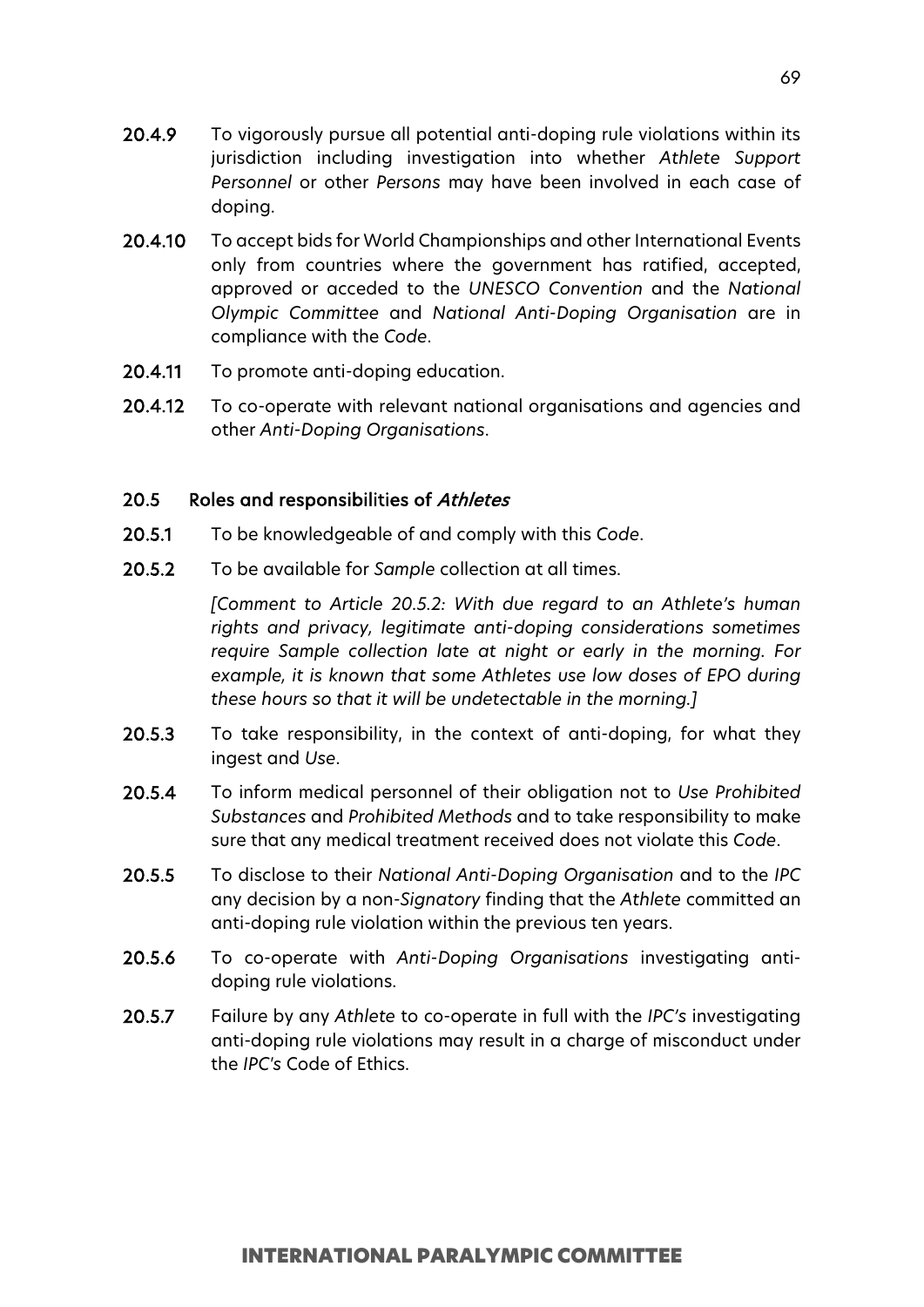20.4.9 To vigorously pursue all potential anti-doping rule violations within its jurisdiction including investigation into whether *Athlete Support Personnel* or other *Persons* may have been involved in each case of doping.

20.4.10 To accept bids for World Championships and other International Events only from countries where the government has ratified, accepted, approved or acceded to the *UNESCO Convention* and the *National Olympic Committee* and *National Anti-Doping Organisation* are in compliance with the *Code*.

20.4.11 To promote anti-doping education.

20.4.12 To co-operate with relevant national organisations and agencies and other *Anti-Doping Organisations*.

### 20.5 Roles and responsibilities of *Athletes*

20.5.1 To be knowledgeable of and comply with this *Code*.

20.5.2 To be available for *Sample* collection at all times.

*[Comment to Article 20.5.2: With due regard to an Athlete's human rights and privacy, legitimate anti-doping considerations sometimes require Sample collection late at night or early in the morning. For example, it is known that some Athletes use low doses of EPO during these hours so that it will be undetectable in the morning.]*

20.5.3 To take responsibility, in the context of anti-doping, for what they ingest and *Use*.

20.5.4 To inform medical personnel of their obligation not to *Use Prohibited Substances* and *Prohibited Methods* and to take responsibility to make sure that any medical treatment received does not violate this *Code*.

20.5.5 To disclose to their *National Anti-Doping Organisation* and to the *IPC* any decision by a non-*Signatory* finding that the *Athlete* committed an anti-doping rule violation within the previous ten years.

20.5.6 To co-operate with *Anti-Doping Organisations* investigating anti-doping rule violations.

20.5.7 Failure by any *Athlete* to co-operate in full with the *IPC's* investigating anti-doping rule violations may result in a charge of misconduct under the *IPC's* Code of Ethics.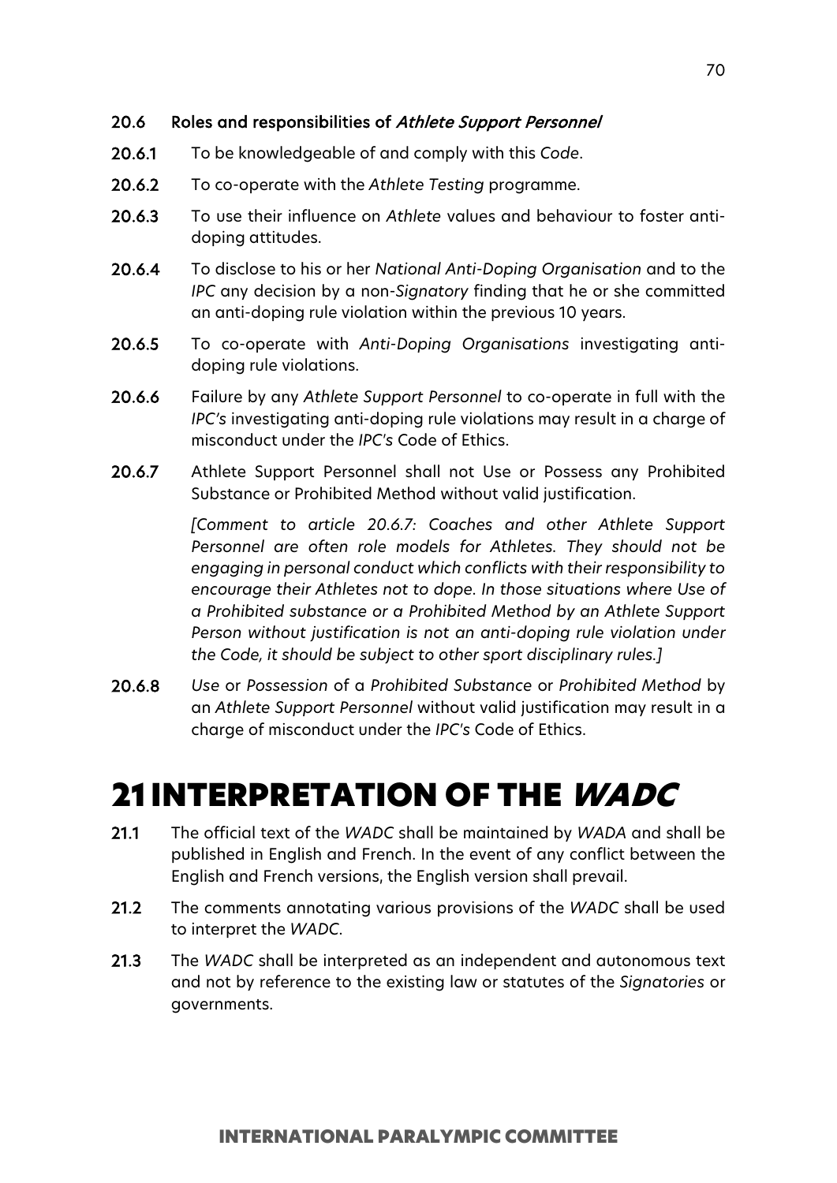### 20.6 Roles and responsibilities of *Athlete Support Personnel*

**20.6.1** To be knowledgeable of and comply with this *Code*.

**20.6.2** To co-operate with the *Athlete Testing* programme.

**20.6.3** To use their influence on *Athlete* values and behaviour to foster anti-doping attitudes.

**20.6.4** To disclose to his or her *National Anti-Doping Organisation* and to the *IPC* any decision by a non-*Signatory* finding that he or she committed an anti-doping rule violation within the previous 10 years.

**20.6.5** To co-operate with *Anti-Doping Organisations* investigating anti-doping rule violations.

**20.6.6** Failure by any *Athlete Support Personnel* to co-operate in full with the *IPC's* investigating anti-doping rule violations may result in a charge of misconduct under the *IPC's* Code of Ethics.

**20.6.7** Athlete Support Personnel shall not Use or Possess any Prohibited Substance or Prohibited Method without valid justification.

*[Comment to article 20.6.7: Coaches and other Athlete Support Personnel are often role models for Athletes. They should not be engaging in personal conduct which conflicts with their responsibility to encourage their Athletes not to dope. In those situations where Use of a Prohibited substance or a Prohibited Method by an Athlete Support Person without justification is not an anti-doping rule violation under the Code, it should be subject to other sport disciplinary rules.]*

**20.6.8** *Use* or *Possession* of a *Prohibited Substance* or *Prohibited Method* by an *Athlete Support Personnel* without valid justification may result in a charge of misconduct under the *IPC's* Code of Ethics.

# 21 INTERPRETATION OF THE *WADC*

**21.1** The official text of the *WADC* shall be maintained by *WADA* and shall be published in English and French. In the event of any conflict between the English and French versions, the English version shall prevail.

**21.2** The comments annotating various provisions of the *WADC* shall be used to interpret the *WADC*.

**21.3** The *WADC* shall be interpreted as an independent and autonomous text and not by reference to the existing law or statutes of the *Signatories* or governments.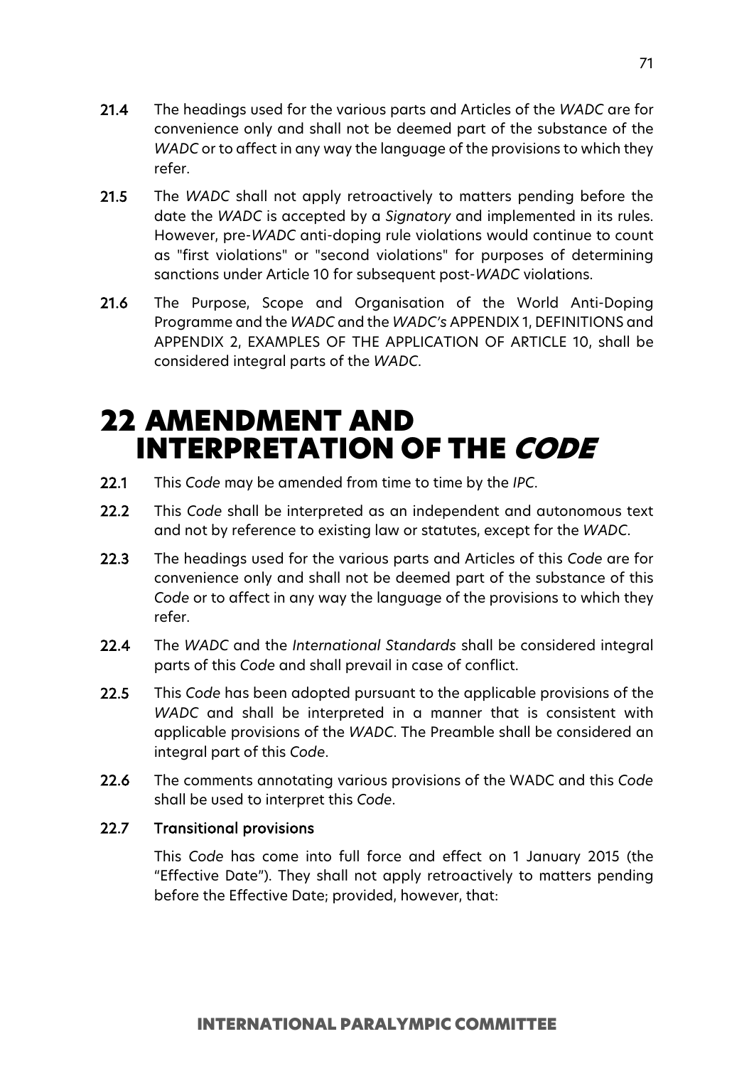**21.4** The headings used for the various parts and Articles of the *WADC* are for convenience only and shall not be deemed part of the substance of the *WADC* or to affect in any way the language of the provisions to which they refer.

**21.5** The *WADC* shall not apply retroactively to matters pending before the date the *WADC* is accepted by a *Signatory* and implemented in its rules. However, pre-*WADC* anti-doping rule violations would continue to count as "first violations" or "second violations" for purposes of determining sanctions under Article 10 for subsequent post-*WADC* violations.

**21.6** The Purpose, Scope and Organisation of the World Anti-Doping Programme and the *WADC* and the *WADC's* APPENDIX 1, DEFINITIONS and APPENDIX 2, EXAMPLES OF THE APPLICATION OF ARTICLE 10, shall be considered integral parts of the *WADC*.

# 22 AMENDMENT AND INTERPRETATION OF THE *CODE*

**22.1** This *Code* may be amended from time to time by the *IPC*.

**22.2** This *Code* shall be interpreted as an independent and autonomous text and not by reference to existing law or statutes, except for the *WADC*.

**22.3** The headings used for the various parts and Articles of this *Code* are for convenience only and shall not be deemed part of the substance of this *Code* or to affect in any way the language of the provisions to which they refer.

**22.4** The *WADC* and the *International Standards* shall be considered integral parts of this *Code* and shall prevail in case of conflict.

**22.5** This *Code* has been adopted pursuant to the applicable provisions of the *WADC* and shall be interpreted in a manner that is consistent with applicable provisions of the *WADC*. The Preamble shall be considered an integral part of this *Code*.

**22.6** The comments annotating various provisions of the WADC and this *Code* shall be used to interpret this *Code*.

**22.7 Transitional provisions**

This *Code* has come into full force and effect on 1 January 2015 (the "Effective Date"). They shall not apply retroactively to matters pending before the Effective Date; provided, however, that: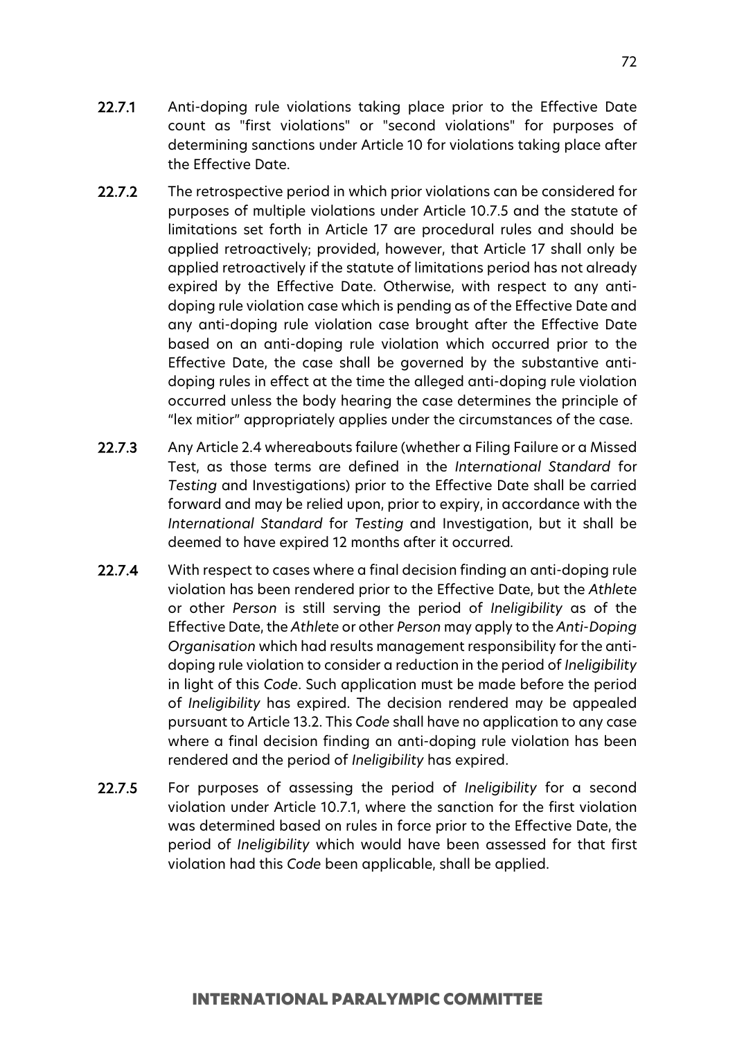22.7.1 Anti-doping rule violations taking place prior to the Effective Date count as "first violations" or "second violations" for purposes of determining sanctions under Article 10 for violations taking place after the Effective Date.

22.7.2 The retrospective period in which prior violations can be considered for purposes of multiple violations under Article 10.7.5 and the statute of limitations set forth in Article 17 are procedural rules and should be applied retroactively; provided, however, that Article 17 shall only be applied retroactively if the statute of limitations period has not already expired by the Effective Date. Otherwise, with respect to any anti-doping rule violation case which is pending as of the Effective Date and any anti-doping rule violation case brought after the Effective Date based on an anti-doping rule violation which occurred prior to the Effective Date, the case shall be governed by the substantive anti-doping rules in effect at the time the alleged anti-doping rule violation occurred unless the body hearing the case determines the principle of "lex mitior" appropriately applies under the circumstances of the case.

22.7.3 Any Article 2.4 whereabouts failure (whether a Filing Failure or a Missed Test, as those terms are defined in the *International Standard* for *Testing* and Investigations) prior to the Effective Date shall be carried forward and may be relied upon, prior to expiry, in accordance with the *International Standard* for *Testing* and Investigation, but it shall be deemed to have expired 12 months after it occurred.

22.7.4 With respect to cases where a final decision finding an anti-doping rule violation has been rendered prior to the Effective Date, but the *Athlete* or other *Person* is still serving the period of *Ineligibility* as of the Effective Date, the *Athlete* or other *Person* may apply to the *Anti-Doping Organisation* which had results management responsibility for the anti-doping rule violation to consider a reduction in the period of *Ineligibility* in light of this *Code*. Such application must be made before the period of *Ineligibility* has expired. The decision rendered may be appealed pursuant to Article 13.2. This *Code* shall have no application to any case where a final decision finding an anti-doping rule violation has been rendered and the period of *Ineligibility* has expired.

22.7.5 For purposes of assessing the period of *Ineligibility* for a second violation under Article 10.7.1, where the sanction for the first violation was determined based on rules in force prior to the Effective Date, the period of *Ineligibility* which would have been assessed for that first violation had this *Code* been applicable, shall be applied.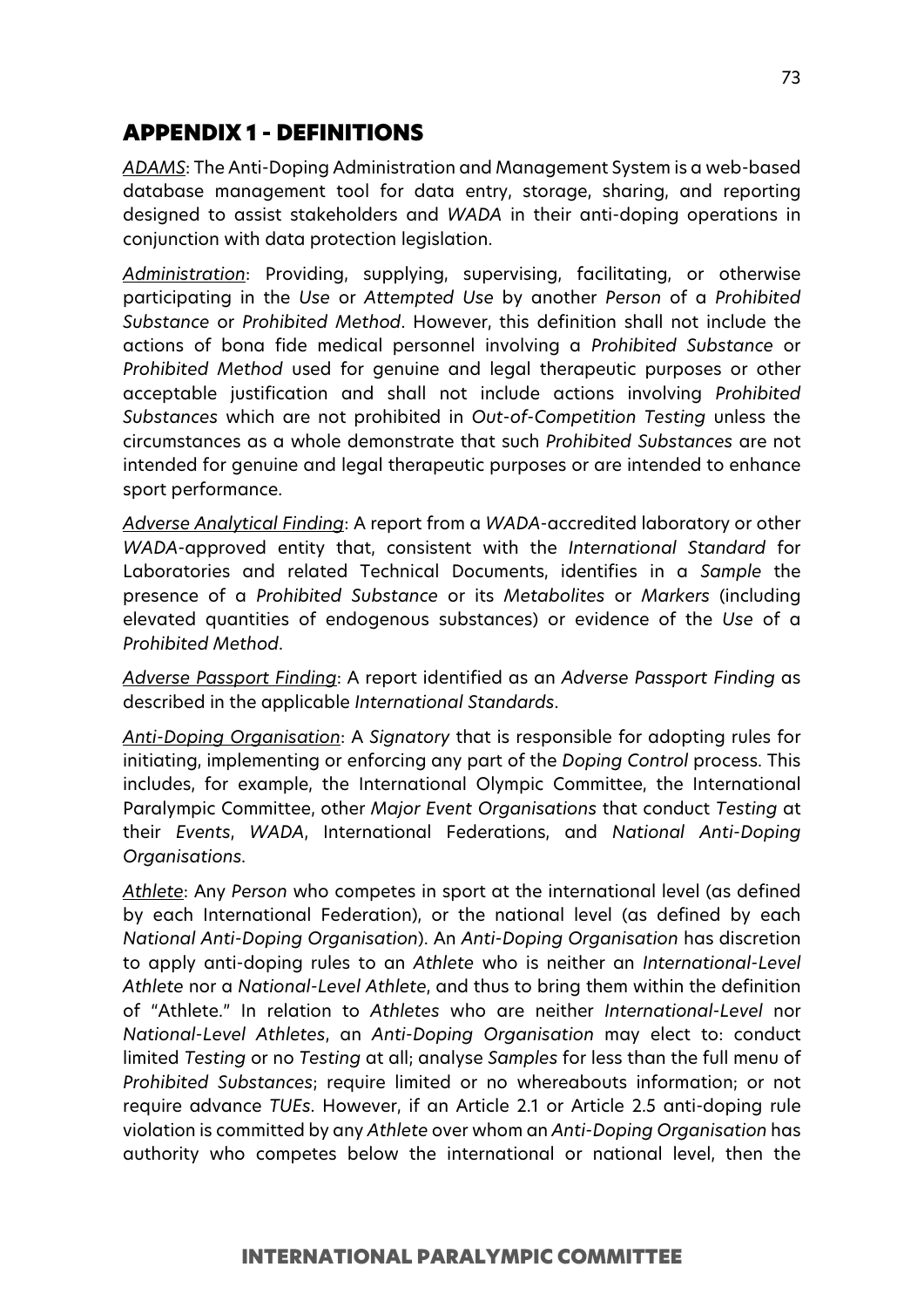## APPENDIX 1 - DEFINITIONS

*<u>ADAMS</u>*: The Anti-Doping Administration and Management System is a web-based database management tool for data entry, storage, sharing, and reporting designed to assist stakeholders and *WADA* in their anti-doping operations in conjunction with data protection legislation.

*<u>Administration</u>*: Providing, supplying, supervising, facilitating, or otherwise participating in the *Use* or *Attempted Use* by another *Person* of a *Prohibited Substance* or *Prohibited Method*. However, this definition shall not include the actions of bona fide medical personnel involving a *Prohibited Substance* or *Prohibited Method* used for genuine and legal therapeutic purposes or other acceptable justification and shall not include actions involving *Prohibited Substances* which are not prohibited in *Out-of-Competition Testing* unless the circumstances as a whole demonstrate that such *Prohibited Substances* are not intended for genuine and legal therapeutic purposes or are intended to enhance sport performance.

*<u>Adverse Analytical Finding</u>*: A report from a *WADA*-accredited laboratory or other *WADA*-approved entity that, consistent with the *International Standard* for Laboratories and related Technical Documents, identifies in a *Sample* the presence of a *Prohibited Substance* or its *Metabolites* or *Markers* (including elevated quantities of endogenous substances) or evidence of the *Use* of a *Prohibited Method*.

*<u>Adverse Passport Finding</u>*: A report identified as an *Adverse Passport Finding* as described in the applicable *International Standards*.

*<u>Anti-Doping Organisation</u>*: A *Signatory* that is responsible for adopting rules for initiating, implementing or enforcing any part of the *Doping Control* process. This includes, for example, the International Olympic Committee, the International Paralympic Committee, other *Major Event Organisations* that conduct *Testing* at their *Events*, *WADA*, International Federations, and *National Anti-Doping Organisations*.

*<u>Athlete</u>*: Any *Person* who competes in sport at the international level (as defined by each International Federation), or the national level (as defined by each *National Anti-Doping Organisation*). An *Anti-Doping Organisation* has discretion to apply anti-doping rules to an *Athlete* who is neither an *International-Level Athlete* nor a *National-Level Athlete*, and thus to bring them within the definition of "Athlete." In relation to *Athletes* who are neither *International-Level* nor *National-Level Athletes*, an *Anti-Doping Organisation* may elect to: conduct limited *Testing* or no *Testing* at all; analyse *Samples* for less than the full menu of *Prohibited Substances*; require limited or no whereabouts information; or not require advance *TUEs*. However, if an Article 2.1 or Article 2.5 anti-doping rule violation is committed by any *Athlete* over whom an *Anti-Doping Organisation* has authority who competes below the international or national level, then the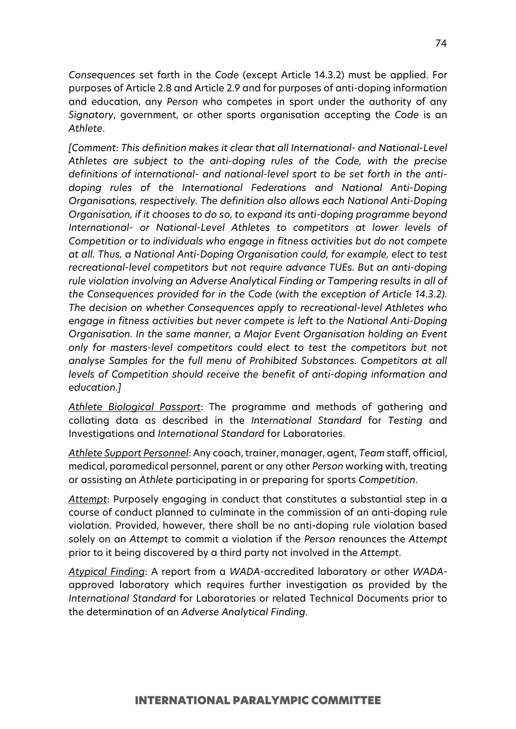*Consequences* set forth in the *Code* (except Article 14.3.2) must be applied. For purposes of Article 2.8 and Article 2.9 and for purposes of anti-doping information and education, any *Person* who competes in sport under the authority of any *Signatory*, government, or other sports organisation accepting the *Code* is an *Athlete*.

*[Comment: This definition makes it clear that all International- and National-Level Athletes are subject to the anti-doping rules of the Code, with the precise definitions of international- and national-level sport to be set forth in the anti-doping rules of the International Federations and National Anti-Doping Organisations, respectively. The definition also allows each National Anti-Doping Organisation, if it chooses to do so, to expand its anti-doping programme beyond International- or National-Level Athletes to competitors at lower levels of Competition or to individuals who engage in fitness activities but do not compete at all. Thus, a National Anti-Doping Organisation could, for example, elect to test recreational-level competitors but not require advance TUEs. But an anti-doping rule violation involving an Adverse Analytical Finding or Tampering results in all of the Consequences provided for in the Code (with the exception of Article 14.3.2). The decision on whether Consequences apply to recreational-level Athletes who engage in fitness activities but never compete is left to the National Anti-Doping Organisation. In the same manner, a Major Event Organisation holding an Event only for masters-level competitors could elect to test the competitors but not analyse Samples for the full menu of Prohibited Substances. Competitors at all levels of Competition should receive the benefit of anti-doping information and education.]*

<u>*Athlete Biological Passport*</u>: The programme and methods of gathering and collating data as described in the *International Standard* for *Testing* and Investigations and *International Standard* for Laboratories.

<u>*Athlete Support Personnel*</u>: Any coach, trainer, manager, agent, *Team* staff, official, medical, paramedical personnel, parent or any other *Person* working with, treating or assisting an *Athlete* participating in or preparing for sports *Competition*.

<u>*Attempt*</u>: Purposely engaging in conduct that constitutes a substantial step in a course of conduct planned to culminate in the commission of an anti-doping rule violation. Provided, however, there shall be no anti-doping rule violation based solely on an *Attempt* to commit a violation if the *Person* renounces the *Attempt* prior to it being discovered by a third party not involved in the *Attempt*.

<u>*Atypical Finding*</u>: A report from a *WADA*-accredited laboratory or other *WADA*-approved laboratory which requires further investigation as provided by the *International Standard* for Laboratories or related Technical Documents prior to the determination of an *Adverse Analytical Finding*.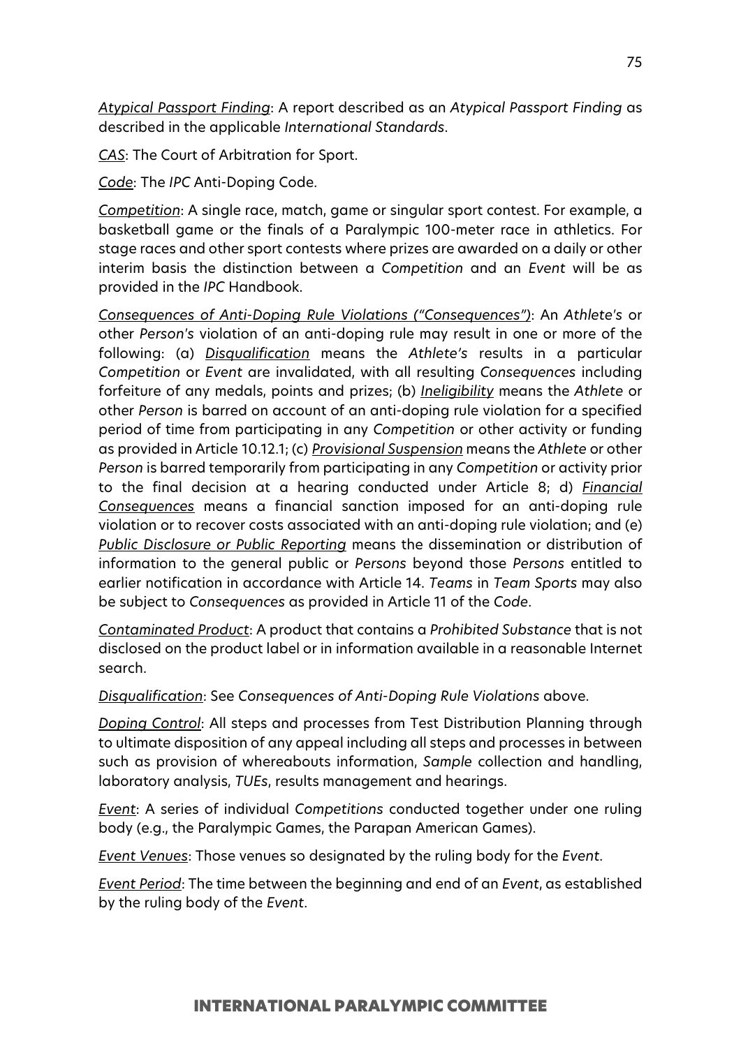*Atypical Passport Finding*: A report described as an *Atypical Passport Finding* as described in the applicable *International Standards*.

*CAS*: The Court of Arbitration for Sport.

*Code*: The *IPC* Anti-Doping Code.

*Competition*: A single race, match, game or singular sport contest. For example, a basketball game or the finals of a Paralympic 100-meter race in athletics. For stage races and other sport contests where prizes are awarded on a daily or other interim basis the distinction between a *Competition* and an *Event* will be as provided in the *IPC* Handbook.

*Consequences of Anti-Doping Rule Violations ("Consequences")*: An *Athlete's* or other *Person's* violation of an anti-doping rule may result in one or more of the following: (a) *Disqualification* means the *Athlete's* results in a particular *Competition* or *Event* are invalidated, with all resulting *Consequences* including forfeiture of any medals, points and prizes; (b) *Ineligibility* means the *Athlete* or other *Person* is barred on account of an anti-doping rule violation for a specified period of time from participating in any *Competition* or other activity or funding as provided in Article 10.12.1; (c) *Provisional Suspension* means the *Athlete* or other *Person* is barred temporarily from participating in any *Competition* or activity prior to the final decision at a hearing conducted under Article 8; d) *Financial Consequences* means a financial sanction imposed for an anti-doping rule violation or to recover costs associated with an anti-doping rule violation; and (e) *Public Disclosure or Public Reporting* means the dissemination or distribution of information to the general public or *Persons* beyond those *Persons* entitled to earlier notification in accordance with Article 14. *Teams* in *Team Sports* may also be subject to *Consequences* as provided in Article 11 of the *Code*.

*Contaminated Product*: A product that contains a *Prohibited Substance* that is not disclosed on the product label or in information available in a reasonable Internet search.

*Disqualification*: See *Consequences of Anti-Doping Rule Violations* above.

*Doping Control*: All steps and processes from Test Distribution Planning through to ultimate disposition of any appeal including all steps and processes in between such as provision of whereabouts information, *Sample* collection and handling, laboratory analysis, *TUEs*, results management and hearings.

*Event*: A series of individual *Competitions* conducted together under one ruling body (e.g., the Paralympic Games, the Parapan American Games).

*Event Venues*: Those venues so designated by the ruling body for the *Event*.

*Event Period*: The time between the beginning and end of an *Event*, as established by the ruling body of the *Event*.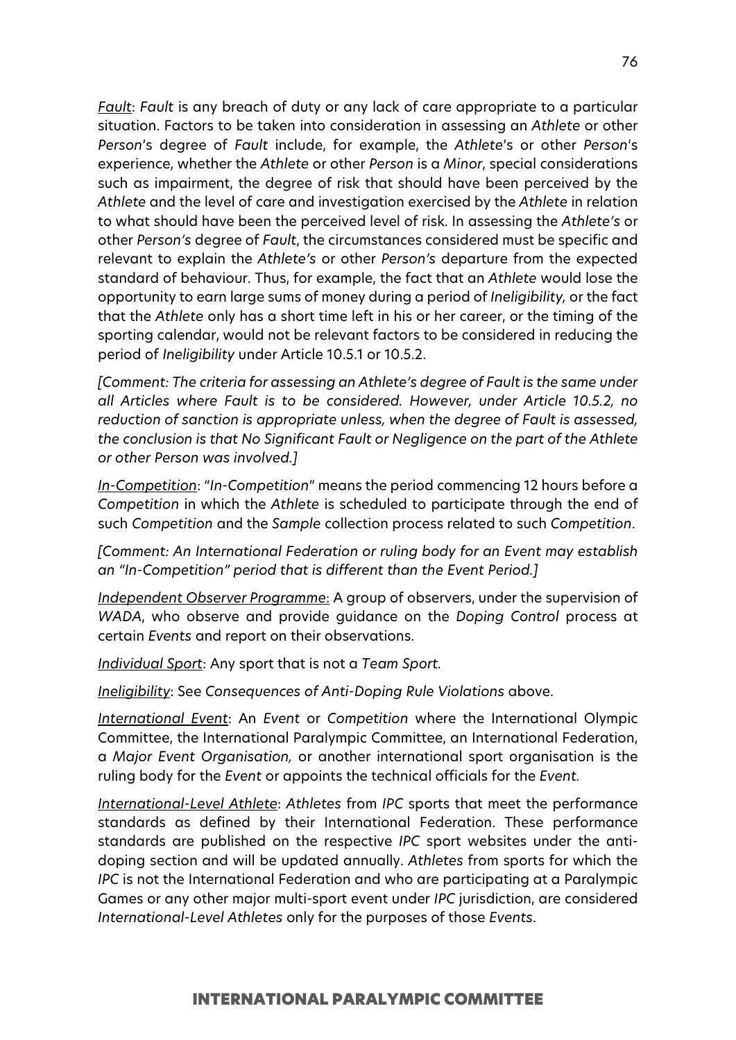<u>*Fault*</u>: *Fault* is any breach of duty or any lack of care appropriate to a particular situation. Factors to be taken into consideration in assessing an *Athlete* or other *Person*'s degree of *Fault* include, for example, the *Athlete*'s or other *Person*'s experience, whether the *Athlete* or other *Person* is a *Minor*, special considerations such as impairment, the degree of risk that should have been perceived by the *Athlete* and the level of care and investigation exercised by the *Athlete* in relation to what should have been the perceived level of risk. In assessing the *Athlete's* or other *Person's* degree of *Fault*, the circumstances considered must be specific and relevant to explain the *Athlete's* or other *Person's* departure from the expected standard of behaviour. Thus, for example, the fact that an *Athlete* would lose the opportunity to earn large sums of money during a period of *Ineligibility,* or the fact that the *Athlete* only has a short time left in his or her career, or the timing of the sporting calendar, would not be relevant factors to be considered in reducing the period of *Ineligibility* under Article 10.5.1 or 10.5.2.

*[Comment: The criteria for assessing an Athlete's degree of Fault is the same under all Articles where Fault is to be considered. However, under Article 10.5.2, no reduction of sanction is appropriate unless, when the degree of Fault is assessed, the conclusion is that No Significant Fault or Negligence on the part of the Athlete or other Person was involved.]*

<u>*In-Competition*</u>: "*In-Competition*" means the period commencing 12 hours before a *Competition* in which the *Athlete* is scheduled to participate through the end of such *Competition* and the *Sample* collection process related to such *Competition*.

*[Comment: An International Federation or ruling body for an Event may establish an "In-Competition" period that is different than the Event Period.]*

<u>*Independent Observer Programme*</u>: A group of observers, under the supervision of *WADA*, who observe and provide guidance on the *Doping Control* process at certain *Events* and report on their observations.

<u>*Individual Sport*</u>: Any sport that is not a *Team Sport.*

<u>*Ineligibility*</u>: See *Consequences of Anti-Doping Rule Violations* above.

<u>*International Event*</u>: An *Event* or *Competition* where the International Olympic Committee, the International Paralympic Committee, an International Federation, a *Major Event Organisation,* or another international sport organisation is the ruling body for the *Event* or appoints the technical officials for the *Event.*

<u>*International-Level Athlete*</u>: *Athletes* from *IPC* sports that meet the performance standards as defined by their International Federation. These performance standards are published on the respective *IPC* sport websites under the anti-doping section and will be updated annually. *Athletes* from sports for which the *IPC* is not the International Federation and who are participating at a Paralympic Games or any other major multi-sport event under *IPC* jurisdiction, are considered *International-Level Athletes* only for the purposes of those *Events*.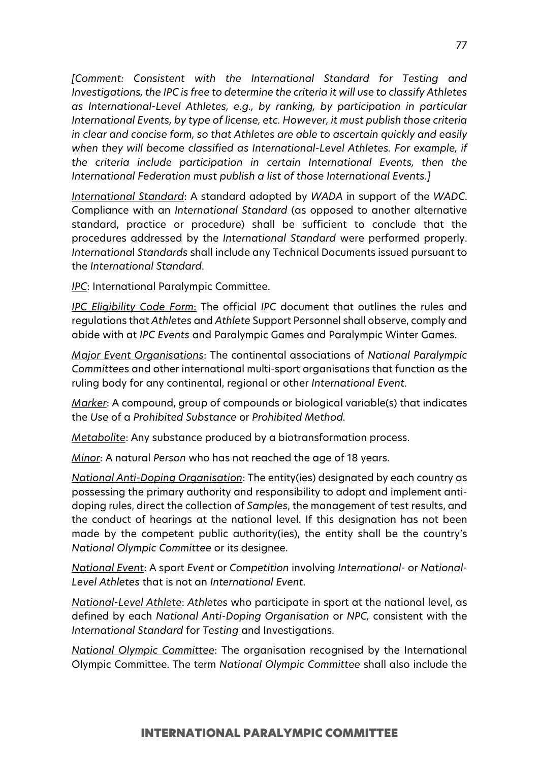*[Comment: Consistent with the International Standard for Testing and Investigations, the IPC is free to determine the criteria it will use to classify Athletes as International-Level Athletes, e.g., by ranking, by participation in particular International Events, by type of license, etc. However, it must publish those criteria in clear and concise form, so that Athletes are able to ascertain quickly and easily when they will become classified as International-Level Athletes. For example, if the criteria include participation in certain International Events, then the International Federation must publish a list of those International Events.]*

<u>*International Standard*</u>: A standard adopted by *WADA* in support of the *WADC*. Compliance with an *International Standard* (as opposed to another alternative standard, practice or procedure) shall be sufficient to conclude that the procedures addressed by the *International Standard* were performed properly. *International Standards* shall include any Technical Documents issued pursuant to the *International Standard*.

<u>*IPC*</u>: International Paralympic Committee.

<u>*IPC Eligibility Code Form*</u>: The official *IPC* document that outlines the rules and regulations that *Athletes* and *Athlete* Support Personnel shall observe, comply and abide with at *IPC Events* and Paralympic Games and Paralympic Winter Games.

<u>*Major Event Organisations*</u>: The continental associations of *National Paralympic Committees* and other international multi-sport organisations that function as the ruling body for any continental, regional or other *International Event*.

<u>*Marker*</u>: A compound, group of compounds or biological variable(s) that indicates the *Use* of a *Prohibited Substance* or *Prohibited Method*.

<u>*Metabolite*</u>: Any substance produced by a biotransformation process.

<u>*Minor*</u>: A natural *Person* who has not reached the age of 18 years.

<u>*National Anti-Doping Organisation*</u>: The entity(ies) designated by each country as possessing the primary authority and responsibility to adopt and implement anti-doping rules, direct the collection of *Samples*, the management of test results, and the conduct of hearings at the national level. If this designation has not been made by the competent public authority(ies), the entity shall be the country's *National Olympic Committee* or its designee.

<u>*National Event*</u>: A sport *Event* or *Competition* involving *International-* or *National-Level Athletes* that is not an *International Event*.

<u>*National-Level Athlete*</u>: *Athletes* who participate in sport at the national level, as defined by each *National Anti-Doping Organisation* or *NPC*, consistent with the *International Standard* for *Testing* and Investigations.

<u>*National Olympic Committee*</u>: The organisation recognised by the International Olympic Committee. The term *National Olympic Committee* shall also include the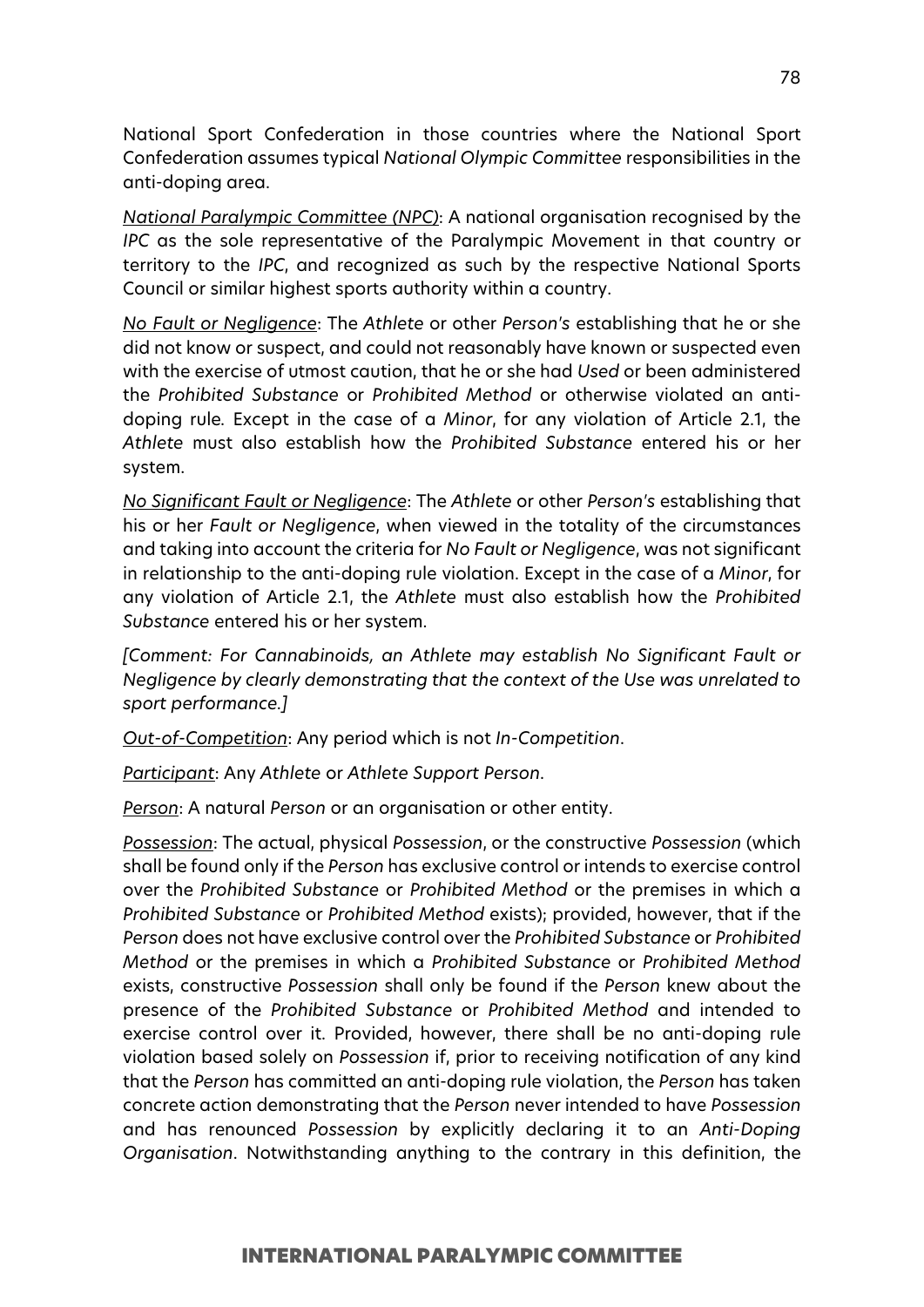National Sport Confederation in those countries where the National Sport Confederation assumes typical *National Olympic Committee* responsibilities in the anti-doping area.

*National Paralympic Committee (NPC)*: A national organisation recognised by the *IPC* as the sole representative of the Paralympic Movement in that country or territory to the *IPC*, and recognized as such by the respective National Sports Council or similar highest sports authority within a country.

*No Fault or Negligence*: The *Athlete* or other *Person's* establishing that he or she did not know or suspect, and could not reasonably have known or suspected even with the exercise of utmost caution, that he or she had *Used* or been administered the *Prohibited Substance* or *Prohibited Method* or otherwise violated an anti-doping rule. Except in the case of a *Minor*, for any violation of Article 2.1, the *Athlete* must also establish how the *Prohibited Substance* entered his or her system.

*No Significant Fault or Negligence*: The *Athlete* or other *Person's* establishing that his or her *Fault or Negligence*, when viewed in the totality of the circumstances and taking into account the criteria for *No Fault or Negligence*, was not significant in relationship to the anti-doping rule violation. Except in the case of a *Minor*, for any violation of Article 2.1, the *Athlete* must also establish how the *Prohibited Substance* entered his or her system.

*[Comment: For Cannabinoids, an Athlete may establish No Significant Fault or Negligence by clearly demonstrating that the context of the Use was unrelated to sport performance.]*

*Out-of-Competition*: Any period which is not *In-Competition*.

*Participant*: Any *Athlete* or *Athlete Support Person*.

*Person*: A natural *Person* or an organisation or other entity.

*Possession*: The actual, physical *Possession*, or the constructive *Possession* (which shall be found only if the *Person* has exclusive control or intends to exercise control over the *Prohibited Substance* or *Prohibited Method* or the premises in which a *Prohibited Substance* or *Prohibited Method* exists); provided, however, that if the *Person* does not have exclusive control over the *Prohibited Substance* or *Prohibited Method* or the premises in which a *Prohibited Substance* or *Prohibited Method* exists, constructive *Possession* shall only be found if the *Person* knew about the presence of the *Prohibited Substance* or *Prohibited Method* and intended to exercise control over it. Provided, however, there shall be no anti-doping rule violation based solely on *Possession* if, prior to receiving notification of any kind that the *Person* has committed an anti-doping rule violation, the *Person* has taken concrete action demonstrating that the *Person* never intended to have *Possession* and has renounced *Possession* by explicitly declaring it to an *Anti-Doping Organisation*. Notwithstanding anything to the contrary in this definition, the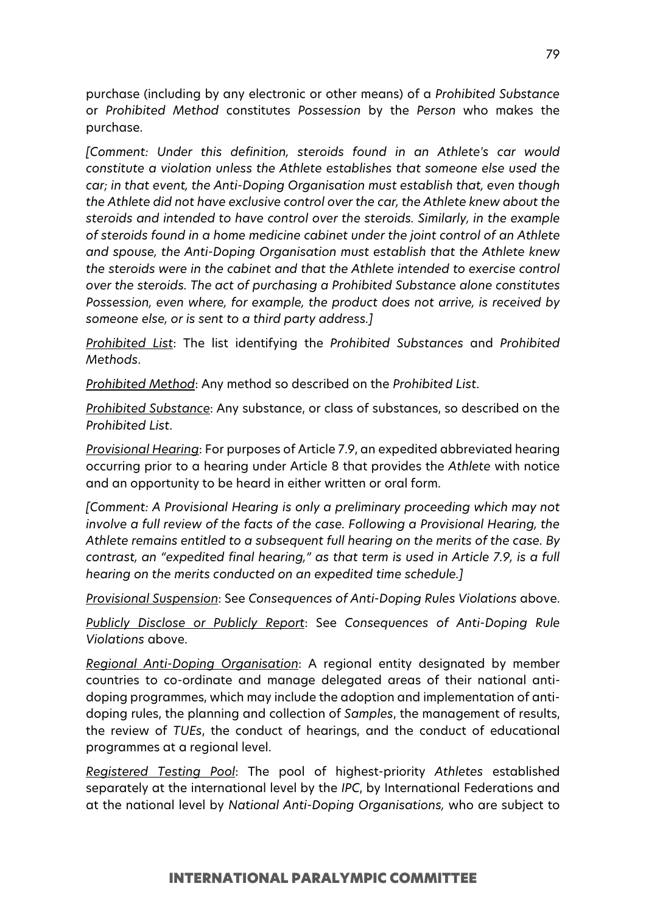purchase (including by any electronic or other means) of a *Prohibited Substance* or *Prohibited Method* constitutes *Possession* by the *Person* who makes the purchase.

*[Comment: Under this definition, steroids found in an Athlete's car would constitute a violation unless the Athlete establishes that someone else used the car; in that event, the Anti-Doping Organisation must establish that, even though the Athlete did not have exclusive control over the car, the Athlete knew about the steroids and intended to have control over the steroids. Similarly, in the example of steroids found in a home medicine cabinet under the joint control of an Athlete and spouse, the Anti-Doping Organisation must establish that the Athlete knew the steroids were in the cabinet and that the Athlete intended to exercise control over the steroids. The act of purchasing a Prohibited Substance alone constitutes Possession, even where, for example, the product does not arrive, is received by someone else, or is sent to a third party address.]*

<u>*Prohibited List*</u>: The list identifying the *Prohibited Substances* and *Prohibited Methods*.

<u>*Prohibited Method*</u>: Any method so described on the *Prohibited List*.

<u>*Prohibited Substance*</u>: Any substance, or class of substances, so described on the *Prohibited List*.

<u>*Provisional Hearing*</u>: For purposes of Article 7.9, an expedited abbreviated hearing occurring prior to a hearing under Article 8 that provides the *Athlete* with notice and an opportunity to be heard in either written or oral form.

*[Comment: A Provisional Hearing is only a preliminary proceeding which may not involve a full review of the facts of the case. Following a Provisional Hearing, the Athlete remains entitled to a subsequent full hearing on the merits of the case. By contrast, an "expedited final hearing," as that term is used in Article 7.9, is a full hearing on the merits conducted on an expedited time schedule.]*

<u>*Provisional Suspension*</u>: See *Consequences of Anti-Doping Rules Violations* above.

<u>*Publicly Disclose or Publicly Report*</u>: See *Consequences of Anti-Doping Rule Violations* above.

<u>*Regional Anti-Doping Organisation*</u>: A regional entity designated by member countries to co-ordinate and manage delegated areas of their national anti-doping programmes, which may include the adoption and implementation of anti-doping rules, the planning and collection of *Samples*, the management of results, the review of *TUEs*, the conduct of hearings, and the conduct of educational programmes at a regional level.

<u>*Registered Testing Pool*</u>: The pool of highest-priority *Athletes* established separately at the international level by the *IPC*, by International Federations and at the national level by *National Anti-Doping Organisations,* who are subject to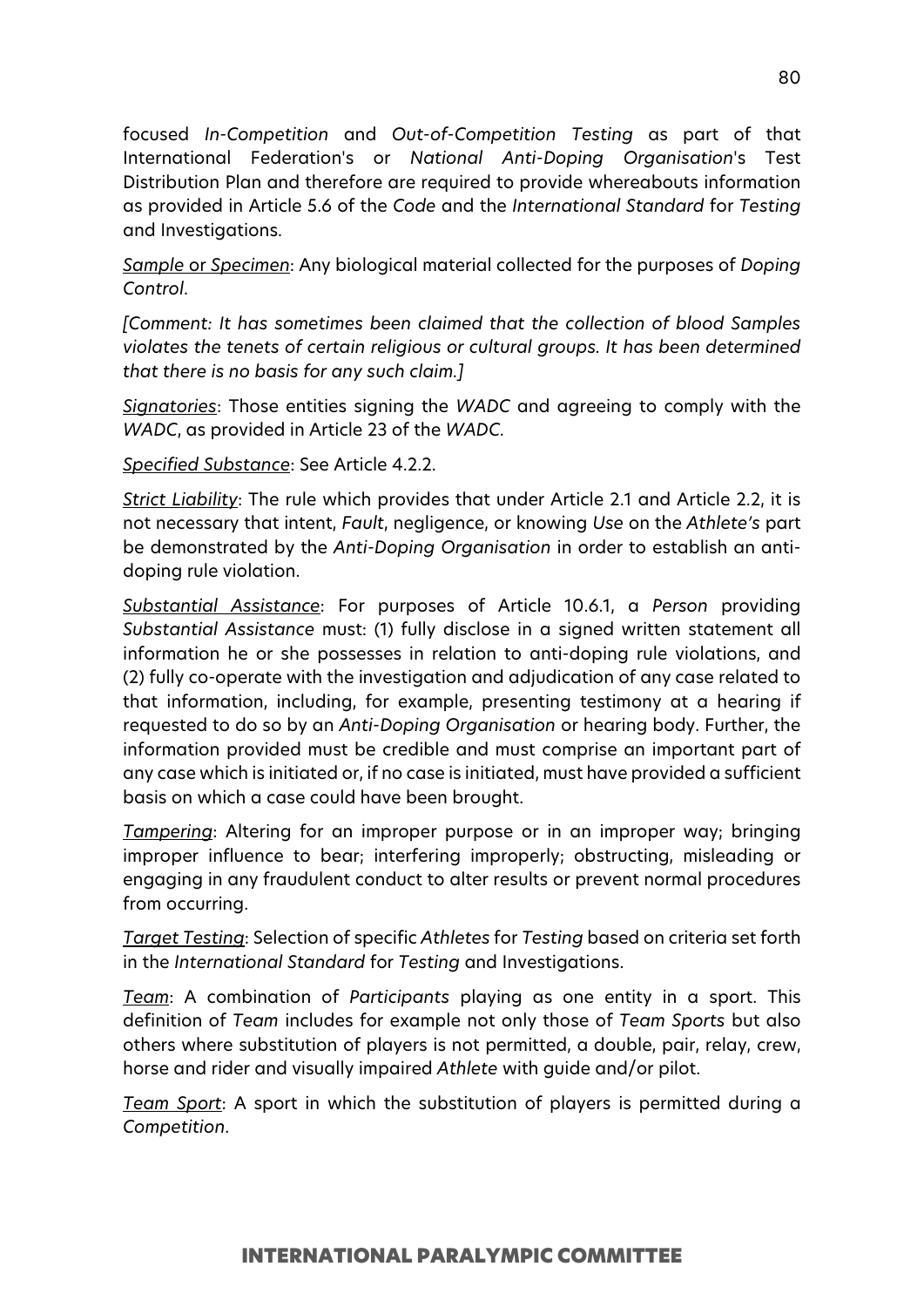focused *In-Competition* and *Out-of-Competition Testing* as part of that International Federation's or *National Anti-Doping Organisation*'s Test Distribution Plan and therefore are required to provide whereabouts information as provided in Article 5.6 of the *Code* and the *International Standard* for *Testing* and Investigations.

<u>*Sample* or *Specimen*</u>: Any biological material collected for the purposes of *Doping Control*.

*[Comment: It has sometimes been claimed that the collection of blood Samples violates the tenets of certain religious or cultural groups. It has been determined that there is no basis for any such claim.]*

<u>*Signatories*</u>: Those entities signing the *WADC* and agreeing to comply with the *WADC*, as provided in Article 23 of the *WADC*.

<u>*Specified Substance*</u>: See Article 4.2.2.

<u>*Strict Liability*</u>: The rule which provides that under Article 2.1 and Article 2.2, it is not necessary that intent, *Fault*, negligence, or knowing *Use* on the *Athlete's* part be demonstrated by the *Anti-Doping Organisation* in order to establish an anti-doping rule violation.

<u>*Substantial Assistance*</u>: For purposes of Article 10.6.1, a *Person* providing *Substantial Assistance* must: (1) fully disclose in a signed written statement all information he or she possesses in relation to anti-doping rule violations, and (2) fully co-operate with the investigation and adjudication of any case related to that information, including, for example, presenting testimony at a hearing if requested to do so by an *Anti-Doping Organisation* or hearing body. Further, the information provided must be credible and must comprise an important part of any case which is initiated or, if no case is initiated, must have provided a sufficient basis on which a case could have been brought.

<u>*Tampering*</u>: Altering for an improper purpose or in an improper way; bringing improper influence to bear; interfering improperly; obstructing, misleading or engaging in any fraudulent conduct to alter results or prevent normal procedures from occurring.

<u>*Target Testing*</u>: Selection of specific *Athletes* for *Testing* based on criteria set forth in the *International Standard* for *Testing* and Investigations.

<u>*Team*</u>: A combination of *Participants* playing as one entity in a sport. This definition of *Team* includes for example not only those of *Team Sports* but also others where substitution of players is not permitted, a double, pair, relay, crew, horse and rider and visually impaired *Athlete* with guide and/or pilot.

<u>*Team Sport*</u>: A sport in which the substitution of players is permitted during a *Competition*.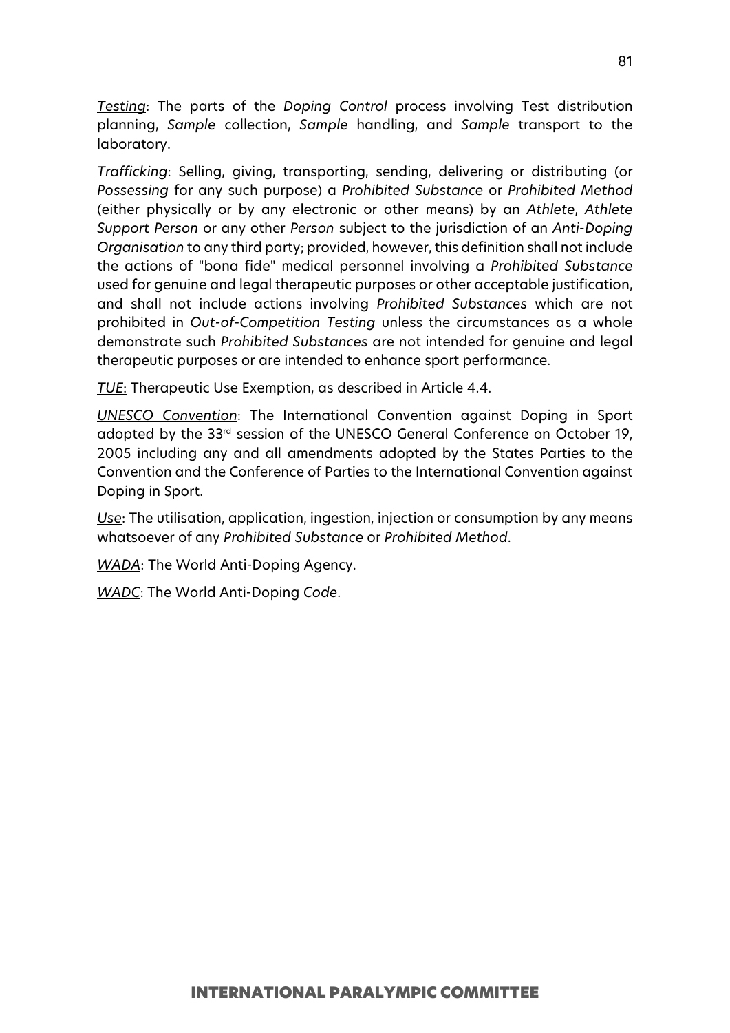*Testing*: The parts of the *Doping Control* process involving Test distribution planning, *Sample* collection, *Sample* handling, and *Sample* transport to the laboratory.

*Trafficking*: Selling, giving, transporting, sending, delivering or distributing (or *Possessing* for any such purpose) a *Prohibited Substance* or *Prohibited Method* (either physically or by any electronic or other means) by an *Athlete*, *Athlete Support Person* or any other *Person* subject to the jurisdiction of an *Anti-Doping Organisation* to any third party; provided, however, this definition shall not include the actions of "bona fide" medical personnel involving a *Prohibited Substance* used for genuine and legal therapeutic purposes or other acceptable justification, and shall not include actions involving *Prohibited Substances* which are not prohibited in *Out-of-Competition Testing* unless the circumstances as a whole demonstrate such *Prohibited Substances* are not intended for genuine and legal therapeutic purposes or are intended to enhance sport performance.

*TUE*: Therapeutic Use Exemption, as described in Article 4.4.

*UNESCO Convention*: The International Convention against Doping in Sport adopted by the 33rd session of the UNESCO General Conference on October 19, 2005 including any and all amendments adopted by the States Parties to the Convention and the Conference of Parties to the International Convention against Doping in Sport.

*Use*: The utilisation, application, ingestion, injection or consumption by any means whatsoever of any *Prohibited Substance* or *Prohibited Method*.

*WADA*: The World Anti-Doping Agency.

*WADC*: The World Anti-Doping *Code*.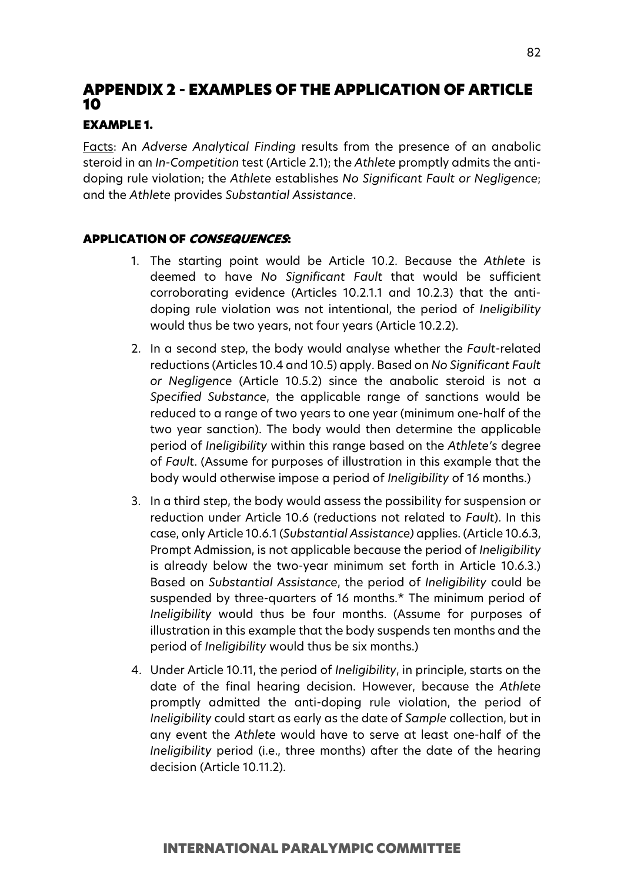# APPENDIX 2 - EXAMPLES OF THE APPLICATION OF ARTICLE 10

## EXAMPLE 1.

Facts: An *Adverse Analytical Finding* results from the presence of an anabolic steroid in an *In-Competition* test (Article 2.1); the *Athlete* promptly admits the anti-doping rule violation; the *Athlete* establishes *No Significant Fault or Negligence*; and the *Athlete* provides *Substantial Assistance*.

### APPLICATION OF *CONSEQUENCES*:

1. The starting point would be Article 10.2. Because the *Athlete* is deemed to have *No Significant Fault* that would be sufficient corroborating evidence (Articles 10.2.1.1 and 10.2.3) that the anti-doping rule violation was not intentional, the period of *Ineligibility* would thus be two years, not four years (Article 10.2.2).
2. In a second step, the body would analyse whether the *Fault*-related reductions (Articles 10.4 and 10.5) apply. Based on *No Significant Fault or Negligence* (Article 10.5.2) since the anabolic steroid is not a *Specified Substance*, the applicable range of sanctions would be reduced to a range of two years to one year (minimum one-half of the two year sanction). The body would then determine the applicable period of *Ineligibility* within this range based on the *Athlete's* degree of *Fault*. (Assume for purposes of illustration in this example that the body would otherwise impose a period of *Ineligibility* of 16 months.)
3. In a third step, the body would assess the possibility for suspension or reduction under Article 10.6 (reductions not related to *Fault*). In this case, only Article 10.6.1 (*Substantial Assistance)* applies. (Article 10.6.3, Prompt Admission, is not applicable because the period of *Ineligibility* is already below the two-year minimum set forth in Article 10.6.3.) Based on *Substantial Assistance*, the period of *Ineligibility* could be suspended by three-quarters of 16 months.* The minimum period of *Ineligibility* would thus be four months. (Assume for purposes of illustration in this example that the body suspends ten months and the period of *Ineligibility* would thus be six months.)
4. Under Article 10.11, the period of *Ineligibility*, in principle, starts on the date of the final hearing decision. However, because the *Athlete* promptly admitted the anti-doping rule violation, the period of *Ineligibility* could start as early as the date of *Sample* collection, but in any event the *Athlete* would have to serve at least one-half of the *Ineligibility* period (i.e., three months) after the date of the hearing decision (Article 10.11.2).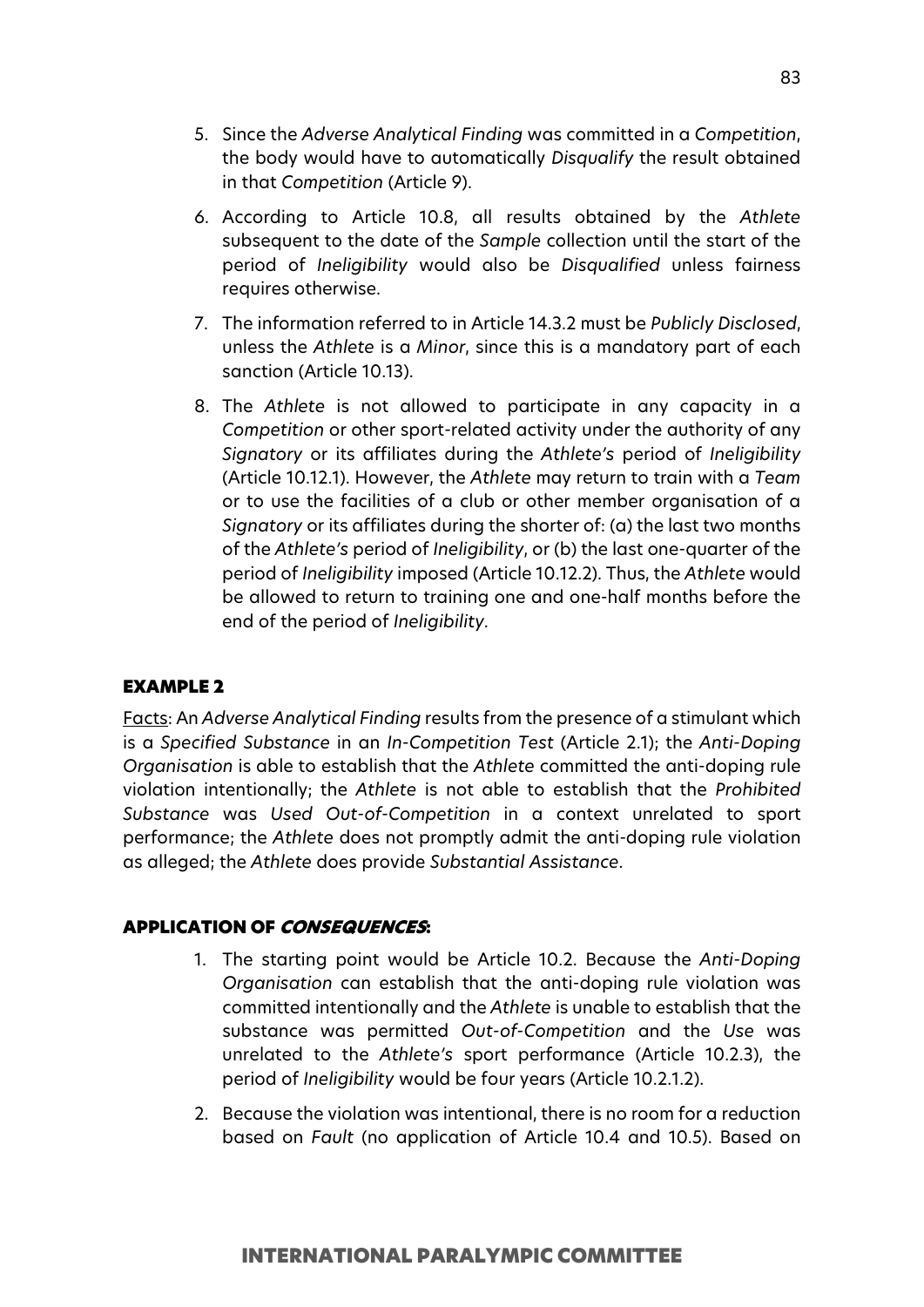5. Since the *Adverse Analytical Finding* was committed in a *Competition*, the body would have to automatically *Disqualify* the result obtained in that *Competition* (Article 9).

6. According to Article 10.8, all results obtained by the *Athlete* subsequent to the date of the *Sample* collection until the start of the period of *Ineligibility* would also be *Disqualified* unless fairness requires otherwise.

7. The information referred to in Article 14.3.2 must be *Publicly Disclosed*, unless the *Athlete* is a *Minor*, since this is a mandatory part of each sanction (Article 10.13).

8. The *Athlete* is not allowed to participate in any capacity in a *Competition* or other sport-related activity under the authority of any *Signatory* or its affiliates during the *Athlete's* period of *Ineligibility* (Article 10.12.1). However, the *Athlete* may return to train with a *Team* or to use the facilities of a club or other member organisation of a *Signatory* or its affiliates during the shorter of: (a) the last two months of the *Athlete's* period of *Ineligibility*, or (b) the last one-quarter of the period of *Ineligibility* imposed (Article 10.12.2). Thus, the *Athlete* would be allowed to return to training one and one-half months before the end of the period of *Ineligibility*.

## EXAMPLE 2

Facts: An *Adverse Analytical Finding* results from the presence of a stimulant which is a *Specified Substance* in an *In-Competition Test* (Article 2.1); the *Anti-Doping Organisation* is able to establish that the *Athlete* committed the anti-doping rule violation intentionally; the *Athlete* is not able to establish that the *Prohibited Substance* was *Used Out-of-Competition* in a context unrelated to sport performance; the *Athlete* does not promptly admit the anti-doping rule violation as alleged; the *Athlete* does provide *Substantial Assistance*.

### APPLICATION OF *CONSEQUENCES*:

1. The starting point would be Article 10.2. Because the *Anti-Doping Organisation* can establish that the anti-doping rule violation was committed intentionally and the *Athlete* is unable to establish that the substance was permitted *Out-of-Competition* and the *Use* was unrelated to the *Athlete's* sport performance (Article 10.2.3), the period of *Ineligibility* would be four years (Article 10.2.1.2).

2. Because the violation was intentional, there is no room for a reduction based on *Fault* (no application of Article 10.4 and 10.5). Based on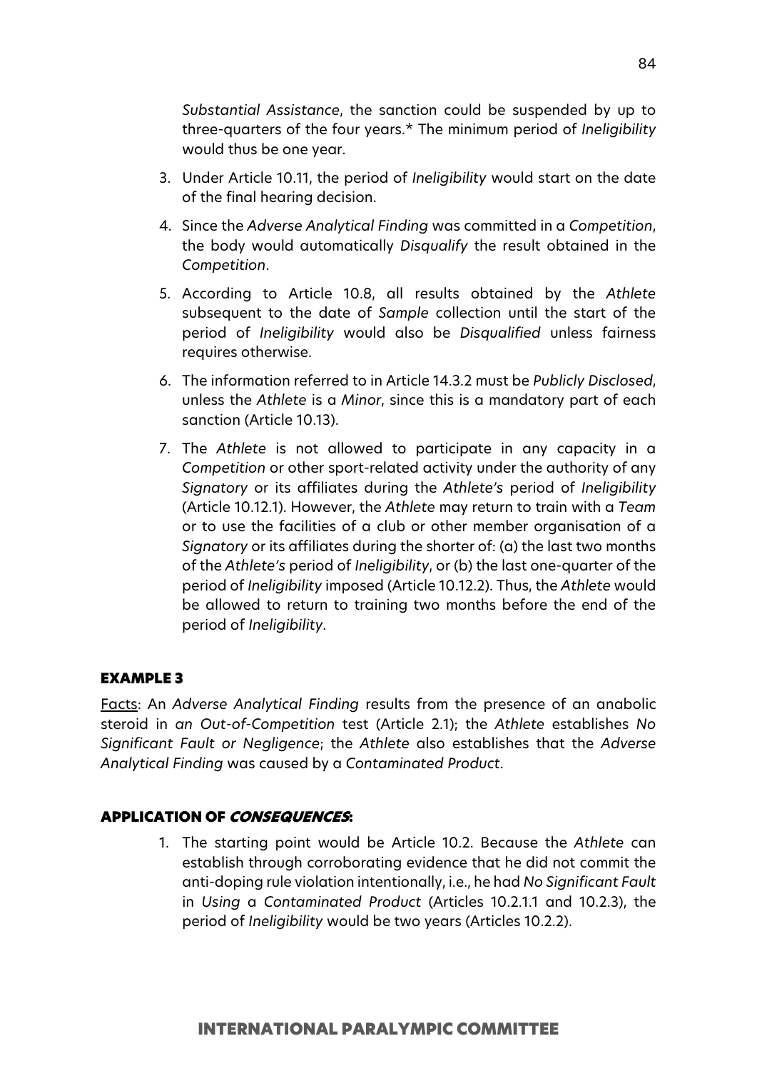*Substantial Assistance*, the sanction could be suspended by up to three-quarters of the four years.* The minimum period of *Ineligibility* would thus be one year.

3. Under Article 10.11, the period of *Ineligibility* would start on the date of the final hearing decision.
4. Since the *Adverse Analytical Finding* was committed in a *Competition*, the body would automatically *Disqualify* the result obtained in the *Competition*.
5. According to Article 10.8, all results obtained by the *Athlete* subsequent to the date of *Sample* collection until the start of the period of *Ineligibility* would also be *Disqualified* unless fairness requires otherwise.
6. The information referred to in Article 14.3.2 must be *Publicly Disclosed*, unless the *Athlete* is a *Minor*, since this is a mandatory part of each sanction (Article 10.13).
7. The *Athlete* is not allowed to participate in any capacity in a *Competition* or other sport-related activity under the authority of any *Signatory* or its affiliates during the *Athlete's* period of *Ineligibility* (Article 10.12.1). However, the *Athlete* may return to train with a *Team* or to use the facilities of a club or other member organisation of a *Signatory* or its affiliates during the shorter of: (a) the last two months of the *Athlete's* period of *Ineligibility*, or (b) the last one-quarter of the period of *Ineligibility* imposed (Article 10.12.2). Thus, the *Athlete* would be allowed to return to training two months before the end of the period of *Ineligibility*.

### EXAMPLE 3

Facts: An *Adverse Analytical Finding* results from the presence of an anabolic steroid in *an Out-of-Competition* test (Article 2.1); the *Athlete* establishes *No Significant Fault or Negligence*; the *Athlete* also establishes that the *Adverse Analytical Finding* was caused by a *Contaminated Product*.

### APPLICATION OF *CONSEQUENCES*:

1. The starting point would be Article 10.2. Because the *Athlete* can establish through corroborating evidence that he did not commit the anti-doping rule violation intentionally, i.e., he had *No Significant Fault* in *Using* a *Contaminated Product* (Articles 10.2.1.1 and 10.2.3), the period of *Ineligibility* would be two years (Articles 10.2.2).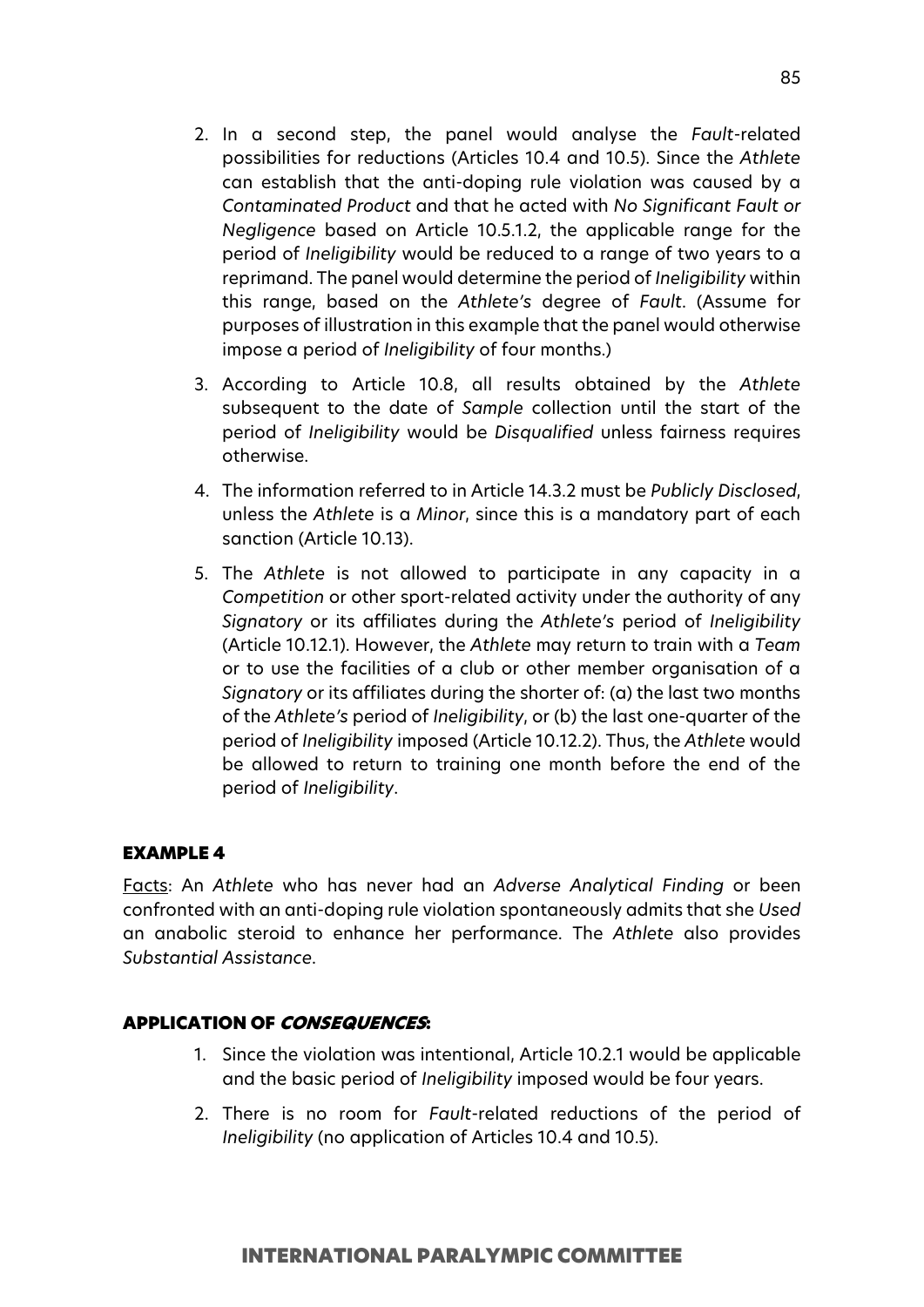2. In a second step, the panel would analyse the *Fault*-related possibilities for reductions (Articles 10.4 and 10.5). Since the *Athlete* can establish that the anti-doping rule violation was caused by a *Contaminated Product* and that he acted with *No Significant Fault or Negligence* based on Article 10.5.1.2, the applicable range for the period of *Ineligibility* would be reduced to a range of two years to a reprimand. The panel would determine the period of *Ineligibility* within this range, based on the *Athlete's* degree of *Fault*. (Assume for purposes of illustration in this example that the panel would otherwise impose a period of *Ineligibility* of four months.)

3. According to Article 10.8, all results obtained by the *Athlete* subsequent to the date of *Sample* collection until the start of the period of *Ineligibility* would be *Disqualified* unless fairness requires otherwise.

4. The information referred to in Article 14.3.2 must be *Publicly Disclosed*, unless the *Athlete* is a *Minor*, since this is a mandatory part of each sanction (Article 10.13).

5. The *Athlete* is not allowed to participate in any capacity in a *Competition* or other sport-related activity under the authority of any *Signatory* or its affiliates during the *Athlete's* period of *Ineligibility* (Article 10.12.1). However, the *Athlete* may return to train with a *Team* or to use the facilities of a club or other member organisation of a *Signatory* or its affiliates during the shorter of: (a) the last two months of the *Athlete's* period of *Ineligibility*, or (b) the last one-quarter of the period of *Ineligibility* imposed (Article 10.12.2). Thus, the *Athlete* would be allowed to return to training one month before the end of the period of *Ineligibility*.

### EXAMPLE 4

Facts: An *Athlete* who has never had an *Adverse Analytical Finding* or been confronted with an anti-doping rule violation spontaneously admits that she *Used* an anabolic steroid to enhance her performance. The *Athlete* also provides *Substantial Assistance*.

### APPLICATION OF *CONSEQUENCES*:

1. Since the violation was intentional, Article 10.2.1 would be applicable and the basic period of *Ineligibility* imposed would be four years.

2. There is no room for *Fault*-related reductions of the period of *Ineligibility* (no application of Articles 10.4 and 10.5).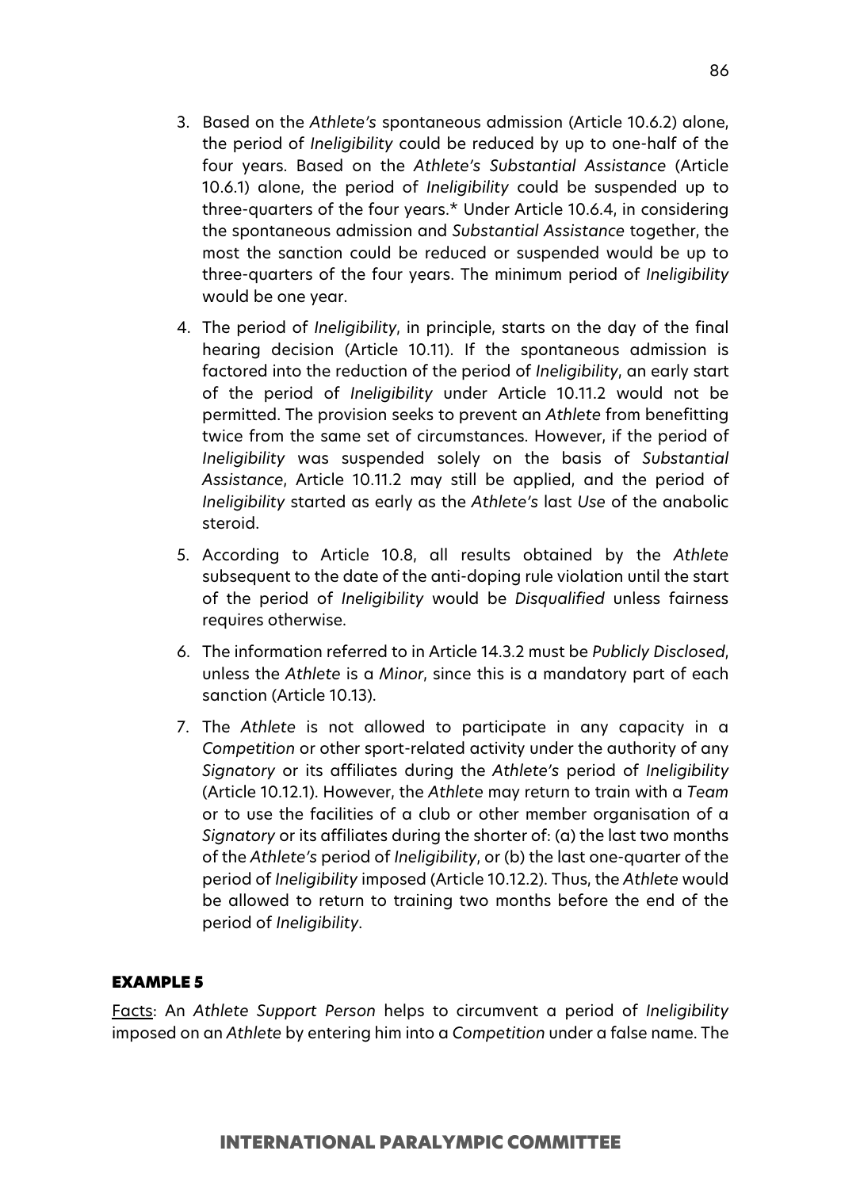3. Based on the *Athlete's* spontaneous admission (Article 10.6.2) alone, the period of *Ineligibility* could be reduced by up to one-half of the four years. Based on the *Athlete's Substantial Assistance* (Article 10.6.1) alone, the period of *Ineligibility* could be suspended up to three-quarters of the four years.* Under Article 10.6.4, in considering the spontaneous admission and *Substantial Assistance* together, the most the sanction could be reduced or suspended would be up to three-quarters of the four years. The minimum period of *Ineligibility* would be one year.

4. The period of *Ineligibility*, in principle, starts on the day of the final hearing decision (Article 10.11). If the spontaneous admission is factored into the reduction of the period of *Ineligibility*, an early start of the period of *Ineligibility* under Article 10.11.2 would not be permitted. The provision seeks to prevent an *Athlete* from benefitting twice from the same set of circumstances. However, if the period of *Ineligibility* was suspended solely on the basis of *Substantial Assistance*, Article 10.11.2 may still be applied, and the period of *Ineligibility* started as early as the *Athlete's* last *Use* of the anabolic steroid.

5. According to Article 10.8, all results obtained by the *Athlete* subsequent to the date of the anti-doping rule violation until the start of the period of *Ineligibility* would be *Disqualified* unless fairness requires otherwise.

6. The information referred to in Article 14.3.2 must be *Publicly Disclosed*, unless the *Athlete* is a *Minor*, since this is a mandatory part of each sanction (Article 10.13).

7. The *Athlete* is not allowed to participate in any capacity in a *Competition* or other sport-related activity under the authority of any *Signatory* or its affiliates during the *Athlete's* period of *Ineligibility* (Article 10.12.1). However, the *Athlete* may return to train with a *Team* or to use the facilities of a club or other member organisation of a *Signatory* or its affiliates during the shorter of: (a) the last two months of the *Athlete's* period of *Ineligibility*, or (b) the last one-quarter of the period of *Ineligibility* imposed (Article 10.12.2). Thus, the *Athlete* would be allowed to return to training two months before the end of the period of *Ineligibility*.

### EXAMPLE 5

Facts: An *Athlete Support Person* helps to circumvent a period of *Ineligibility* imposed on an *Athlete* by entering him into a *Competition* under a false name. The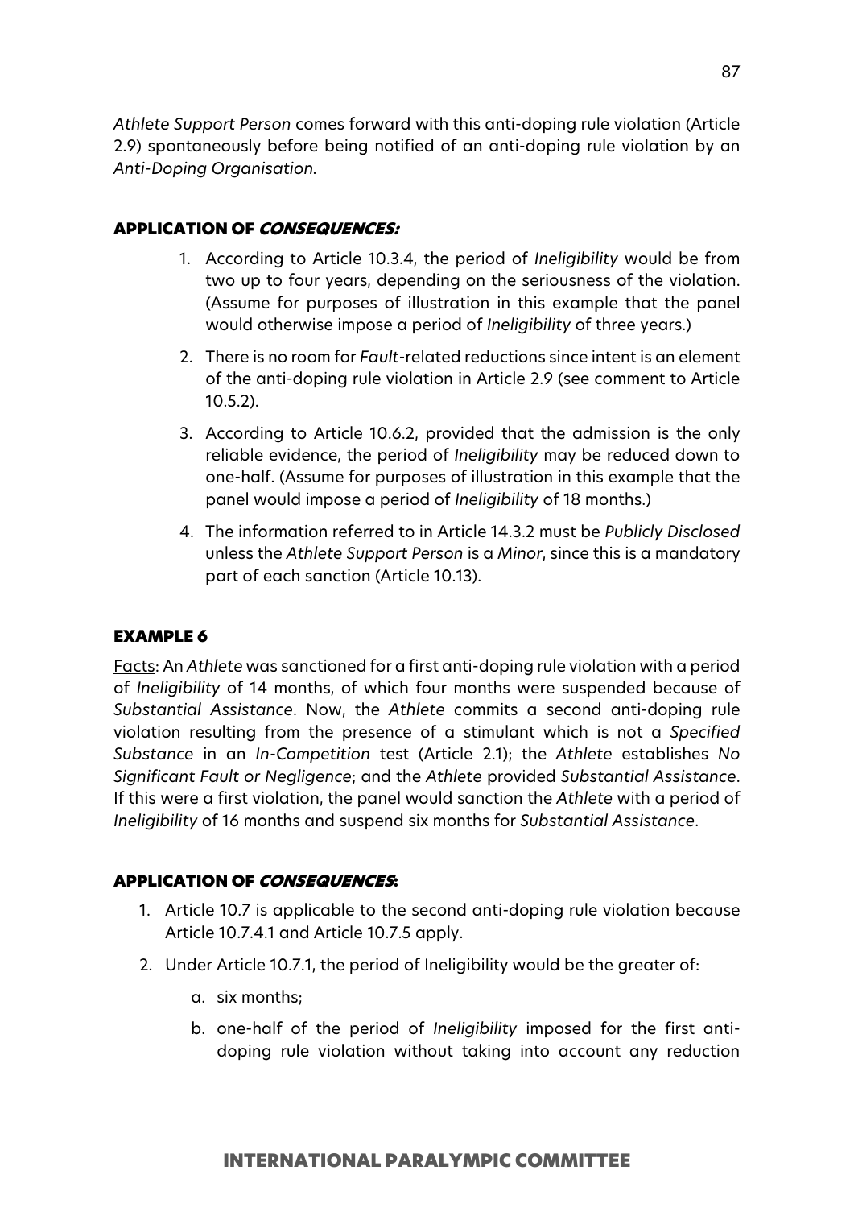*Athlete Support Person* comes forward with this anti-doping rule violation (Article 2.9) spontaneously before being notified of an anti-doping rule violation by an *Anti-Doping Organisation.*

### APPLICATION OF *CONSEQUENCES:*

1. According to Article 10.3.4, the period of *Ineligibility* would be from two up to four years, depending on the seriousness of the violation. (Assume for purposes of illustration in this example that the panel would otherwise impose a period of *Ineligibility* of three years.)
2. There is no room for *Fault*-related reductions since intent is an element of the anti-doping rule violation in Article 2.9 (see comment to Article 10.5.2).
3. According to Article 10.6.2, provided that the admission is the only reliable evidence, the period of *Ineligibility* may be reduced down to one-half. (Assume for purposes of illustration in this example that the panel would impose a period of *Ineligibility* of 18 months.)
4. The information referred to in Article 14.3.2 must be *Publicly Disclosed* unless the *Athlete Support Person* is a *Minor*, since this is a mandatory part of each sanction (Article 10.13).

### EXAMPLE 6

Facts: An *Athlete* was sanctioned for a first anti-doping rule violation with a period of *Ineligibility* of 14 months, of which four months were suspended because of *Substantial Assistance*. Now, the *Athlete* commits a second anti-doping rule violation resulting from the presence of a stimulant which is not a *Specified Substance* in an *In-Competition* test (Article 2.1); the *Athlete* establishes *No Significant Fault or Negligence*; and the *Athlete* provided *Substantial Assistance*. If this were a first violation, the panel would sanction the *Athlete* with a period of *Ineligibility* of 16 months and suspend six months for *Substantial Assistance*.

### APPLICATION OF *CONSEQUENCES*:

1. Article 10.7 is applicable to the second anti-doping rule violation because Article 10.7.4.1 and Article 10.7.5 apply.
2. Under Article 10.7.1, the period of Ineligibility would be the greater of:
   a. six months;
   b. one-half of the period of *Ineligibility* imposed for the first anti-doping rule violation without taking into account any reduction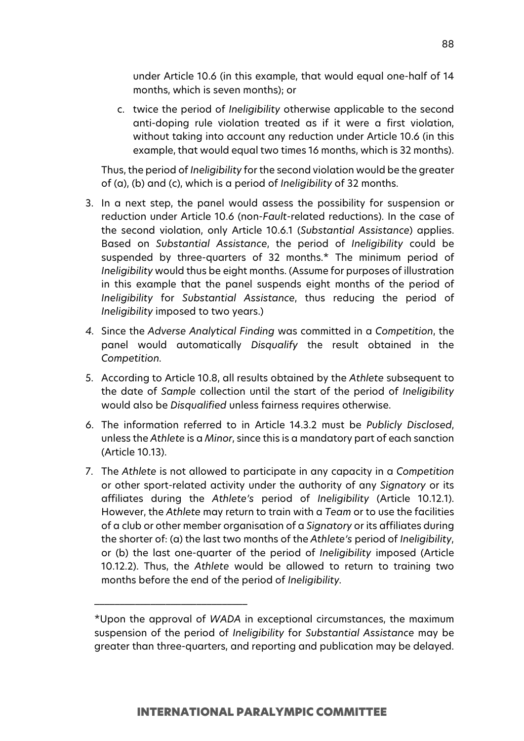under Article 10.6 (in this example, that would equal one-half of 14 months, which is seven months); or

c. twice the period of *Ineligibility* otherwise applicable to the second anti-doping rule violation treated as if it were a first violation, without taking into account any reduction under Article 10.6 (in this example, that would equal two times 16 months, which is 32 months).

Thus, the period of *Ineligibility* for the second violation would be the greater of (a), (b) and (c), which is a period of *Ineligibility* of 32 months.

3. In a next step, the panel would assess the possibility for suspension or reduction under Article 10.6 (non-*Fault*-related reductions). In the case of the second violation, only Article 10.6.1 (*Substantial Assistance*) applies. Based on *Substantial Assistance*, the period of *Ineligibility* could be suspended by three-quarters of 32 months.* The minimum period of *Ineligibility* would thus be eight months. (Assume for purposes of illustration in this example that the panel suspends eight months of the period of *Ineligibility* for *Substantial Assistance*, thus reducing the period of *Ineligibility* imposed to two years.)
4. Since the *Adverse Analytical Finding* was committed in a *Competition*, the panel would automatically *Disqualify* the result obtained in the *Competition*.
5. According to Article 10.8, all results obtained by the *Athlete* subsequent to the date of *Sample* collection until the start of the period of *Ineligibility* would also be *Disqualified* unless fairness requires otherwise.
6. The information referred to in Article 14.3.2 must be *Publicly Disclosed*, unless the *Athlete* is a *Minor*, since this is a mandatory part of each sanction (Article 10.13).
7. The *Athlete* is not allowed to participate in any capacity in a *Competition* or other sport-related activity under the authority of any *Signatory* or its affiliates during the *Athlete's* period of *Ineligibility* (Article 10.12.1). However, the *Athlete* may return to train with a *Team* or to use the facilities of a club or other member organisation of a *Signatory* or its affiliates during the shorter of: (a) the last two months of the *Athlete's* period of *Ineligibility*, or (b) the last one-quarter of the period of *Ineligibility* imposed (Article 10.12.2). Thus, the *Athlete* would be allowed to return to training two months before the end of the period of *Ineligibility*.

---

*Upon the approval of *WADA* in exceptional circumstances, the maximum suspension of the period of *Ineligibility* for *Substantial Assistance* may be greater than three-quarters, and reporting and publication may be delayed.